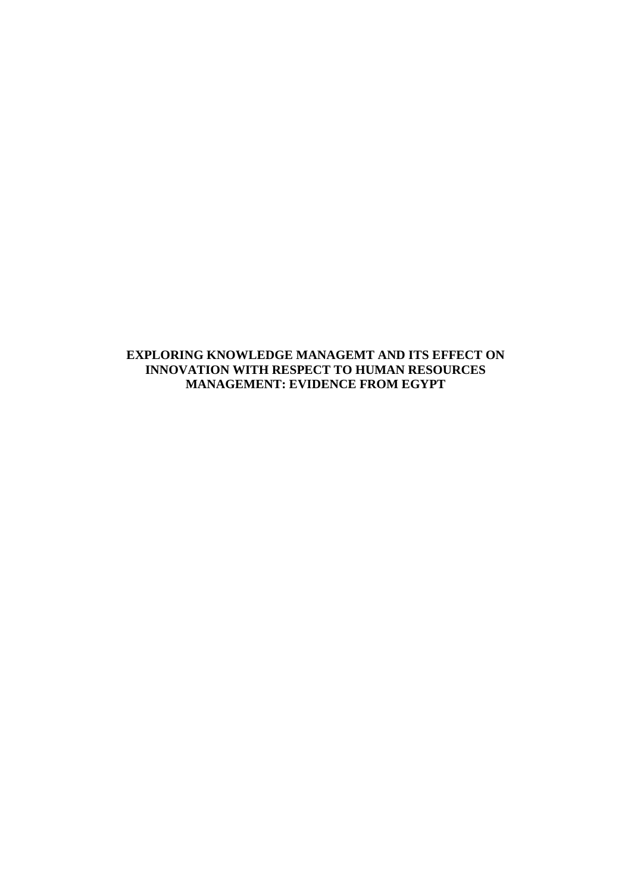# EXPLORING KNOWLEDGE MANAGEMT AND ITS EFFECT ON INNOVATION WITH RESPECT TO HUMAN RESOURCES MANAGEMENT: EVIDENCE FROM EGYPT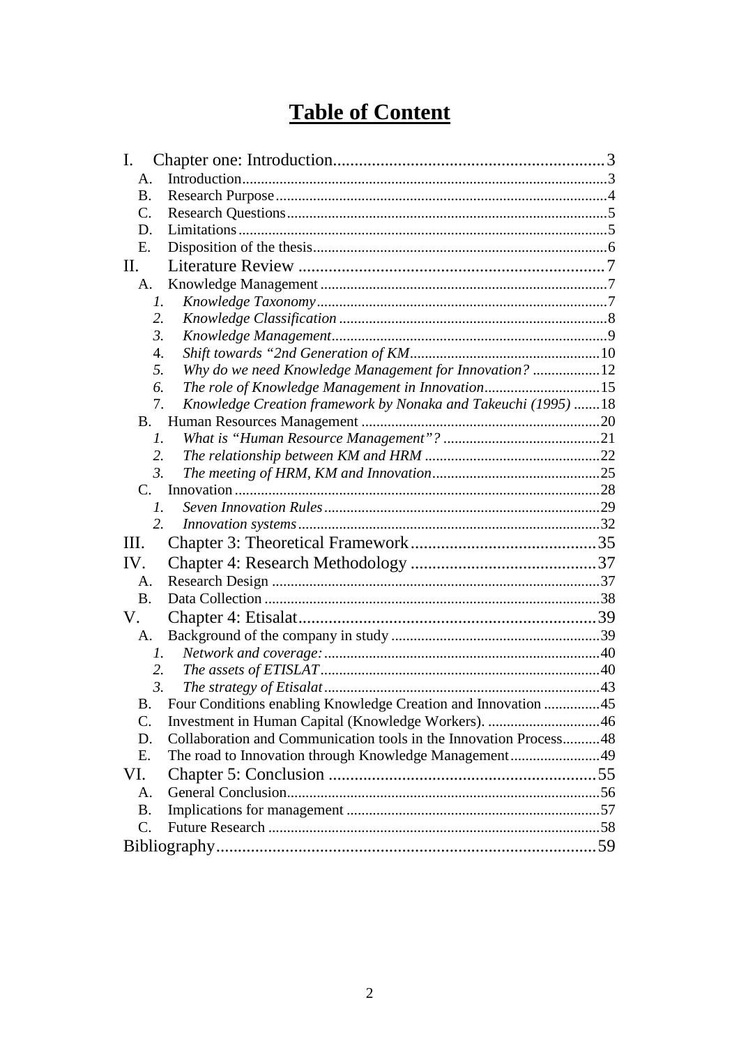# Table of Content

- I. Chapter one: Introduction ... 3
  - A. Introduction ... 3
  - B. Research Purpose ... 4
  - C. Research Questions ... 5
  - D. Limitations ... 5
  - E. Disposition of the thesis ... 6
- II. Literature Review ... 7
  - A. Knowledge Management ... 7
    - 1. *Knowledge Taxonomy* ... 7
    - 2. *Knowledge Classification* ... 8
    - 3. *Knowledge Management* ... 9
    - 4. *Shift towards "2nd Generation of KM* ... 10
    - 5. *Why do we need Knowledge Management for Innovation?* ... 12
    - 6. *The role of Knowledge Management in Innovation* ... 15
    - 7. *Knowledge Creation framework by Nonaka and Takeuchi (1995)* ... 18
  - B. Human Resources Management ... 20
    - 1. *What is "Human Resource Management"?* ... 21
    - 2. *The relationship between KM and HRM* ... 22
    - 3. *The meeting of HRM, KM and Innovation* ... 25
  - C. Innovation ... 28
    - 1. *Seven Innovation Rules* ... 29
    - 2. *Innovation systems* ... 32
- III. Chapter 3: Theoretical Framework ... 35
- IV. Chapter 4: Research Methodology ... 37
  - A. Research Design ... 37
  - B. Data Collection ... 38
- V. Chapter 4: Etisalat ... 39
  - A. Background of the company in study ... 39
    - 1. *Network and coverage:* ... 40
    - 2. *The assets of ETISLAT* ... 40
    - 3. *The strategy of Etisalat* ... 43
  - B. Four Conditions enabling Knowledge Creation and Innovation ... 45
  - C. Investment in Human Capital (Knowledge Workers). ... 46
  - D. Collaboration and Communication tools in the Innovation Process ... 48
  - E. The road to Innovation through Knowledge Management ... 49
- VI. Chapter 5: Conclusion ... 55
  - A. General Conclusion ... 56
  - B. Implications for management ... 57
  - C. Future Research ... 58
- Bibliography ... 59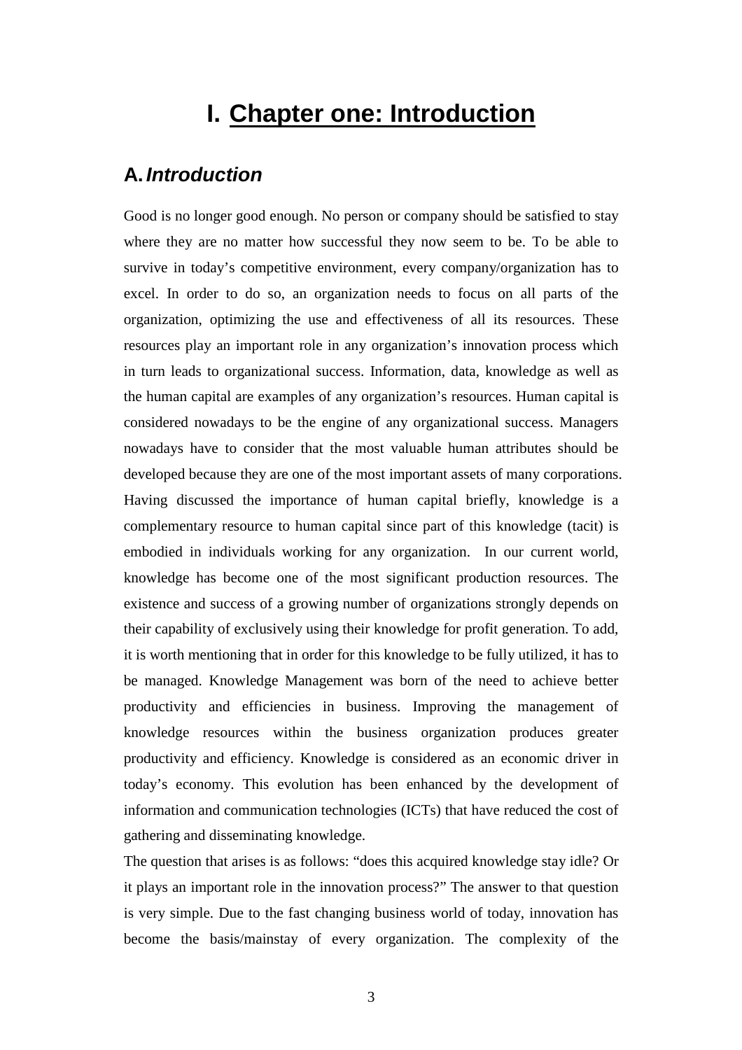# I. Chapter one: Introduction

## A. *Introduction*

Good is no longer good enough. No person or company should be satisfied to stay where they are no matter how successful they now seem to be. To be able to survive in today's competitive environment, every company/organization has to excel. In order to do so, an organization needs to focus on all parts of the organization, optimizing the use and effectiveness of all its resources. These resources play an important role in any organization's innovation process which in turn leads to organizational success. Information, data, knowledge as well as the human capital are examples of any organization's resources. Human capital is considered nowadays to be the engine of any organizational success. Managers nowadays have to consider that the most valuable human attributes should be developed because they are one of the most important assets of many corporations. Having discussed the importance of human capital briefly, knowledge is a complementary resource to human capital since part of this knowledge (tacit) is embodied in individuals working for any organization. In our current world, knowledge has become one of the most significant production resources. The existence and success of a growing number of organizations strongly depends on their capability of exclusively using their knowledge for profit generation. To add, it is worth mentioning that in order for this knowledge to be fully utilized, it has to be managed. Knowledge Management was born of the need to achieve better productivity and efficiencies in business. Improving the management of knowledge resources within the business organization produces greater productivity and efficiency. Knowledge is considered as an economic driver in today's economy. This evolution has been enhanced by the development of information and communication technologies (ICTs) that have reduced the cost of gathering and disseminating knowledge.

The question that arises is as follows: "does this acquired knowledge stay idle? Or it plays an important role in the innovation process?" The answer to that question is very simple. Due to the fast changing business world of today, innovation has become the basis/mainstay of every organization. The complexity of the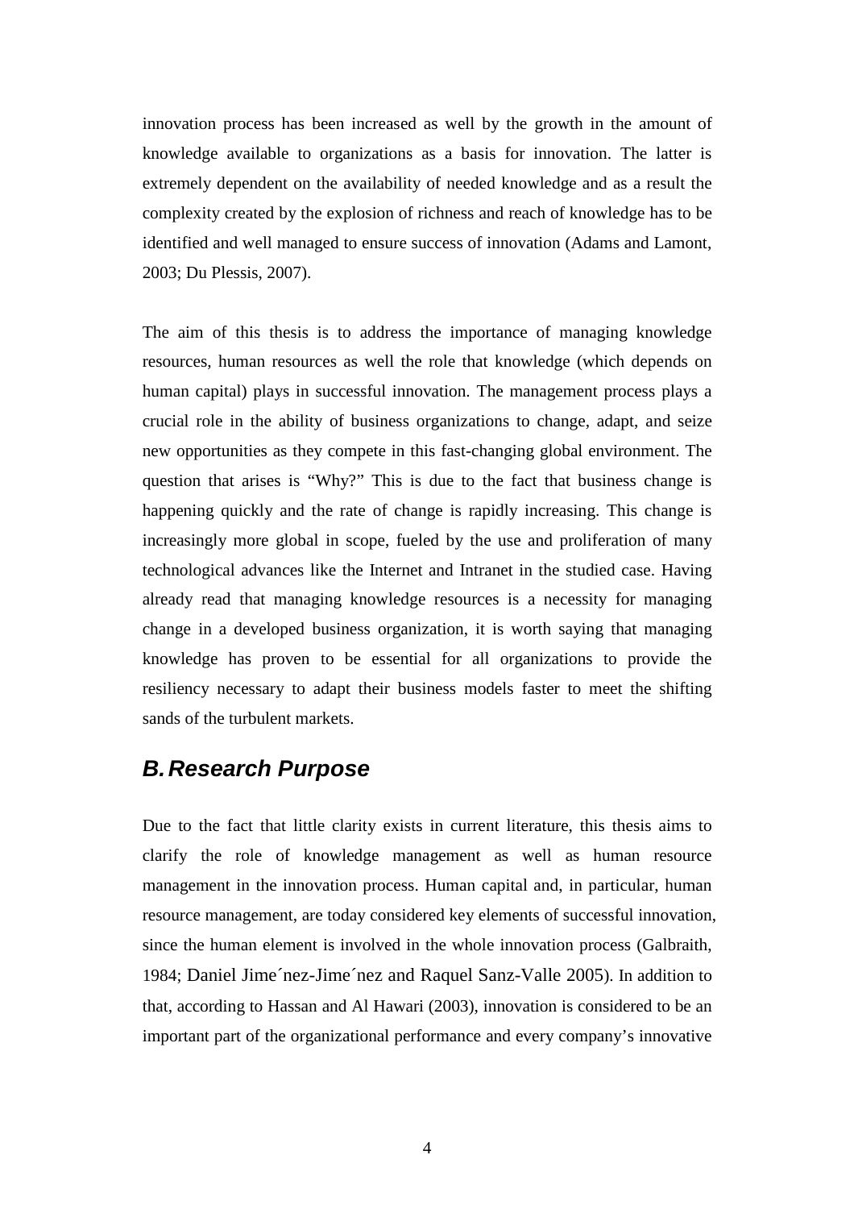innovation process has been increased as well by the growth in the amount of knowledge available to organizations as a basis for innovation. The latter is extremely dependent on the availability of needed knowledge and as a result the complexity created by the explosion of richness and reach of knowledge has to be identified and well managed to ensure success of innovation (Adams and Lamont, 2003; Du Plessis, 2007).

The aim of this thesis is to address the importance of managing knowledge resources, human resources as well the role that knowledge (which depends on human capital) plays in successful innovation. The management process plays a crucial role in the ability of business organizations to change, adapt, and seize new opportunities as they compete in this fast-changing global environment. The question that arises is "Why?" This is due to the fact that business change is happening quickly and the rate of change is rapidly increasing. This change is increasingly more global in scope, fueled by the use and proliferation of many technological advances like the Internet and Intranet in the studied case. Having already read that managing knowledge resources is a necessity for managing change in a developed business organization, it is worth saying that managing knowledge has proven to be essential for all organizations to provide the resiliency necessary to adapt their business models faster to meet the shifting sands of the turbulent markets.

## *B. Research Purpose*

Due to the fact that little clarity exists in current literature, this thesis aims to clarify the role of knowledge management as well as human resource management in the innovation process. Human capital and, in particular, human resource management, are today considered key elements of successful innovation, since the human element is involved in the whole innovation process (Galbraith, 1984; Daniel Jime´nez-Jime´nez and Raquel Sanz-Valle 2005). In addition to that, according to Hassan and Al Hawari (2003), innovation is considered to be an important part of the organizational performance and every company's innovative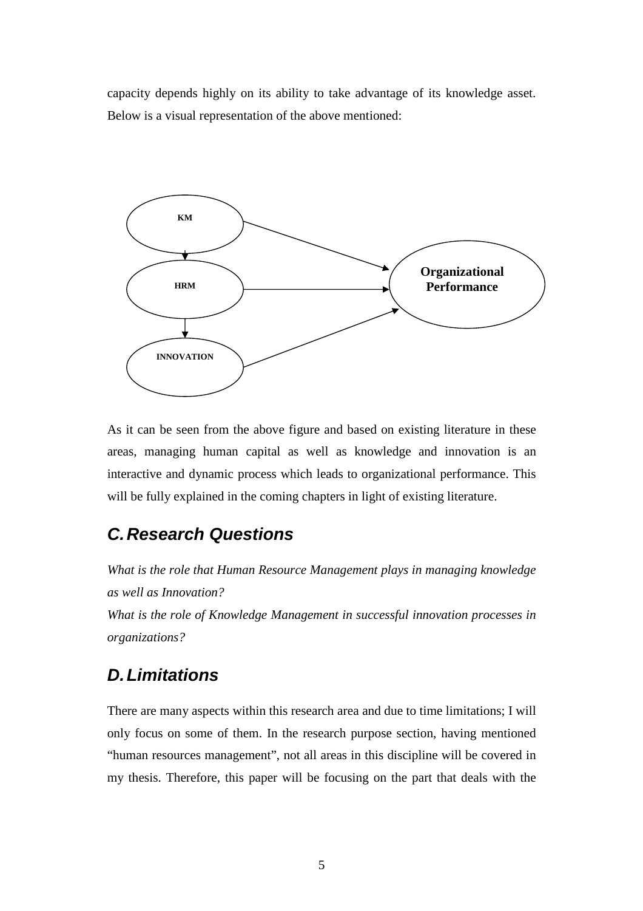capacity depends highly on its ability to take advantage of its knowledge asset. Below is a visual representation of the above mentioned:

As it can be seen from the above figure and based on existing literature in these areas, managing human capital as well as knowledge and innovation is an interactive and dynamic process which leads to organizational performance. This will be fully explained in the coming chapters in light of existing literature.

## C. Research Questions

*What is the role that Human Resource Management plays in managing knowledge as well as Innovation?*

*What is the role of Knowledge Management in successful innovation processes in organizations?*

## D. Limitations

There are many aspects within this research area and due to time limitations; I will only focus on some of them. In the research purpose section, having mentioned "human resources management", not all areas in this discipline will be covered in my thesis. Therefore, this paper will be focusing on the part that deals with the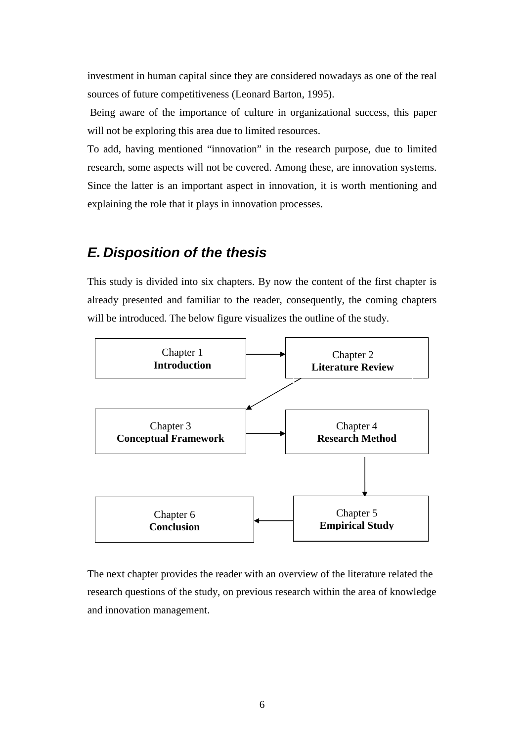investment in human capital since they are considered nowadays as one of the real sources of future competitiveness (Leonard Barton, 1995).

Being aware of the importance of culture in organizational success, this paper will not be exploring this area due to limited resources.

To add, having mentioned "innovation" in the research purpose, due to limited research, some aspects will not be covered. Among these, are innovation systems. Since the latter is an important aspect in innovation, it is worth mentioning and explaining the role that it plays in innovation processes.

## *E. Disposition of the thesis*

This study is divided into six chapters. By now the content of the first chapter is already presented and familiar to the reader, consequently, the coming chapters will be introduced. The below figure visualizes the outline of the study.

Chapter 1 **Introduction** → Chapter 2 **Literature Review** → Chapter 3 **Conceptual Framework** → Chapter 4 **Research Method** → Chapter 5 **Empirical Study** → Chapter 6 **Conclusion**

The next chapter provides the reader with an overview of the literature related the research questions of the study, on previous research within the area of knowledge and innovation management.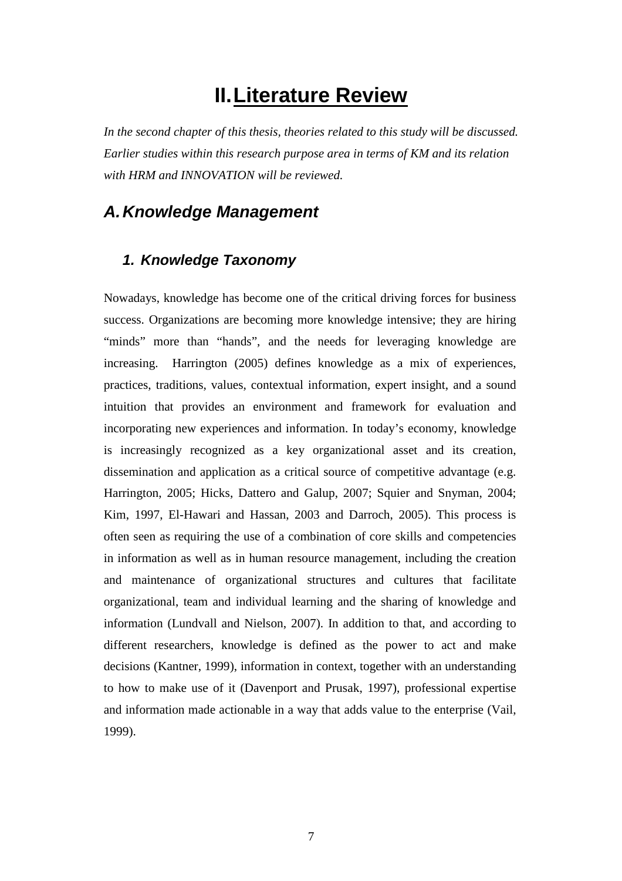# II. Literature Review

*In the second chapter of this thesis, theories related to this study will be discussed. Earlier studies within this research purpose area in terms of KM and its relation with HRM and INNOVATION will be reviewed.*

## A. Knowledge Management

### 1. Knowledge Taxonomy

Nowadays, knowledge has become one of the critical driving forces for business success. Organizations are becoming more knowledge intensive; they are hiring "minds" more than "hands", and the needs for leveraging knowledge are increasing. Harrington (2005) defines knowledge as a mix of experiences, practices, traditions, values, contextual information, expert insight, and a sound intuition that provides an environment and framework for evaluation and incorporating new experiences and information. In today's economy, knowledge is increasingly recognized as a key organizational asset and its creation, dissemination and application as a critical source of competitive advantage (e.g. Harrington, 2005; Hicks, Dattero and Galup, 2007; Squier and Snyman, 2004; Kim, 1997, El-Hawari and Hassan, 2003 and Darroch, 2005). This process is often seen as requiring the use of a combination of core skills and competencies in information as well as in human resource management, including the creation and maintenance of organizational structures and cultures that facilitate organizational, team and individual learning and the sharing of knowledge and information (Lundvall and Nielson, 2007). In addition to that, and according to different researchers, knowledge is defined as the power to act and make decisions (Kantner, 1999), information in context, together with an understanding to how to make use of it (Davenport and Prusak, 1997), professional expertise and information made actionable in a way that adds value to the enterprise (Vail, 1999).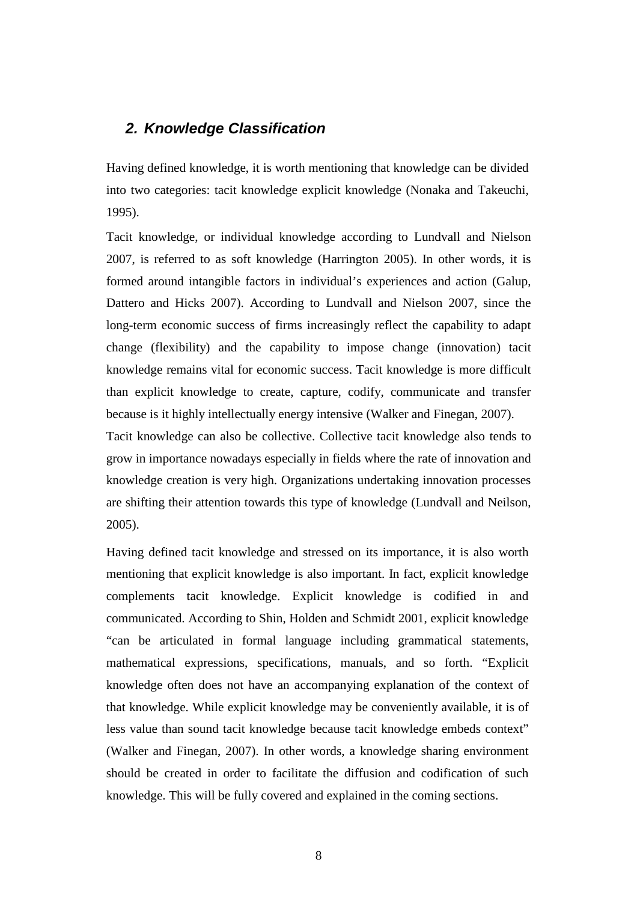## *2. Knowledge Classification*

Having defined knowledge, it is worth mentioning that knowledge can be divided into two categories: tacit knowledge explicit knowledge (Nonaka and Takeuchi, 1995).

Tacit knowledge, or individual knowledge according to Lundvall and Nielson 2007, is referred to as soft knowledge (Harrington 2005). In other words, it is formed around intangible factors in individual's experiences and action (Galup, Dattero and Hicks 2007). According to Lundvall and Nielson 2007, since the long-term economic success of firms increasingly reflect the capability to adapt change (flexibility) and the capability to impose change (innovation) tacit knowledge remains vital for economic success. Tacit knowledge is more difficult than explicit knowledge to create, capture, codify, communicate and transfer because is it highly intellectually energy intensive (Walker and Finegan, 2007). Tacit knowledge can also be collective. Collective tacit knowledge also tends to grow in importance nowadays especially in fields where the rate of innovation and knowledge creation is very high. Organizations undertaking innovation processes are shifting their attention towards this type of knowledge (Lundvall and Neilson, 2005).

Having defined tacit knowledge and stressed on its importance, it is also worth mentioning that explicit knowledge is also important. In fact, explicit knowledge complements tacit knowledge. Explicit knowledge is codified in and communicated. According to Shin, Holden and Schmidt 2001, explicit knowledge "can be articulated in formal language including grammatical statements, mathematical expressions, specifications, manuals, and so forth. "Explicit knowledge often does not have an accompanying explanation of the context of that knowledge. While explicit knowledge may be conveniently available, it is of less value than sound tacit knowledge because tacit knowledge embeds context" (Walker and Finegan, 2007). In other words, a knowledge sharing environment should be created in order to facilitate the diffusion and codification of such knowledge. This will be fully covered and explained in the coming sections.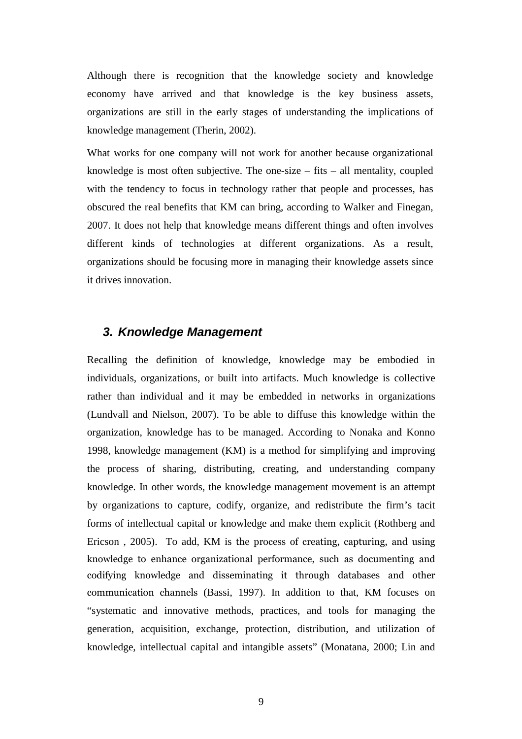Although there is recognition that the knowledge society and knowledge economy have arrived and that knowledge is the key business assets, organizations are still in the early stages of understanding the implications of knowledge management (Therin, 2002).

What works for one company will not work for another because organizational knowledge is most often subjective. The one-size – fits – all mentality, coupled with the tendency to focus in technology rather that people and processes, has obscured the real benefits that KM can bring, according to Walker and Finegan, 2007. It does not help that knowledge means different things and often involves different kinds of technologies at different organizations. As a result, organizations should be focusing more in managing their knowledge assets since it drives innovation.

## *3. Knowledge Management*

Recalling the definition of knowledge, knowledge may be embodied in individuals, organizations, or built into artifacts. Much knowledge is collective rather than individual and it may be embedded in networks in organizations (Lundvall and Nielson, 2007). To be able to diffuse this knowledge within the organization, knowledge has to be managed. According to Nonaka and Konno 1998, knowledge management (KM) is a method for simplifying and improving the process of sharing, distributing, creating, and understanding company knowledge. In other words, the knowledge management movement is an attempt by organizations to capture, codify, organize, and redistribute the firm's tacit forms of intellectual capital or knowledge and make them explicit (Rothberg and Ericson , 2005). To add, KM is the process of creating, capturing, and using knowledge to enhance organizational performance, such as documenting and codifying knowledge and disseminating it through databases and other communication channels (Bassi, 1997). In addition to that, KM focuses on "systematic and innovative methods, practices, and tools for managing the generation, acquisition, exchange, protection, distribution, and utilization of knowledge, intellectual capital and intangible assets" (Monatana, 2000; Lin and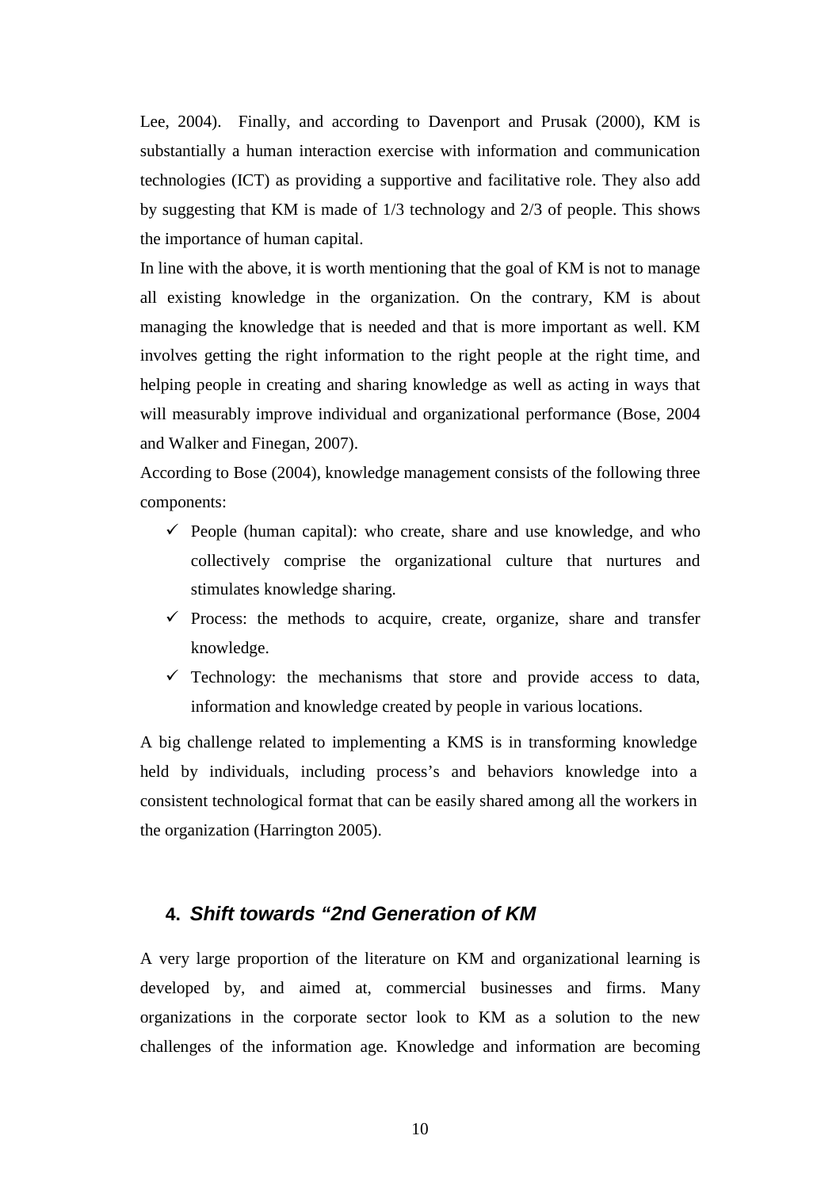Lee, 2004). Finally, and according to Davenport and Prusak (2000), KM is substantially a human interaction exercise with information and communication technologies (ICT) as providing a supportive and facilitative role. They also add by suggesting that KM is made of 1/3 technology and 2/3 of people. This shows the importance of human capital.

In line with the above, it is worth mentioning that the goal of KM is not to manage all existing knowledge in the organization. On the contrary, KM is about managing the knowledge that is needed and that is more important as well. KM involves getting the right information to the right people at the right time, and helping people in creating and sharing knowledge as well as acting in ways that will measurably improve individual and organizational performance (Bose, 2004 and Walker and Finegan, 2007).

According to Bose (2004), knowledge management consists of the following three components:

- ✓ People (human capital): who create, share and use knowledge, and who collectively comprise the organizational culture that nurtures and stimulates knowledge sharing.
- ✓ Process: the methods to acquire, create, organize, share and transfer knowledge.
- ✓ Technology: the mechanisms that store and provide access to data, information and knowledge created by people in various locations.

A big challenge related to implementing a KMS is in transforming knowledge held by individuals, including process's and behaviors knowledge into a consistent technological format that can be easily shared among all the workers in the organization (Harrington 2005).

## 4. *Shift towards "2nd Generation of KM*

A very large proportion of the literature on KM and organizational learning is developed by, and aimed at, commercial businesses and firms. Many organizations in the corporate sector look to KM as a solution to the new challenges of the information age. Knowledge and information are becoming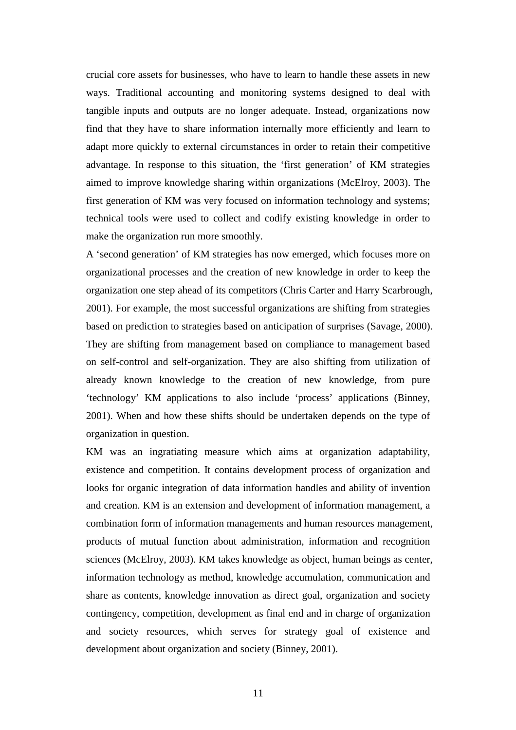crucial core assets for businesses, who have to learn to handle these assets in new ways. Traditional accounting and monitoring systems designed to deal with tangible inputs and outputs are no longer adequate. Instead, organizations now find that they have to share information internally more efficiently and learn to adapt more quickly to external circumstances in order to retain their competitive advantage. In response to this situation, the 'first generation' of KM strategies aimed to improve knowledge sharing within organizations (McElroy, 2003). The first generation of KM was very focused on information technology and systems; technical tools were used to collect and codify existing knowledge in order to make the organization run more smoothly.

A 'second generation' of KM strategies has now emerged, which focuses more on organizational processes and the creation of new knowledge in order to keep the organization one step ahead of its competitors (Chris Carter and Harry Scarbrough, 2001). For example, the most successful organizations are shifting from strategies based on prediction to strategies based on anticipation of surprises (Savage, 2000). They are shifting from management based on compliance to management based on self-control and self-organization. They are also shifting from utilization of already known knowledge to the creation of new knowledge, from pure 'technology' KM applications to also include 'process' applications (Binney, 2001). When and how these shifts should be undertaken depends on the type of organization in question.

KM was an ingratiating measure which aims at organization adaptability, existence and competition. It contains development process of organization and looks for organic integration of data information handles and ability of invention and creation. KM is an extension and development of information management, a combination form of information managements and human resources management, products of mutual function about administration, information and recognition sciences (McElroy, 2003). KM takes knowledge as object, human beings as center, information technology as method, knowledge accumulation, communication and share as contents, knowledge innovation as direct goal, organization and society contingency, competition, development as final end and in charge of organization and society resources, which serves for strategy goal of existence and development about organization and society (Binney, 2001).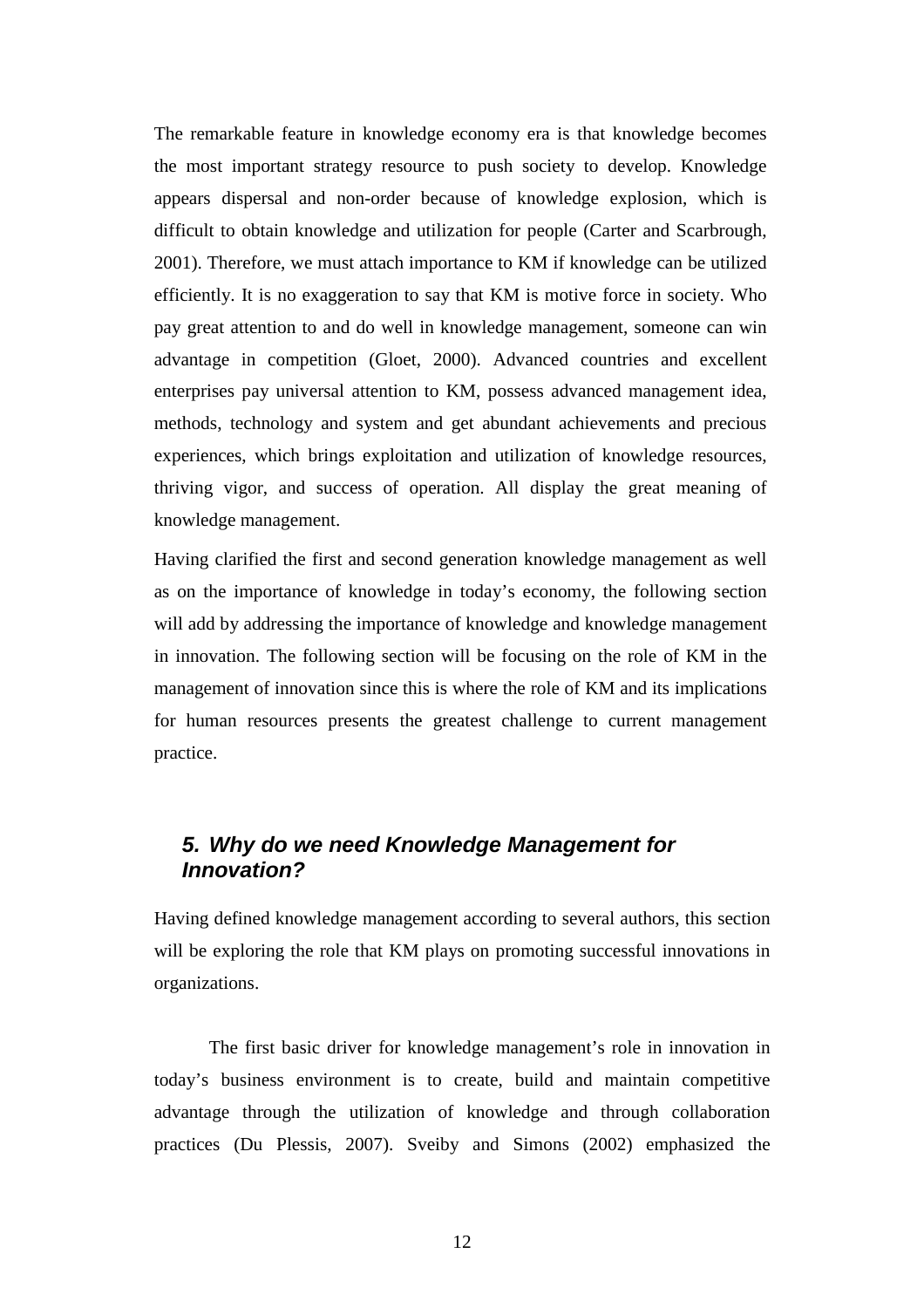The remarkable feature in knowledge economy era is that knowledge becomes the most important strategy resource to push society to develop. Knowledge appears dispersal and non-order because of knowledge explosion, which is difficult to obtain knowledge and utilization for people (Carter and Scarbrough, 2001). Therefore, we must attach importance to KM if knowledge can be utilized efficiently. It is no exaggeration to say that KM is motive force in society. Who pay great attention to and do well in knowledge management, someone can win advantage in competition (Gloet, 2000). Advanced countries and excellent enterprises pay universal attention to KM, possess advanced management idea, methods, technology and system and get abundant achievements and precious experiences, which brings exploitation and utilization of knowledge resources, thriving vigor, and success of operation. All display the great meaning of knowledge management.

Having clarified the first and second generation knowledge management as well as on the importance of knowledge in today's economy, the following section will add by addressing the importance of knowledge and knowledge management in innovation. The following section will be focusing on the role of KM in the management of innovation since this is where the role of KM and its implications for human resources presents the greatest challenge to current management practice.

## *5. Why do we need Knowledge Management for Innovation?*

Having defined knowledge management according to several authors, this section will be exploring the role that KM plays on promoting successful innovations in organizations.

The first basic driver for knowledge management's role in innovation in today's business environment is to create, build and maintain competitive advantage through the utilization of knowledge and through collaboration practices (Du Plessis, 2007). Sveiby and Simons (2002) emphasized the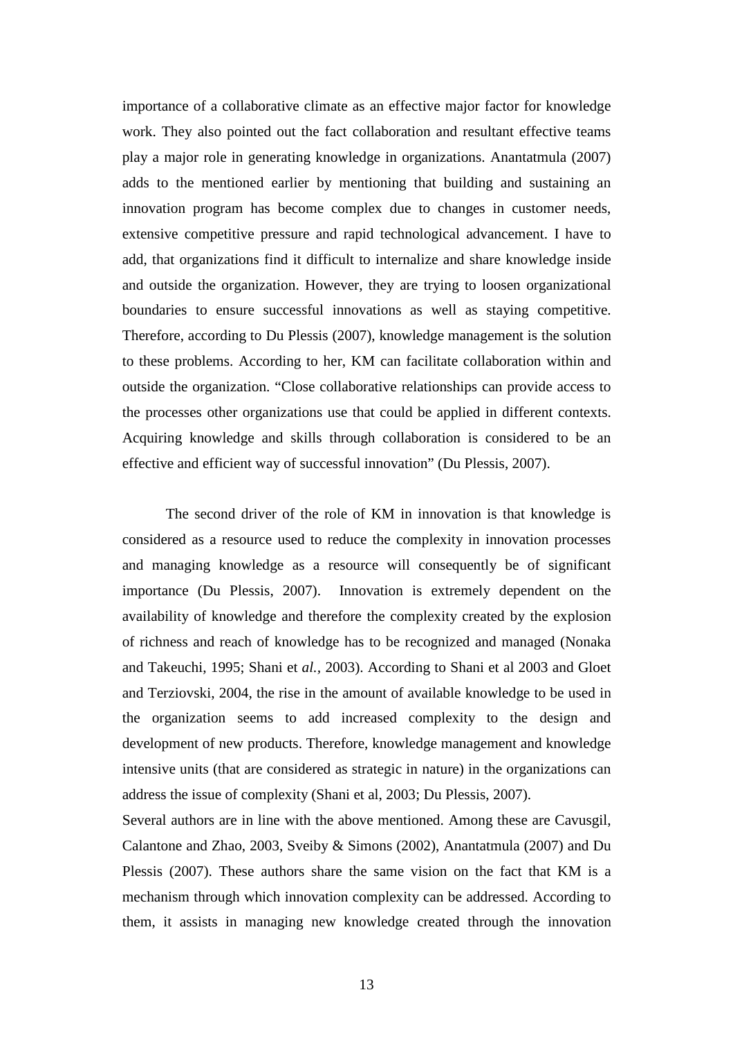importance of a collaborative climate as an effective major factor for knowledge work. They also pointed out the fact collaboration and resultant effective teams play a major role in generating knowledge in organizations. Anantatmula (2007) adds to the mentioned earlier by mentioning that building and sustaining an innovation program has become complex due to changes in customer needs, extensive competitive pressure and rapid technological advancement. I have to add, that organizations find it difficult to internalize and share knowledge inside and outside the organization. However, they are trying to loosen organizational boundaries to ensure successful innovations as well as staying competitive. Therefore, according to Du Plessis (2007), knowledge management is the solution to these problems. According to her, KM can facilitate collaboration within and outside the organization. "Close collaborative relationships can provide access to the processes other organizations use that could be applied in different contexts. Acquiring knowledge and skills through collaboration is considered to be an effective and efficient way of successful innovation" (Du Plessis, 2007).

The second driver of the role of KM in innovation is that knowledge is considered as a resource used to reduce the complexity in innovation processes and managing knowledge as a resource will consequently be of significant importance (Du Plessis, 2007). Innovation is extremely dependent on the availability of knowledge and therefore the complexity created by the explosion of richness and reach of knowledge has to be recognized and managed (Nonaka and Takeuchi, 1995; Shani et *al.*, 2003). According to Shani et al 2003 and Gloet and Terziovski, 2004, the rise in the amount of available knowledge to be used in the organization seems to add increased complexity to the design and development of new products. Therefore, knowledge management and knowledge intensive units (that are considered as strategic in nature) in the organizations can address the issue of complexity (Shani et al, 2003; Du Plessis, 2007).

Several authors are in line with the above mentioned. Among these are Cavusgil, Calantone and Zhao, 2003, Sveiby & Simons (2002), Anantatmula (2007) and Du Plessis (2007). These authors share the same vision on the fact that KM is a mechanism through which innovation complexity can be addressed. According to them, it assists in managing new knowledge created through the innovation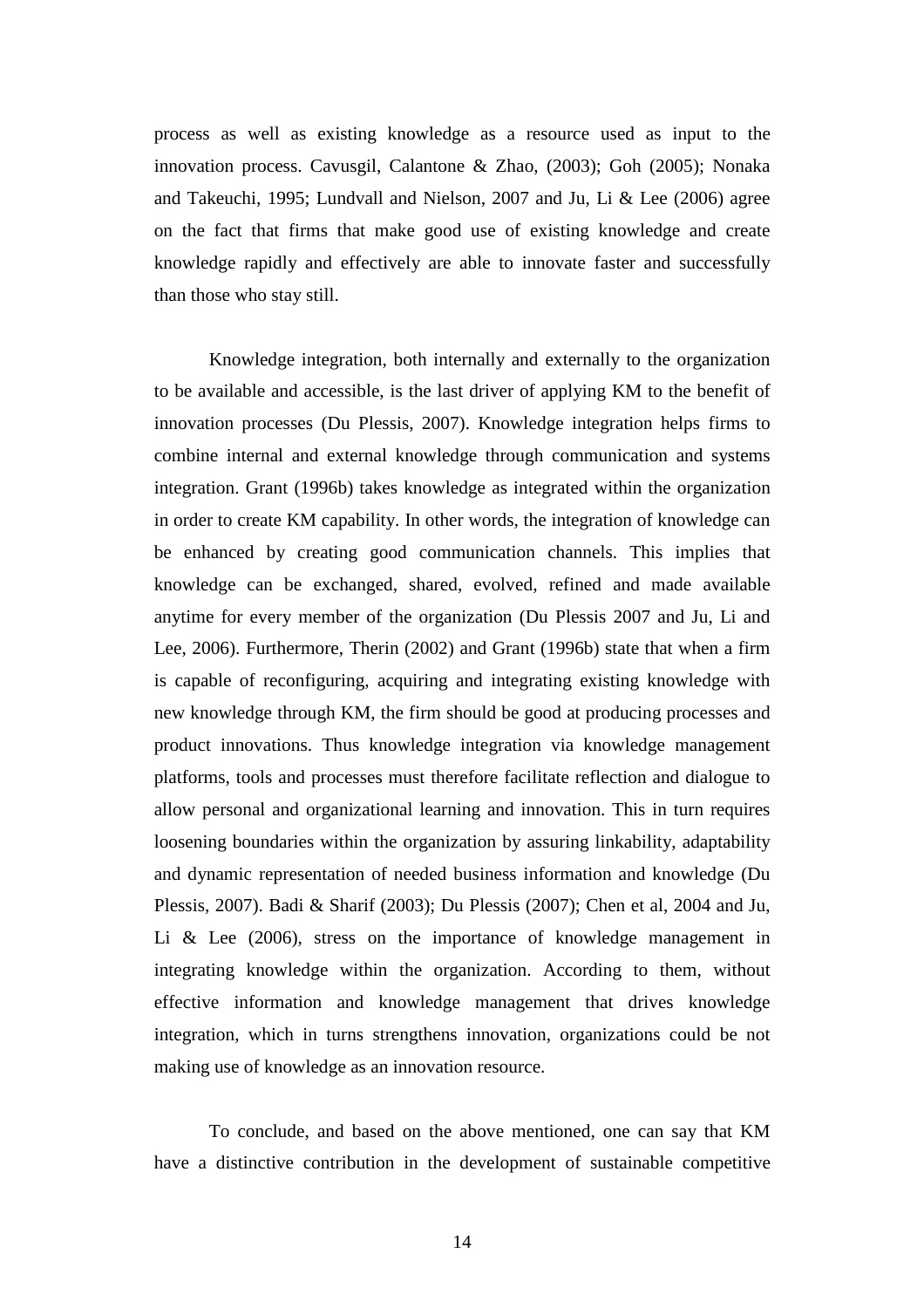process as well as existing knowledge as a resource used as input to the innovation process. Cavusgil, Calantone & Zhao, (2003); Goh (2005); Nonaka and Takeuchi, 1995; Lundvall and Nielson, 2007 and Ju, Li & Lee (2006) agree on the fact that firms that make good use of existing knowledge and create knowledge rapidly and effectively are able to innovate faster and successfully than those who stay still.

Knowledge integration, both internally and externally to the organization to be available and accessible, is the last driver of applying KM to the benefit of innovation processes (Du Plessis, 2007). Knowledge integration helps firms to combine internal and external knowledge through communication and systems integration. Grant (1996b) takes knowledge as integrated within the organization in order to create KM capability. In other words, the integration of knowledge can be enhanced by creating good communication channels. This implies that knowledge can be exchanged, shared, evolved, refined and made available anytime for every member of the organization (Du Plessis 2007 and Ju, Li and Lee, 2006). Furthermore, Therin (2002) and Grant (1996b) state that when a firm is capable of reconfiguring, acquiring and integrating existing knowledge with new knowledge through KM, the firm should be good at producing processes and product innovations. Thus knowledge integration via knowledge management platforms, tools and processes must therefore facilitate reflection and dialogue to allow personal and organizational learning and innovation. This in turn requires loosening boundaries within the organization by assuring linkability, adaptability and dynamic representation of needed business information and knowledge (Du Plessis, 2007). Badi & Sharif (2003); Du Plessis (2007); Chen et al, 2004 and Ju, Li & Lee (2006), stress on the importance of knowledge management in integrating knowledge within the organization. According to them, without effective information and knowledge management that drives knowledge integration, which in turns strengthens innovation, organizations could be not making use of knowledge as an innovation resource.

To conclude, and based on the above mentioned, one can say that KM have a distinctive contribution in the development of sustainable competitive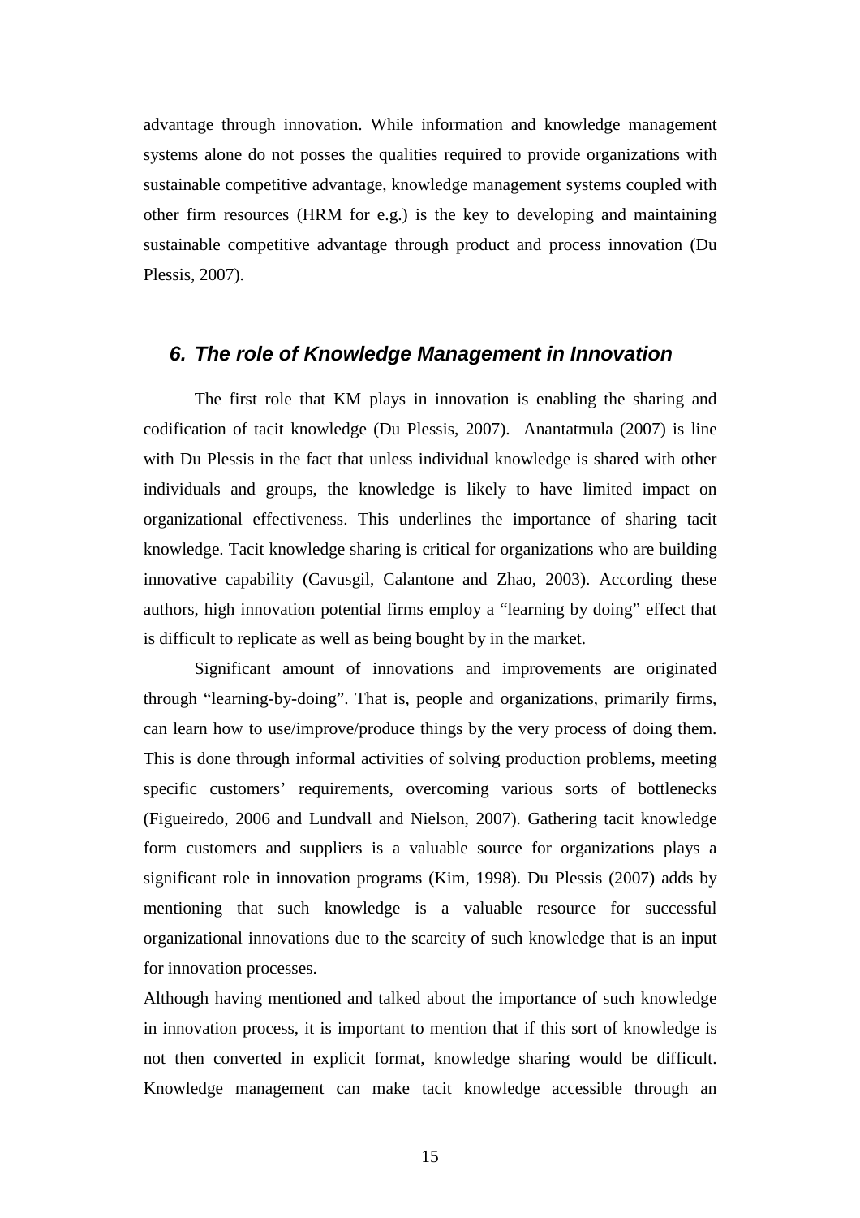advantage through innovation. While information and knowledge management systems alone do not posses the qualities required to provide organizations with sustainable competitive advantage, knowledge management systems coupled with other firm resources (HRM for e.g.) is the key to developing and maintaining sustainable competitive advantage through product and process innovation (Du Plessis, 2007).

## *6. The role of Knowledge Management in Innovation*

The first role that KM plays in innovation is enabling the sharing and codification of tacit knowledge (Du Plessis, 2007). Anantatmula (2007) is line with Du Plessis in the fact that unless individual knowledge is shared with other individuals and groups, the knowledge is likely to have limited impact on organizational effectiveness. This underlines the importance of sharing tacit knowledge. Tacit knowledge sharing is critical for organizations who are building innovative capability (Cavusgil, Calantone and Zhao, 2003). According these authors, high innovation potential firms employ a "learning by doing" effect that is difficult to replicate as well as being bought by in the market.

Significant amount of innovations and improvements are originated through "learning-by-doing". That is, people and organizations, primarily firms, can learn how to use/improve/produce things by the very process of doing them. This is done through informal activities of solving production problems, meeting specific customers' requirements, overcoming various sorts of bottlenecks (Figueiredo, 2006 and Lundvall and Nielson, 2007). Gathering tacit knowledge form customers and suppliers is a valuable source for organizations plays a significant role in innovation programs (Kim, 1998). Du Plessis (2007) adds by mentioning that such knowledge is a valuable resource for successful organizational innovations due to the scarcity of such knowledge that is an input for innovation processes.

Although having mentioned and talked about the importance of such knowledge in innovation process, it is important to mention that if this sort of knowledge is not then converted in explicit format, knowledge sharing would be difficult. Knowledge management can make tacit knowledge accessible through an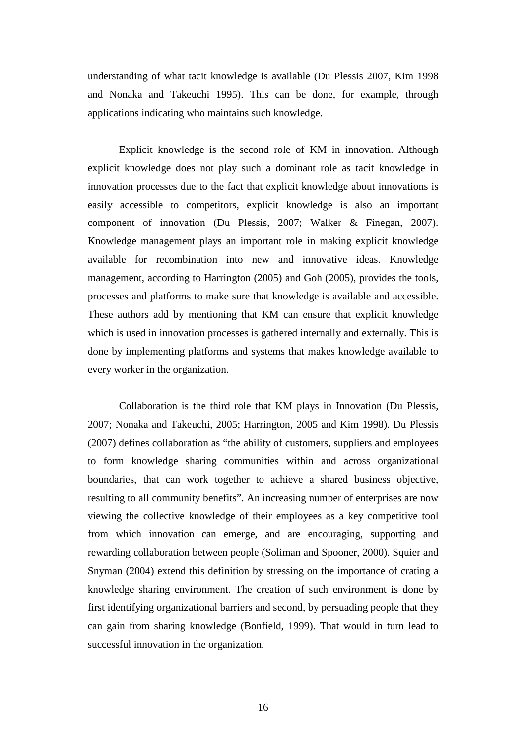understanding of what tacit knowledge is available (Du Plessis 2007, Kim 1998 and Nonaka and Takeuchi 1995). This can be done, for example, through applications indicating who maintains such knowledge.

Explicit knowledge is the second role of KM in innovation. Although explicit knowledge does not play such a dominant role as tacit knowledge in innovation processes due to the fact that explicit knowledge about innovations is easily accessible to competitors, explicit knowledge is also an important component of innovation (Du Plessis, 2007; Walker & Finegan, 2007). Knowledge management plays an important role in making explicit knowledge available for recombination into new and innovative ideas. Knowledge management, according to Harrington (2005) and Goh (2005), provides the tools, processes and platforms to make sure that knowledge is available and accessible. These authors add by mentioning that KM can ensure that explicit knowledge which is used in innovation processes is gathered internally and externally. This is done by implementing platforms and systems that makes knowledge available to every worker in the organization.

Collaboration is the third role that KM plays in Innovation (Du Plessis, 2007; Nonaka and Takeuchi, 2005; Harrington, 2005 and Kim 1998). Du Plessis (2007) defines collaboration as "the ability of customers, suppliers and employees to form knowledge sharing communities within and across organizational boundaries, that can work together to achieve a shared business objective, resulting to all community benefits". An increasing number of enterprises are now viewing the collective knowledge of their employees as a key competitive tool from which innovation can emerge, and are encouraging, supporting and rewarding collaboration between people (Soliman and Spooner, 2000). Squier and Snyman (2004) extend this definition by stressing on the importance of crating a knowledge sharing environment. The creation of such environment is done by first identifying organizational barriers and second, by persuading people that they can gain from sharing knowledge (Bonfield, 1999). That would in turn lead to successful innovation in the organization.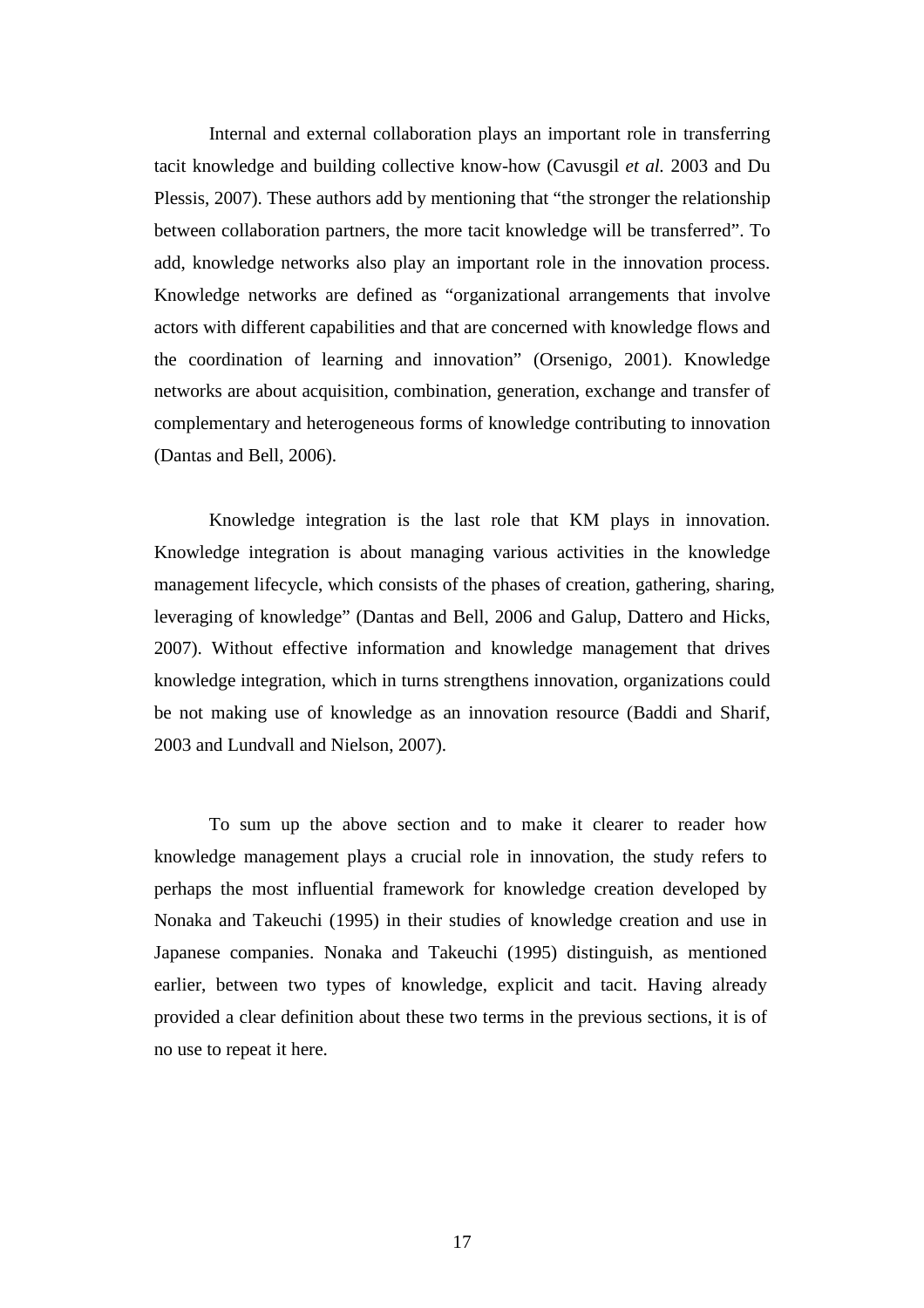Internal and external collaboration plays an important role in transferring tacit knowledge and building collective know-how (Cavusgil *et al.* 2003 and Du Plessis, 2007). These authors add by mentioning that "the stronger the relationship between collaboration partners, the more tacit knowledge will be transferred". To add, knowledge networks also play an important role in the innovation process. Knowledge networks are defined as "organizational arrangements that involve actors with different capabilities and that are concerned with knowledge flows and the coordination of learning and innovation" (Orsenigo, 2001). Knowledge networks are about acquisition, combination, generation, exchange and transfer of complementary and heterogeneous forms of knowledge contributing to innovation (Dantas and Bell, 2006).

Knowledge integration is the last role that KM plays in innovation. Knowledge integration is about managing various activities in the knowledge management lifecycle, which consists of the phases of creation, gathering, sharing, leveraging of knowledge" (Dantas and Bell, 2006 and Galup, Dattero and Hicks, 2007). Without effective information and knowledge management that drives knowledge integration, which in turns strengthens innovation, organizations could be not making use of knowledge as an innovation resource (Baddi and Sharif, 2003 and Lundvall and Nielson, 2007).

To sum up the above section and to make it clearer to reader how knowledge management plays a crucial role in innovation, the study refers to perhaps the most influential framework for knowledge creation developed by Nonaka and Takeuchi (1995) in their studies of knowledge creation and use in Japanese companies. Nonaka and Takeuchi (1995) distinguish, as mentioned earlier, between two types of knowledge, explicit and tacit. Having already provided a clear definition about these two terms in the previous sections, it is of no use to repeat it here.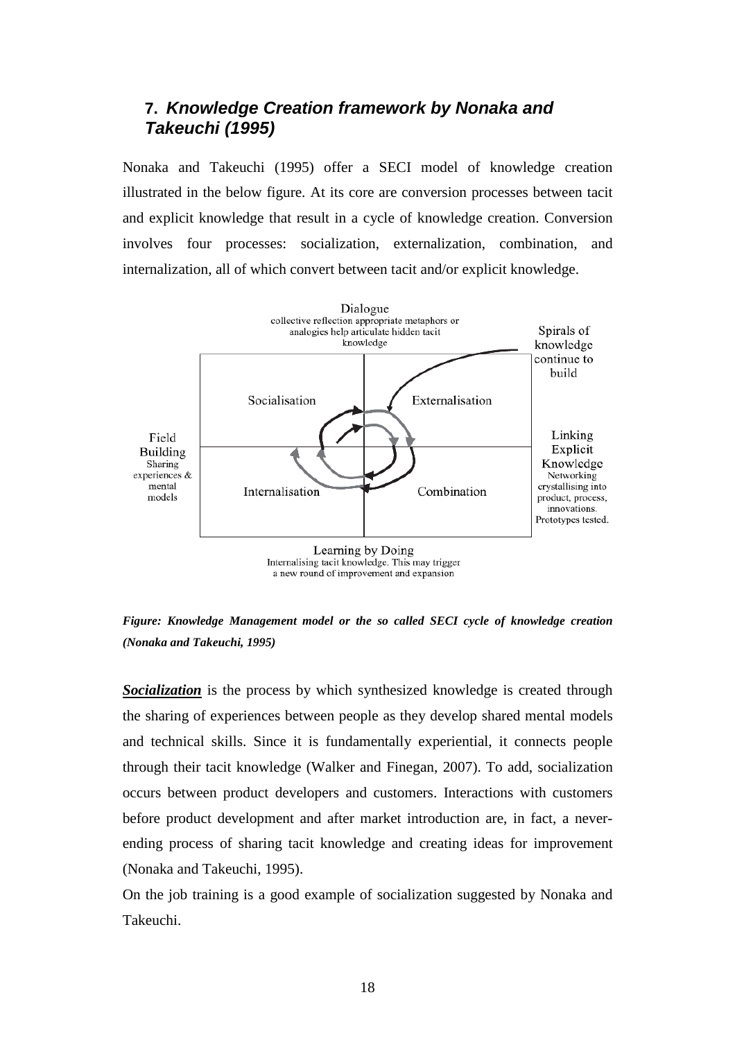## 7. *Knowledge Creation framework by Nonaka and Takeuchi (1995)*

Nonaka and Takeuchi (1995) offer a SECI model of knowledge creation illustrated in the below figure. At its core are conversion processes between tacit and explicit knowledge that result in a cycle of knowledge creation. Conversion involves four processes: socialization, externalization, combination, and internalization, all of which convert between tacit and/or explicit knowledge.

Dialogue
collective reflection appropriate metaphors or analogies help articulate hidden tacit knowledge

Spirals of knowledge continue to build

Socialisation | Externalisation

Internalisation | Combination

Field Building
Sharing experiences & mental models

Linking Explicit Knowledge
Networking crystallising into product, process, innovations. Prototypes tested.

Learning by Doing
Internalising tacit knowledge. This may trigger a new round of improvement and expansion

***Figure: Knowledge Management model or the so called SECI cycle of knowledge creation (Nonaka and Takeuchi, 1995)***

***Socialization*** is the process by which synthesized knowledge is created through the sharing of experiences between people as they develop shared mental models and technical skills. Since it is fundamentally experiential, it connects people through their tacit knowledge (Walker and Finegan, 2007). To add, socialization occurs between product developers and customers. Interactions with customers before product development and after market introduction are, in fact, a never-ending process of sharing tacit knowledge and creating ideas for improvement (Nonaka and Takeuchi, 1995).

On the job training is a good example of socialization suggested by Nonaka and Takeuchi.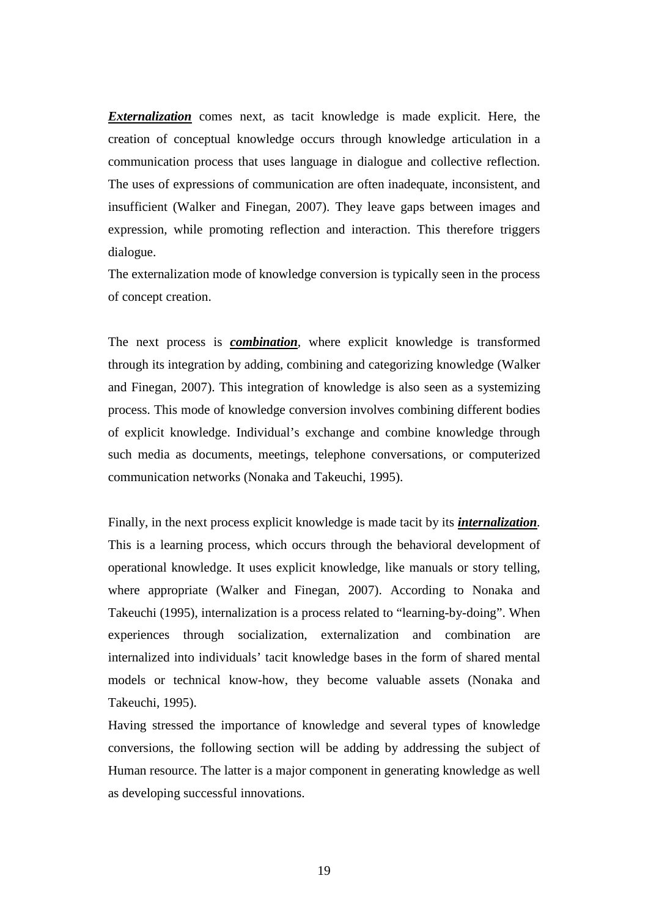***Externalization*** comes next, as tacit knowledge is made explicit. Here, the creation of conceptual knowledge occurs through knowledge articulation in a communication process that uses language in dialogue and collective reflection. The uses of expressions of communication are often inadequate, inconsistent, and insufficient (Walker and Finegan, 2007). They leave gaps between images and expression, while promoting reflection and interaction. This therefore triggers dialogue.
The externalization mode of knowledge conversion is typically seen in the process of concept creation.

The next process is ***combination***, where explicit knowledge is transformed through its integration by adding, combining and categorizing knowledge (Walker and Finegan, 2007). This integration of knowledge is also seen as a systemizing process. This mode of knowledge conversion involves combining different bodies of explicit knowledge. Individual's exchange and combine knowledge through such media as documents, meetings, telephone conversations, or computerized communication networks (Nonaka and Takeuchi, 1995).

Finally, in the next process explicit knowledge is made tacit by its ***internalization***. This is a learning process, which occurs through the behavioral development of operational knowledge. It uses explicit knowledge, like manuals or story telling, where appropriate (Walker and Finegan, 2007). According to Nonaka and Takeuchi (1995), internalization is a process related to "learning-by-doing". When experiences through socialization, externalization and combination are internalized into individuals' tacit knowledge bases in the form of shared mental models or technical know-how, they become valuable assets (Nonaka and Takeuchi, 1995).
Having stressed the importance of knowledge and several types of knowledge conversions, the following section will be adding by addressing the subject of Human resource. The latter is a major component in generating knowledge as well as developing successful innovations.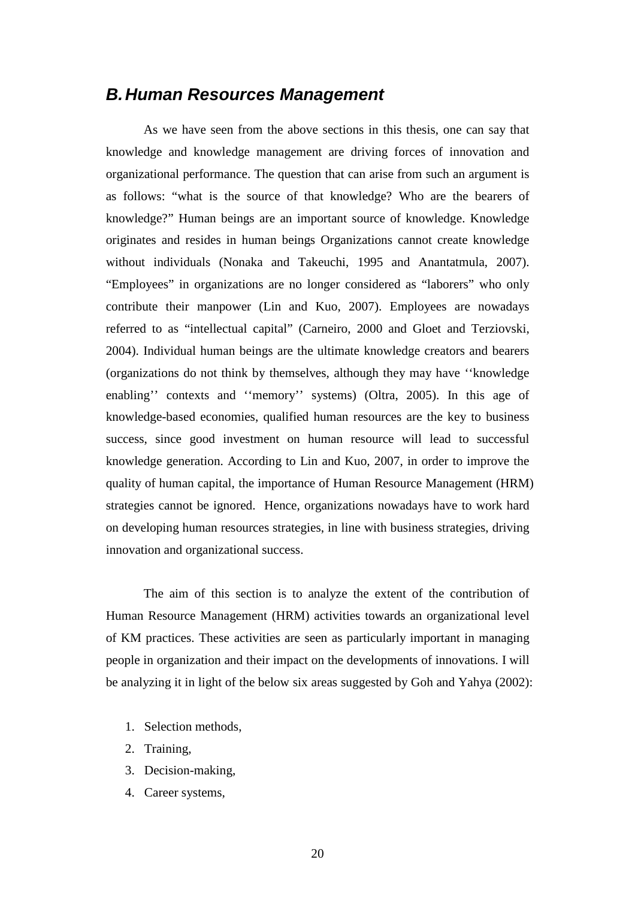## B. Human Resources Management

As we have seen from the above sections in this thesis, one can say that knowledge and knowledge management are driving forces of innovation and organizational performance. The question that can arise from such an argument is as follows: "what is the source of that knowledge? Who are the bearers of knowledge?" Human beings are an important source of knowledge. Knowledge originates and resides in human beings Organizations cannot create knowledge without individuals (Nonaka and Takeuchi, 1995 and Anantatmula, 2007). "Employees" in organizations are no longer considered as "laborers" who only contribute their manpower (Lin and Kuo, 2007). Employees are nowadays referred to as "intellectual capital" (Carneiro, 2000 and Gloet and Terziovski, 2004). Individual human beings are the ultimate knowledge creators and bearers (organizations do not think by themselves, although they may have ''knowledge enabling'' contexts and ''memory'' systems) (Oltra, 2005). In this age of knowledge-based economies, qualified human resources are the key to business success, since good investment on human resource will lead to successful knowledge generation. According to Lin and Kuo, 2007, in order to improve the quality of human capital, the importance of Human Resource Management (HRM) strategies cannot be ignored. Hence, organizations nowadays have to work hard on developing human resources strategies, in line with business strategies, driving innovation and organizational success.

The aim of this section is to analyze the extent of the contribution of Human Resource Management (HRM) activities towards an organizational level of KM practices. These activities are seen as particularly important in managing people in organization and their impact on the developments of innovations. I will be analyzing it in light of the below six areas suggested by Goh and Yahya (2002):

1. Selection methods,
2. Training,
3. Decision-making,
4. Career systems,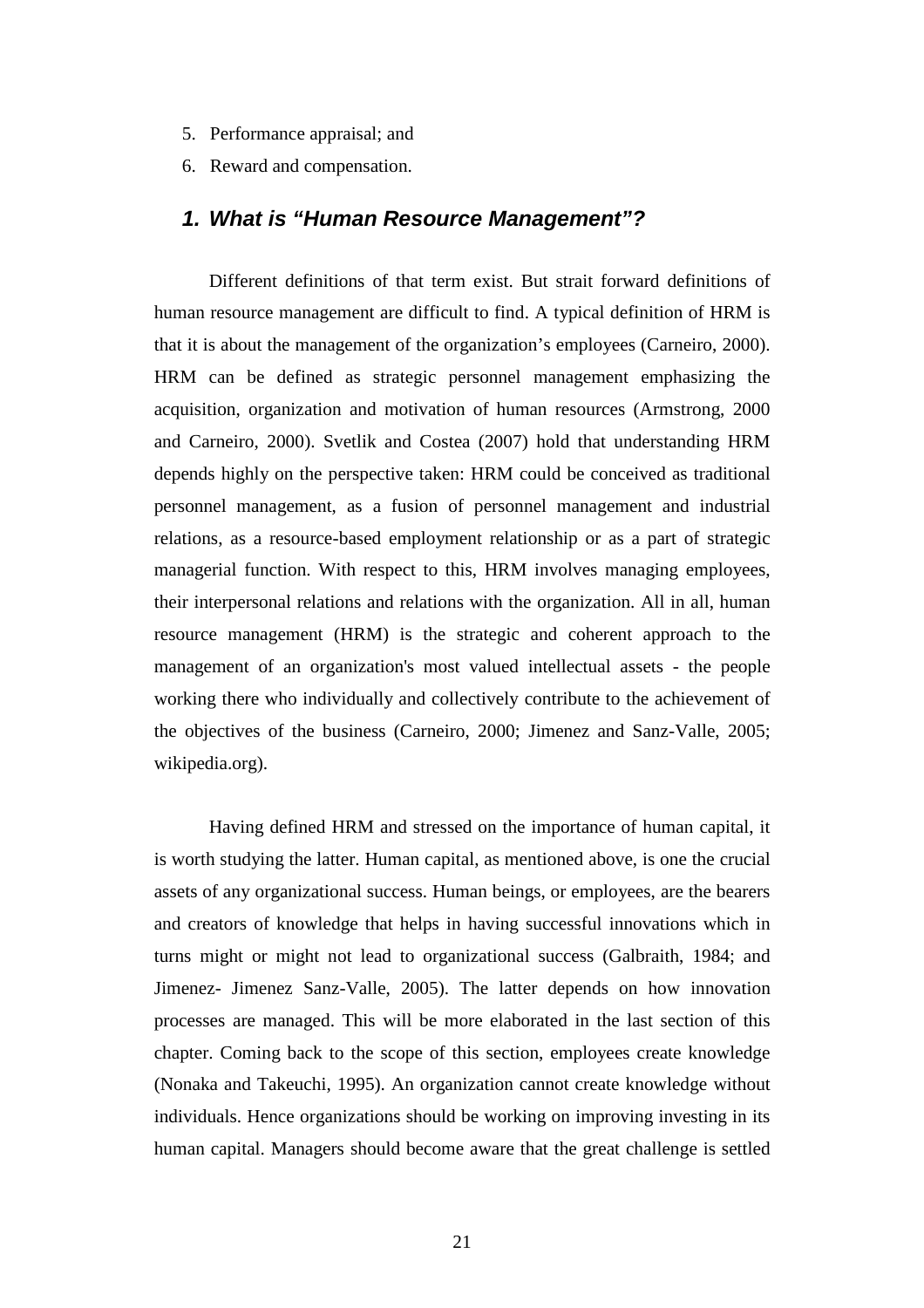5. Performance appraisal; and
6. Reward and compensation.

## *1. What is "Human Resource Management"?*

Different definitions of that term exist. But strait forward definitions of human resource management are difficult to find. A typical definition of HRM is that it is about the management of the organization's employees (Carneiro, 2000). HRM can be defined as strategic personnel management emphasizing the acquisition, organization and motivation of human resources (Armstrong, 2000 and Carneiro, 2000). Svetlik and Costea (2007) hold that understanding HRM depends highly on the perspective taken: HRM could be conceived as traditional personnel management, as a fusion of personnel management and industrial relations, as a resource-based employment relationship or as a part of strategic managerial function. With respect to this, HRM involves managing employees, their interpersonal relations and relations with the organization. All in all, human resource management (HRM) is the strategic and coherent approach to the management of an organization's most valued intellectual assets - the people working there who individually and collectively contribute to the achievement of the objectives of the business (Carneiro, 2000; Jimenez and Sanz-Valle, 2005; wikipedia.org).

Having defined HRM and stressed on the importance of human capital, it is worth studying the latter. Human capital, as mentioned above, is one the crucial assets of any organizational success. Human beings, or employees, are the bearers and creators of knowledge that helps in having successful innovations which in turns might or might not lead to organizational success (Galbraith, 1984; and Jimenez- Jimenez Sanz-Valle, 2005). The latter depends on how innovation processes are managed. This will be more elaborated in the last section of this chapter. Coming back to the scope of this section, employees create knowledge (Nonaka and Takeuchi, 1995). An organization cannot create knowledge without individuals. Hence organizations should be working on improving investing in its human capital. Managers should become aware that the great challenge is settled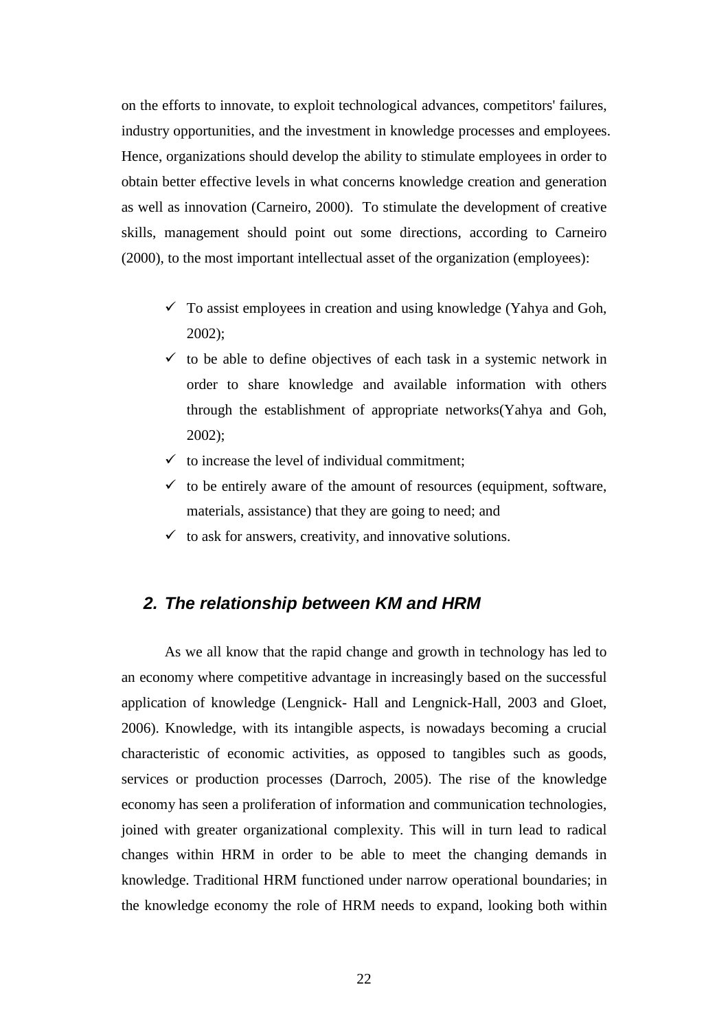on the efforts to innovate, to exploit technological advances, competitors' failures, industry opportunities, and the investment in knowledge processes and employees. Hence, organizations should develop the ability to stimulate employees in order to obtain better effective levels in what concerns knowledge creation and generation as well as innovation (Carneiro, 2000). To stimulate the development of creative skills, management should point out some directions, according to Carneiro (2000), to the most important intellectual asset of the organization (employees):

- ✓ To assist employees in creation and using knowledge (Yahya and Goh, 2002);
- ✓ to be able to define objectives of each task in a systemic network in order to share knowledge and available information with others through the establishment of appropriate networks(Yahya and Goh, 2002);
- ✓ to increase the level of individual commitment;
- ✓ to be entirely aware of the amount of resources (equipment, software, materials, assistance) that they are going to need; and
- ✓ to ask for answers, creativity, and innovative solutions.

## *2. The relationship between KM and HRM*

As we all know that the rapid change and growth in technology has led to an economy where competitive advantage in increasingly based on the successful application of knowledge (Lengnick- Hall and Lengnick-Hall, 2003 and Gloet, 2006). Knowledge, with its intangible aspects, is nowadays becoming a crucial characteristic of economic activities, as opposed to tangibles such as goods, services or production processes (Darroch, 2005). The rise of the knowledge economy has seen a proliferation of information and communication technologies, joined with greater organizational complexity. This will in turn lead to radical changes within HRM in order to be able to meet the changing demands in knowledge. Traditional HRM functioned under narrow operational boundaries; in the knowledge economy the role of HRM needs to expand, looking both within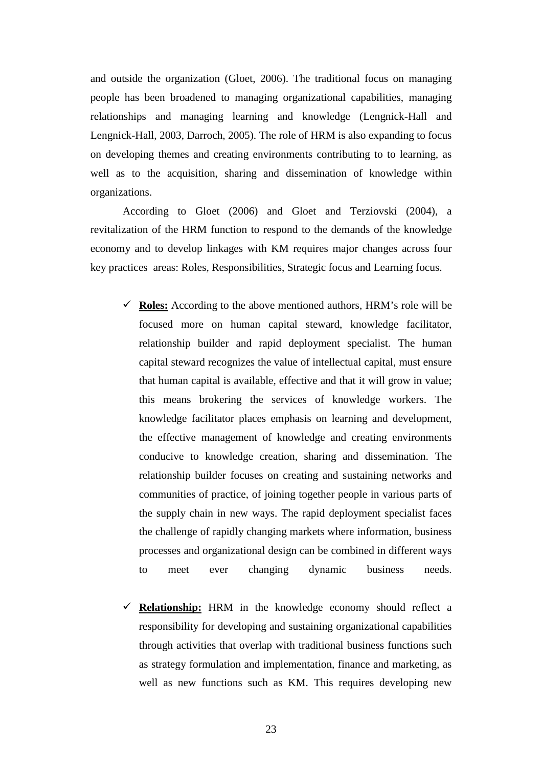and outside the organization (Gloet, 2006). The traditional focus on managing people has been broadened to managing organizational capabilities, managing relationships and managing learning and knowledge (Lengnick-Hall and Lengnick-Hall, 2003, Darroch, 2005). The role of HRM is also expanding to focus on developing themes and creating environments contributing to to learning, as well as to the acquisition, sharing and dissemination of knowledge within organizations.

According to Gloet (2006) and Gloet and Terziovski (2004), a revitalization of the HRM function to respond to the demands of the knowledge economy and to develop linkages with KM requires major changes across four key practices areas: Roles, Responsibilities, Strategic focus and Learning focus.

- ✓ **Roles:** According to the above mentioned authors, HRM's role will be focused more on human capital steward, knowledge facilitator, relationship builder and rapid deployment specialist. The human capital steward recognizes the value of intellectual capital, must ensure that human capital is available, effective and that it will grow in value; this means brokering the services of knowledge workers. The knowledge facilitator places emphasis on learning and development, the effective management of knowledge and creating environments conducive to knowledge creation, sharing and dissemination. The relationship builder focuses on creating and sustaining networks and communities of practice, of joining together people in various parts of the supply chain in new ways. The rapid deployment specialist faces the challenge of rapidly changing markets where information, business processes and organizational design can be combined in different ways to meet ever changing dynamic business needs.

- ✓ **Relationship:** HRM in the knowledge economy should reflect a responsibility for developing and sustaining organizational capabilities through activities that overlap with traditional business functions such as strategy formulation and implementation, finance and marketing, as well as new functions such as KM. This requires developing new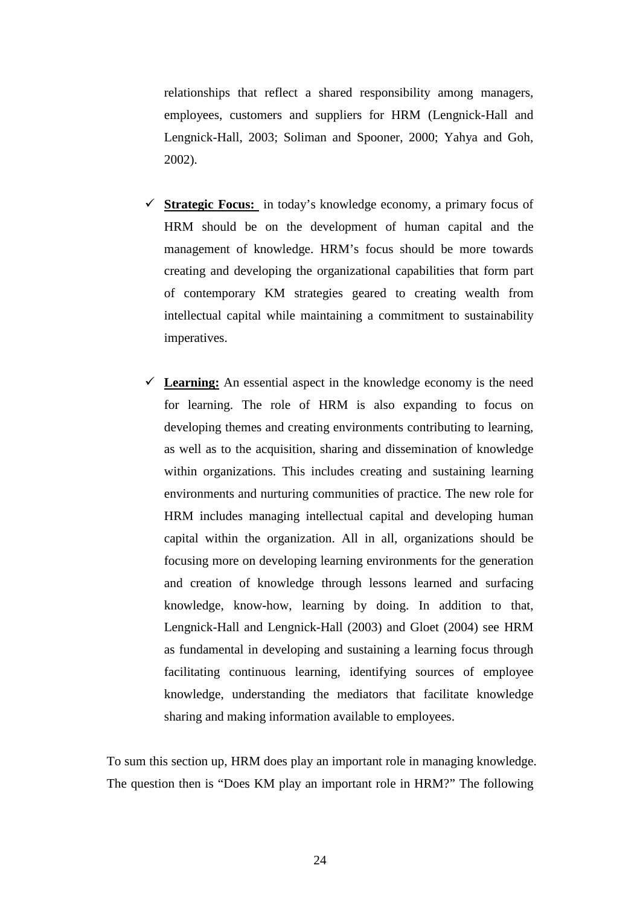relationships that reflect a shared responsibility among managers, employees, customers and suppliers for HRM (Lengnick-Hall and Lengnick-Hall, 2003; Soliman and Spooner, 2000; Yahya and Goh, 2002).

- ✓ **Strategic Focus:** in today's knowledge economy, a primary focus of HRM should be on the development of human capital and the management of knowledge. HRM's focus should be more towards creating and developing the organizational capabilities that form part of contemporary KM strategies geared to creating wealth from intellectual capital while maintaining a commitment to sustainability imperatives.

- ✓ **Learning:** An essential aspect in the knowledge economy is the need for learning. The role of HRM is also expanding to focus on developing themes and creating environments contributing to learning, as well as to the acquisition, sharing and dissemination of knowledge within organizations. This includes creating and sustaining learning environments and nurturing communities of practice. The new role for HRM includes managing intellectual capital and developing human capital within the organization. All in all, organizations should be focusing more on developing learning environments for the generation and creation of knowledge through lessons learned and surfacing knowledge, know-how, learning by doing. In addition to that, Lengnick-Hall and Lengnick-Hall (2003) and Gloet (2004) see HRM as fundamental in developing and sustaining a learning focus through facilitating continuous learning, identifying sources of employee knowledge, understanding the mediators that facilitate knowledge sharing and making information available to employees.

To sum this section up, HRM does play an important role in managing knowledge. The question then is "Does KM play an important role in HRM?" The following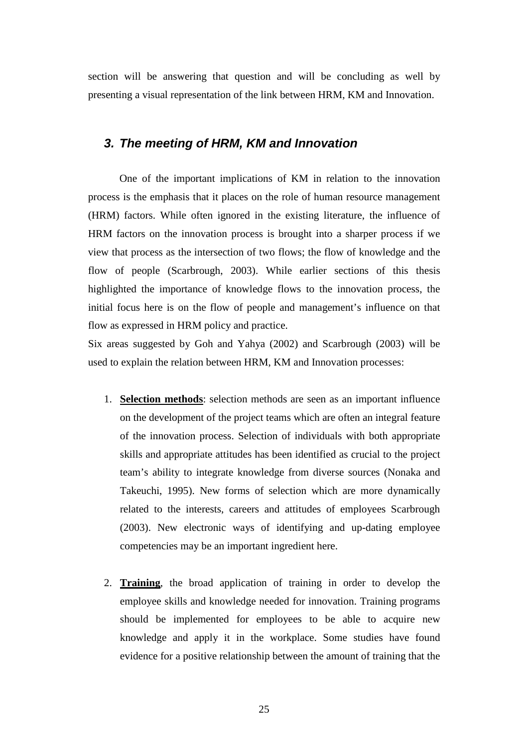section will be answering that question and will be concluding as well by presenting a visual representation of the link between HRM, KM and Innovation.

## *3. The meeting of HRM, KM and Innovation*

One of the important implications of KM in relation to the innovation process is the emphasis that it places on the role of human resource management (HRM) factors. While often ignored in the existing literature, the influence of HRM factors on the innovation process is brought into a sharper process if we view that process as the intersection of two flows; the flow of knowledge and the flow of people (Scarbrough, 2003). While earlier sections of this thesis highlighted the importance of knowledge flows to the innovation process, the initial focus here is on the flow of people and management's influence on that flow as expressed in HRM policy and practice.

Six areas suggested by Goh and Yahya (2002) and Scarbrough (2003) will be used to explain the relation between HRM, KM and Innovation processes:

1. **Selection methods**: selection methods are seen as an important influence on the development of the project teams which are often an integral feature of the innovation process. Selection of individuals with both appropriate skills and appropriate attitudes has been identified as crucial to the project team's ability to integrate knowledge from diverse sources (Nonaka and Takeuchi, 1995). New forms of selection which are more dynamically related to the interests, careers and attitudes of employees Scarbrough (2003). New electronic ways of identifying and up-dating employee competencies may be an important ingredient here.

2. **Training**, the broad application of training in order to develop the employee skills and knowledge needed for innovation. Training programs should be implemented for employees to be able to acquire new knowledge and apply it in the workplace. Some studies have found evidence for a positive relationship between the amount of training that the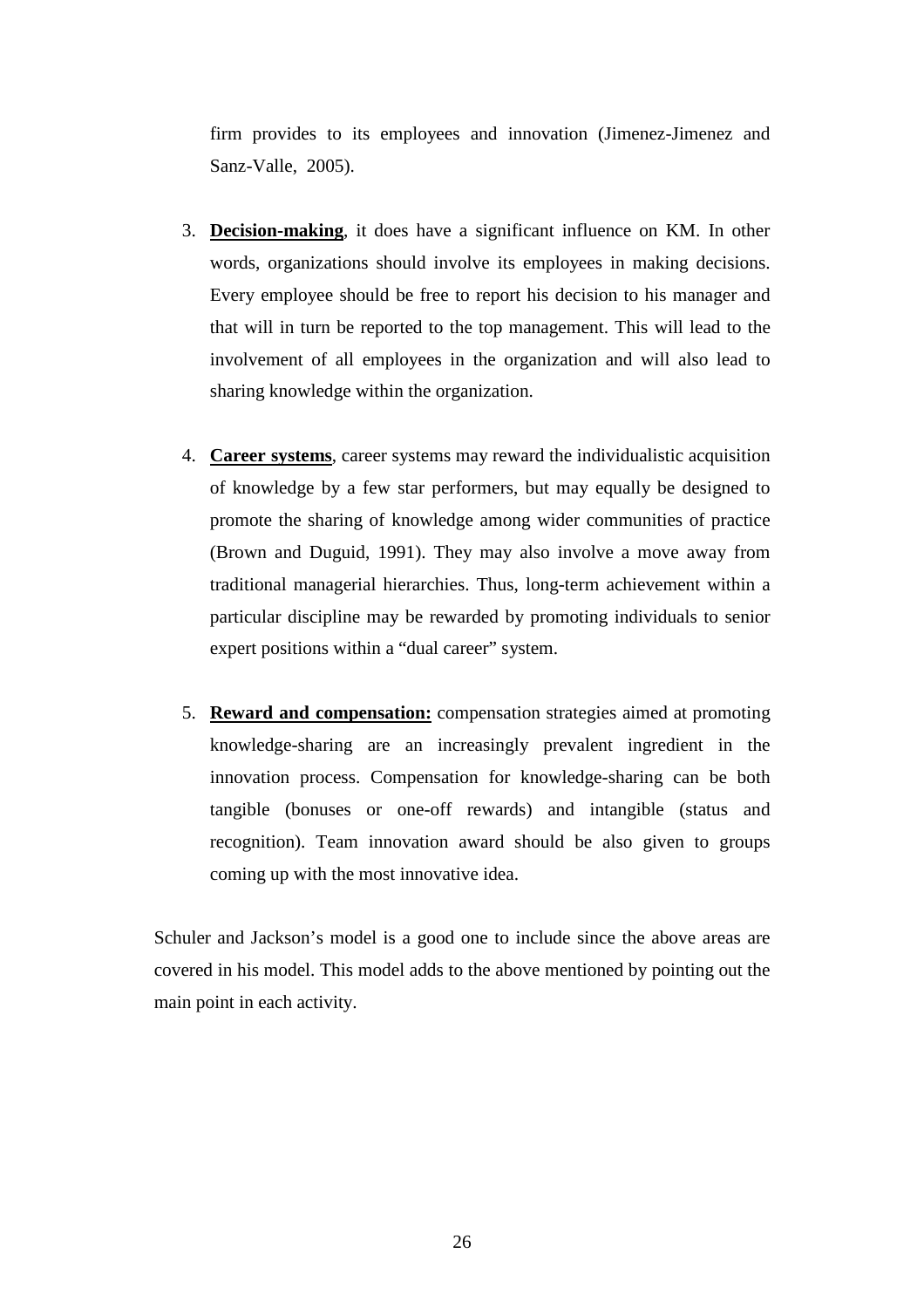firm provides to its employees and innovation (Jimenez-Jimenez and Sanz-Valle, 2005).

3. **Decision-making**, it does have a significant influence on KM. In other words, organizations should involve its employees in making decisions. Every employee should be free to report his decision to his manager and that will in turn be reported to the top management. This will lead to the involvement of all employees in the organization and will also lead to sharing knowledge within the organization.

4. **Career systems**, career systems may reward the individualistic acquisition of knowledge by a few star performers, but may equally be designed to promote the sharing of knowledge among wider communities of practice (Brown and Duguid, 1991). They may also involve a move away from traditional managerial hierarchies. Thus, long-term achievement within a particular discipline may be rewarded by promoting individuals to senior expert positions within a "dual career" system.

5. **Reward and compensation:** compensation strategies aimed at promoting knowledge-sharing are an increasingly prevalent ingredient in the innovation process. Compensation for knowledge-sharing can be both tangible (bonuses or one-off rewards) and intangible (status and recognition). Team innovation award should be also given to groups coming up with the most innovative idea.

Schuler and Jackson's model is a good one to include since the above areas are covered in his model. This model adds to the above mentioned by pointing out the main point in each activity.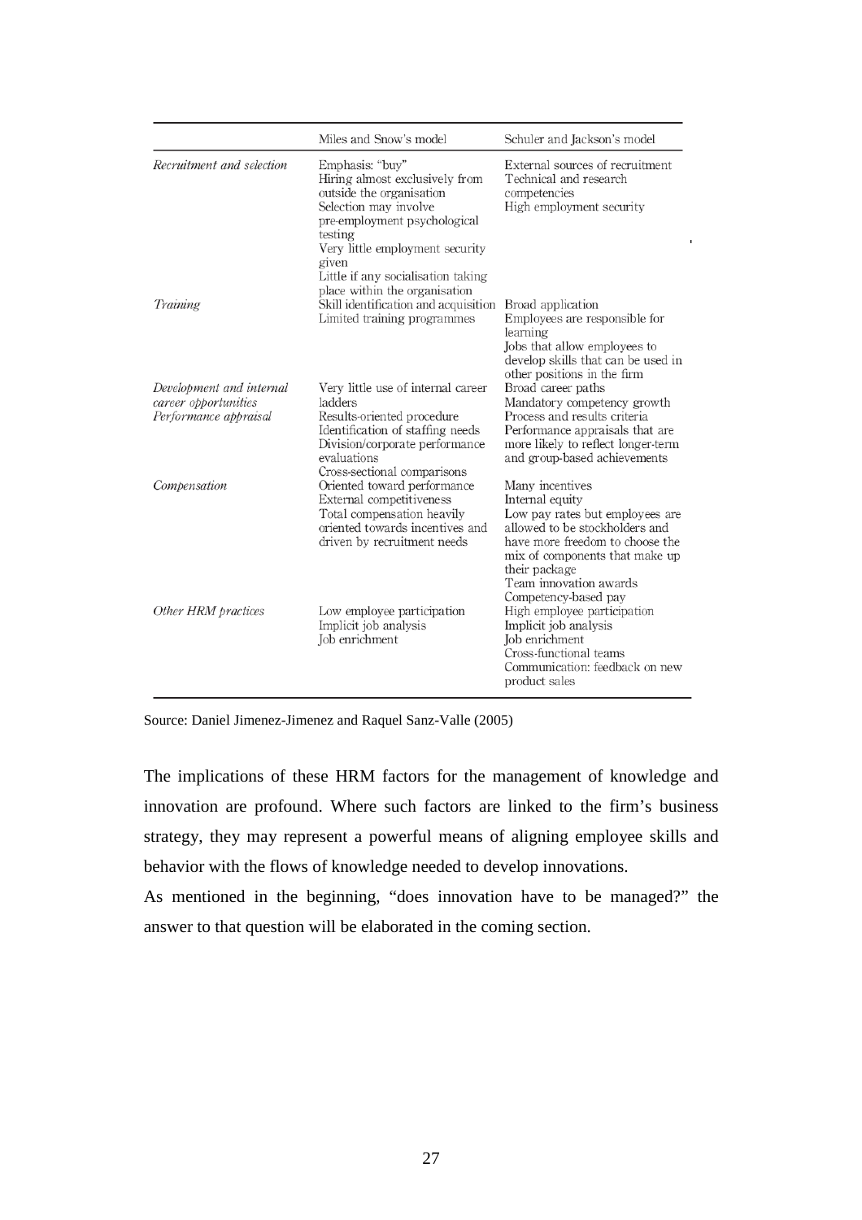| | Miles and Snow's model | Schuler and Jackson's model |
|---|---|---|
| *Recruitment and selection* | Emphasis: "buy" Hiring almost exclusively from outside the organisation Selection may involve pre-employment psychological testing Very little employment security given Little if any socialisation taking place within the organisation | External sources of recruitment Technical and research competencies High employment security |
| *Training* | Skill identification and acquisition Limited training programmes | Broad application Employees are responsible for learning Jobs that allow employees to develop skills that can be used in other positions in the firm |
| *Development and internal career opportunities* | Very little use of internal career ladders | Broad career paths Mandatory competency growth |
| *Performance appraisal* | Results-oriented procedure Identification of staffing needs Division/corporate performance evaluations Cross-sectional comparisons | Process and results criteria Performance appraisals that are more likely to reflect longer-term and group-based achievements |
| *Compensation* | Oriented toward performance External competitiveness Total compensation heavily oriented towards incentives and driven by recruitment needs | Many incentives Internal equity Low pay rates but employees are allowed to be stockholders and have more freedom to choose the mix of components that make up their package Team innovation awards Competency-based pay |
| *Other HRM practices* | Low employee participation Implicit job analysis Job enrichment | High employee participation Implicit job analysis Job enrichment Cross-functional teams Communication: feedback on new product sales |

Source: Daniel Jimenez-Jimenez and Raquel Sanz-Valle (2005)

The implications of these HRM factors for the management of knowledge and innovation are profound. Where such factors are linked to the firm's business strategy, they may represent a powerful means of aligning employee skills and behavior with the flows of knowledge needed to develop innovations.

As mentioned in the beginning, "does innovation have to be managed?" the answer to that question will be elaborated in the coming section.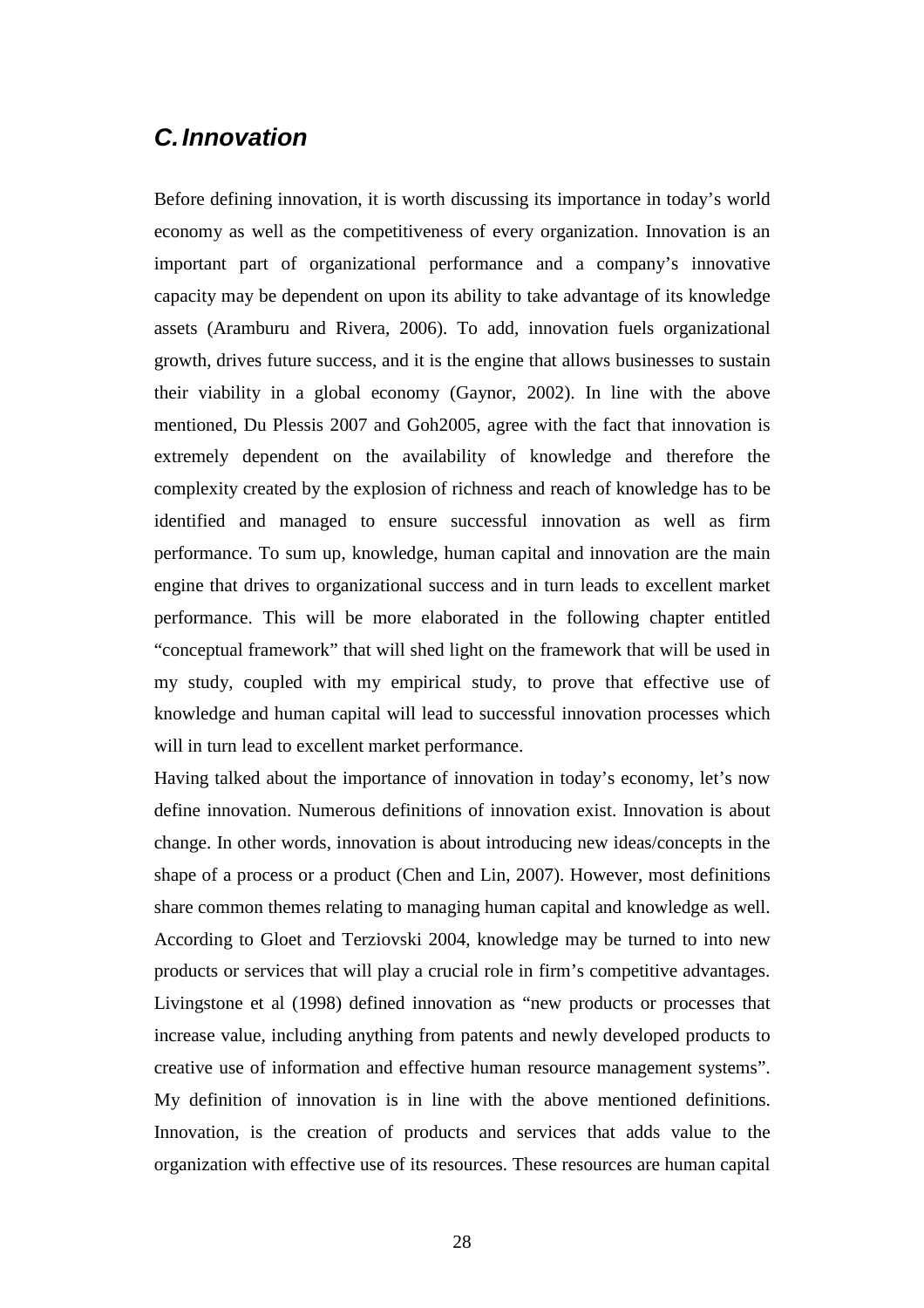## *C. Innovation*

Before defining innovation, it is worth discussing its importance in today's world economy as well as the competitiveness of every organization. Innovation is an important part of organizational performance and a company's innovative capacity may be dependent on upon its ability to take advantage of its knowledge assets (Aramburu and Rivera, 2006). To add, innovation fuels organizational growth, drives future success, and it is the engine that allows businesses to sustain their viability in a global economy (Gaynor, 2002). In line with the above mentioned, Du Plessis 2007 and Goh2005, agree with the fact that innovation is extremely dependent on the availability of knowledge and therefore the complexity created by the explosion of richness and reach of knowledge has to be identified and managed to ensure successful innovation as well as firm performance. To sum up, knowledge, human capital and innovation are the main engine that drives to organizational success and in turn leads to excellent market performance. This will be more elaborated in the following chapter entitled "conceptual framework" that will shed light on the framework that will be used in my study, coupled with my empirical study, to prove that effective use of knowledge and human capital will lead to successful innovation processes which will in turn lead to excellent market performance.

Having talked about the importance of innovation in today's economy, let's now define innovation. Numerous definitions of innovation exist. Innovation is about change. In other words, innovation is about introducing new ideas/concepts in the shape of a process or a product (Chen and Lin, 2007). However, most definitions share common themes relating to managing human capital and knowledge as well. According to Gloet and Terziovski 2004, knowledge may be turned to into new products or services that will play a crucial role in firm's competitive advantages. Livingstone et al (1998) defined innovation as "new products or processes that increase value, including anything from patents and newly developed products to creative use of information and effective human resource management systems". My definition of innovation is in line with the above mentioned definitions. Innovation, is the creation of products and services that adds value to the organization with effective use of its resources. These resources are human capital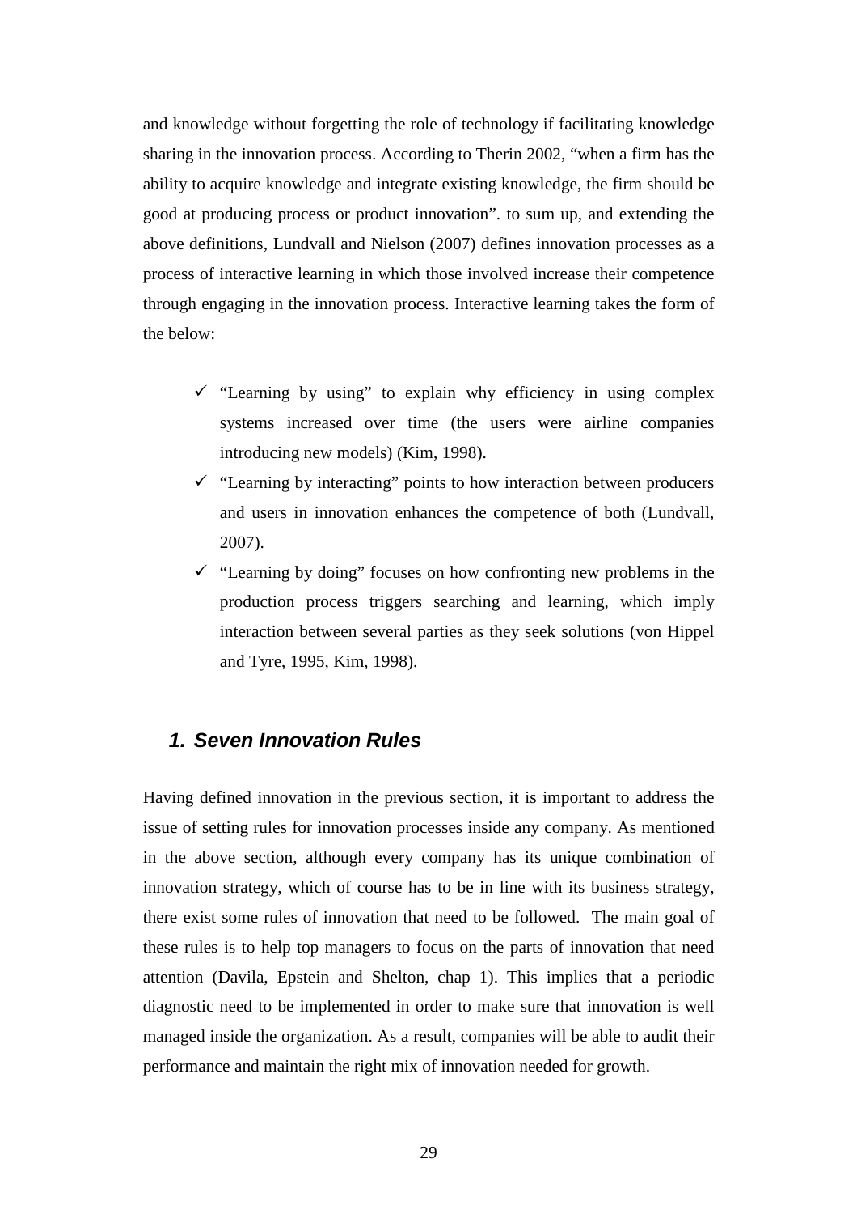and knowledge without forgetting the role of technology if facilitating knowledge sharing in the innovation process. According to Therin 2002, "when a firm has the ability to acquire knowledge and integrate existing knowledge, the firm should be good at producing process or product innovation". to sum up, and extending the above definitions, Lundvall and Nielson (2007) defines innovation processes as a process of interactive learning in which those involved increase their competence through engaging in the innovation process. Interactive learning takes the form of the below:

- ✓ "Learning by using" to explain why efficiency in using complex systems increased over time (the users were airline companies introducing new models) (Kim, 1998).
- ✓ "Learning by interacting" points to how interaction between producers and users in innovation enhances the competence of both (Lundvall, 2007).
- ✓ "Learning by doing" focuses on how confronting new problems in the production process triggers searching and learning, which imply interaction between several parties as they seek solutions (von Hippel and Tyre, 1995, Kim, 1998).

## *1. Seven Innovation Rules*

Having defined innovation in the previous section, it is important to address the issue of setting rules for innovation processes inside any company. As mentioned in the above section, although every company has its unique combination of innovation strategy, which of course has to be in line with its business strategy, there exist some rules of innovation that need to be followed. The main goal of these rules is to help top managers to focus on the parts of innovation that need attention (Davila, Epstein and Shelton, chap 1). This implies that a periodic diagnostic need to be implemented in order to make sure that innovation is well managed inside the organization. As a result, companies will be able to audit their performance and maintain the right mix of innovation needed for growth.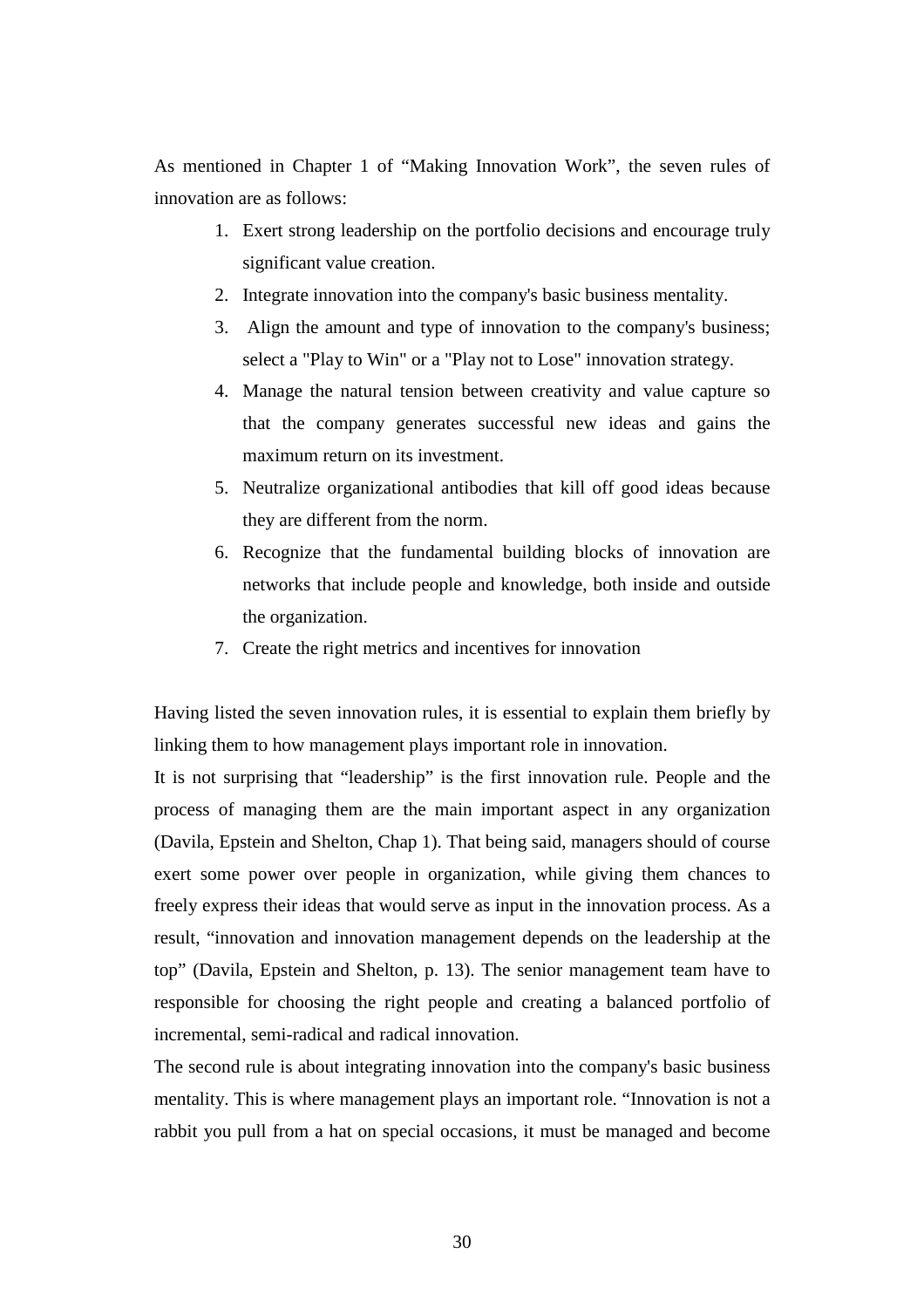As mentioned in Chapter 1 of "Making Innovation Work", the seven rules of innovation are as follows:

1. Exert strong leadership on the portfolio decisions and encourage truly significant value creation.
2. Integrate innovation into the company's basic business mentality.
3. Align the amount and type of innovation to the company's business; select a "Play to Win" or a "Play not to Lose" innovation strategy.
4. Manage the natural tension between creativity and value capture so that the company generates successful new ideas and gains the maximum return on its investment.
5. Neutralize organizational antibodies that kill off good ideas because they are different from the norm.
6. Recognize that the fundamental building blocks of innovation are networks that include people and knowledge, both inside and outside the organization.
7. Create the right metrics and incentives for innovation

Having listed the seven innovation rules, it is essential to explain them briefly by linking them to how management plays important role in innovation.

It is not surprising that "leadership" is the first innovation rule. People and the process of managing them are the main important aspect in any organization (Davila, Epstein and Shelton, Chap 1). That being said, managers should of course exert some power over people in organization, while giving them chances to freely express their ideas that would serve as input in the innovation process. As a result, "innovation and innovation management depends on the leadership at the top" (Davila, Epstein and Shelton, p. 13). The senior management team have to responsible for choosing the right people and creating a balanced portfolio of incremental, semi-radical and radical innovation.

The second rule is about integrating innovation into the company's basic business mentality. This is where management plays an important role. "Innovation is not a rabbit you pull from a hat on special occasions, it must be managed and become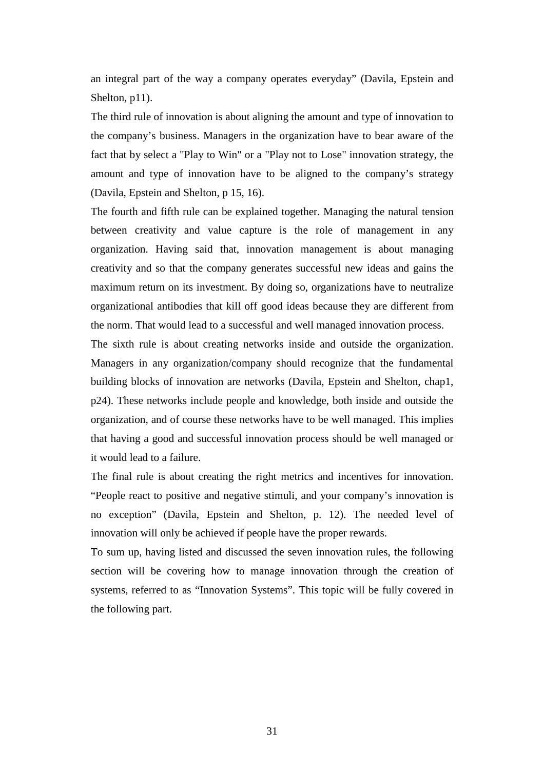an integral part of the way a company operates everyday" (Davila, Epstein and Shelton, p11).

The third rule of innovation is about aligning the amount and type of innovation to the company's business. Managers in the organization have to bear aware of the fact that by select a "Play to Win" or a "Play not to Lose" innovation strategy, the amount and type of innovation have to be aligned to the company's strategy (Davila, Epstein and Shelton, p 15, 16).

The fourth and fifth rule can be explained together. Managing the natural tension between creativity and value capture is the role of management in any organization. Having said that, innovation management is about managing creativity and so that the company generates successful new ideas and gains the maximum return on its investment. By doing so, organizations have to neutralize organizational antibodies that kill off good ideas because they are different from the norm. That would lead to a successful and well managed innovation process.

The sixth rule is about creating networks inside and outside the organization. Managers in any organization/company should recognize that the fundamental building blocks of innovation are networks (Davila, Epstein and Shelton, chap1, p24). These networks include people and knowledge, both inside and outside the organization, and of course these networks have to be well managed. This implies that having a good and successful innovation process should be well managed or it would lead to a failure.

The final rule is about creating the right metrics and incentives for innovation. "People react to positive and negative stimuli, and your company's innovation is no exception" (Davila, Epstein and Shelton, p. 12). The needed level of innovation will only be achieved if people have the proper rewards.

To sum up, having listed and discussed the seven innovation rules, the following section will be covering how to manage innovation through the creation of systems, referred to as "Innovation Systems". This topic will be fully covered in the following part.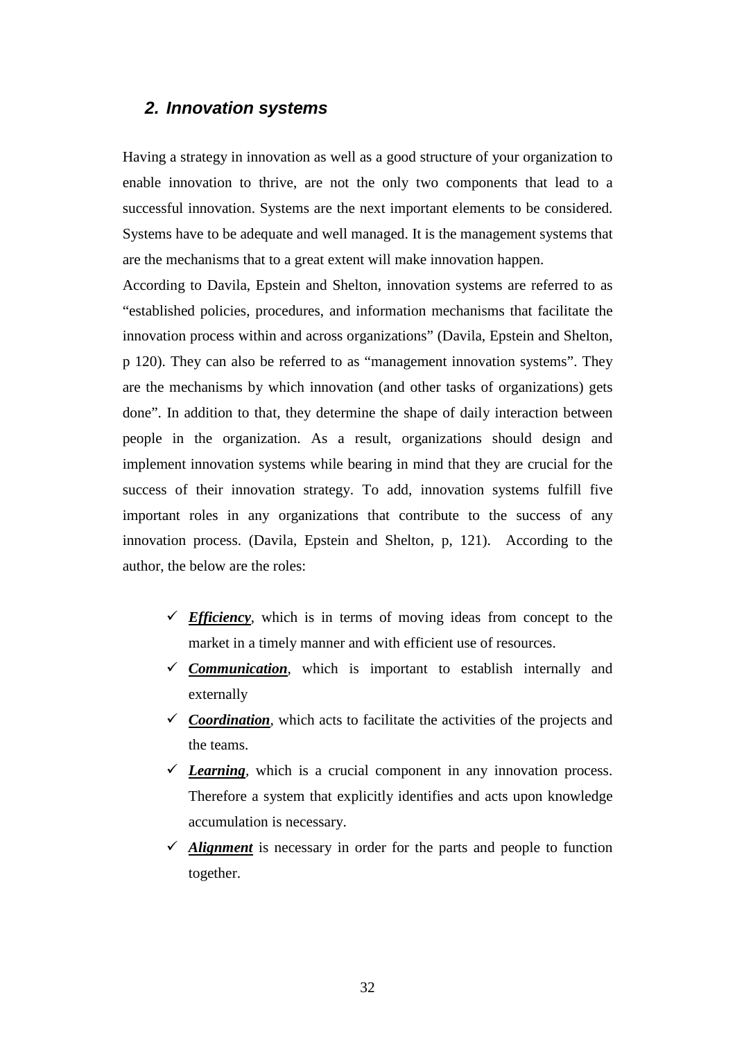## *2. Innovation systems*

Having a strategy in innovation as well as a good structure of your organization to enable innovation to thrive, are not the only two components that lead to a successful innovation. Systems are the next important elements to be considered. Systems have to be adequate and well managed. It is the management systems that are the mechanisms that to a great extent will make innovation happen.

According to Davila, Epstein and Shelton, innovation systems are referred to as "established policies, procedures, and information mechanisms that facilitate the innovation process within and across organizations" (Davila, Epstein and Shelton, p 120). They can also be referred to as "management innovation systems". They are the mechanisms by which innovation (and other tasks of organizations) gets done". In addition to that, they determine the shape of daily interaction between people in the organization. As a result, organizations should design and implement innovation systems while bearing in mind that they are crucial for the success of their innovation strategy. To add, innovation systems fulfill five important roles in any organizations that contribute to the success of any innovation process. (Davila, Epstein and Shelton, p, 121). According to the author, the below are the roles:

- ✓ ***Efficiency***, which is in terms of moving ideas from concept to the market in a timely manner and with efficient use of resources.
- ✓ ***Communication***, which is important to establish internally and externally
- ✓ ***Coordination***, which acts to facilitate the activities of the projects and the teams.
- ✓ ***Learning***, which is a crucial component in any innovation process. Therefore a system that explicitly identifies and acts upon knowledge accumulation is necessary.
- ✓ ***Alignment*** is necessary in order for the parts and people to function together.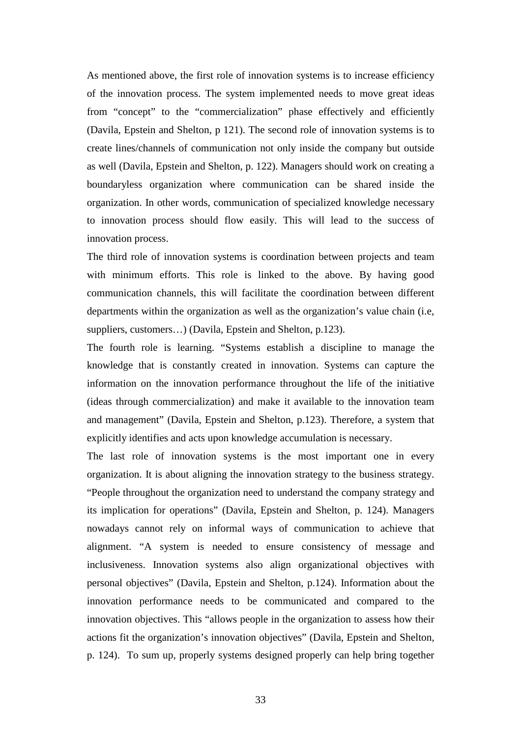As mentioned above, the first role of innovation systems is to increase efficiency of the innovation process. The system implemented needs to move great ideas from "concept" to the "commercialization" phase effectively and efficiently (Davila, Epstein and Shelton, p 121). The second role of innovation systems is to create lines/channels of communication not only inside the company but outside as well (Davila, Epstein and Shelton, p. 122). Managers should work on creating a boundaryless organization where communication can be shared inside the organization. In other words, communication of specialized knowledge necessary to innovation process should flow easily. This will lead to the success of innovation process.

The third role of innovation systems is coordination between projects and team with minimum efforts. This role is linked to the above. By having good communication channels, this will facilitate the coordination between different departments within the organization as well as the organization's value chain (i.e, suppliers, customers…) (Davila, Epstein and Shelton, p.123).

The fourth role is learning. "Systems establish a discipline to manage the knowledge that is constantly created in innovation. Systems can capture the information on the innovation performance throughout the life of the initiative (ideas through commercialization) and make it available to the innovation team and management" (Davila, Epstein and Shelton, p.123). Therefore, a system that explicitly identifies and acts upon knowledge accumulation is necessary.

The last role of innovation systems is the most important one in every organization. It is about aligning the innovation strategy to the business strategy. "People throughout the organization need to understand the company strategy and its implication for operations" (Davila, Epstein and Shelton, p. 124). Managers nowadays cannot rely on informal ways of communication to achieve that alignment. "A system is needed to ensure consistency of message and inclusiveness. Innovation systems also align organizational objectives with personal objectives" (Davila, Epstein and Shelton, p.124). Information about the innovation performance needs to be communicated and compared to the innovation objectives. This "allows people in the organization to assess how their actions fit the organization's innovation objectives" (Davila, Epstein and Shelton, p. 124). To sum up, properly systems designed properly can help bring together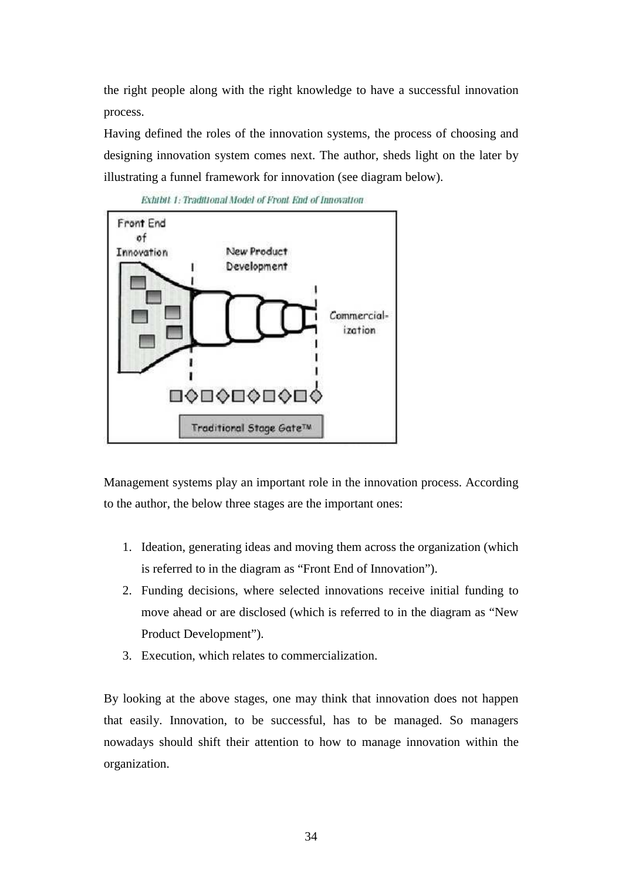the right people along with the right knowledge to have a successful innovation process.

Having defined the roles of the innovation systems, the process of choosing and designing innovation system comes next. The author, sheds light on the later by illustrating a funnel framework for innovation (see diagram below).

*Exhibit 1: Traditional Model of Front End of Innovation*

Front End of Innovation | New Product Development | Commercial-ization

Traditional Stage Gate™

Management systems play an important role in the innovation process. According to the author, the below three stages are the important ones:

1. Ideation, generating ideas and moving them across the organization (which is referred to in the diagram as "Front End of Innovation").
2. Funding decisions, where selected innovations receive initial funding to move ahead or are disclosed (which is referred to in the diagram as "New Product Development").
3. Execution, which relates to commercialization.

By looking at the above stages, one may think that innovation does not happen that easily. Innovation, to be successful, has to be managed. So managers nowadays should shift their attention to how to manage innovation within the organization.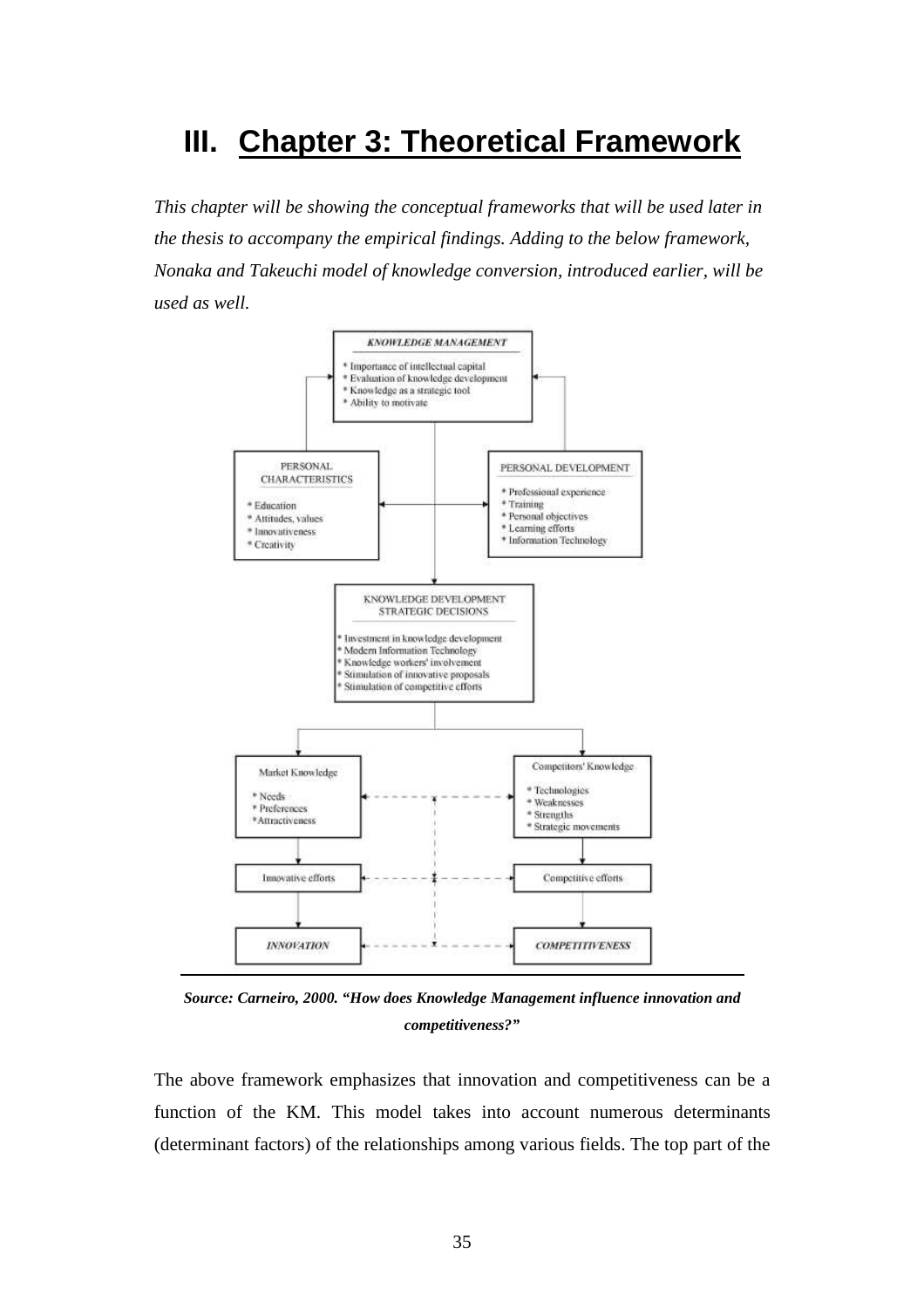# III. Chapter 3: Theoretical Framework

*This chapter will be showing the conceptual frameworks that will be used later in the thesis to accompany the empirical findings. Adding to the below framework, Nonaka and Takeuchi model of knowledge conversion, introduced earlier, will be used as well.*

**KNOWLEDGE MANAGEMENT**
- Importance of intellectual capital
- Evaluation of knowledge development
- Knowledge as a strategic tool
- Ability to motivate

**PERSONAL CHARACTERISTICS**
- Education
- Attitudes, values
- Innovativeness
- Creativity

**PERSONAL DEVELOPMENT**
- Professional experience
- Training
- Personal objectives
- Learning efforts
- Information Technology

**KNOWLEDGE DEVELOPMENT STRATEGIC DECISIONS**
- Investment in knowledge development
- Modern Information Technology
- Knowledge workers' involvement
- Stimulation of innovative proposals
- Stimulation of competitive efforts

**Market Knowledge**
- Needs
- Preferences
- Attractiveness

**Competitors' Knowledge**
- Technologies
- Weaknesses
- Strengths
- Strategic movements

Innovative efforts — Competitive efforts

*INNOVATION* — *COMPETITIVENESS*

***Source: Carneiro, 2000. "How does Knowledge Management influence innovation and competitiveness?"***

The above framework emphasizes that innovation and competitiveness can be a function of the KM. This model takes into account numerous determinants (determinant factors) of the relationships among various fields. The top part of the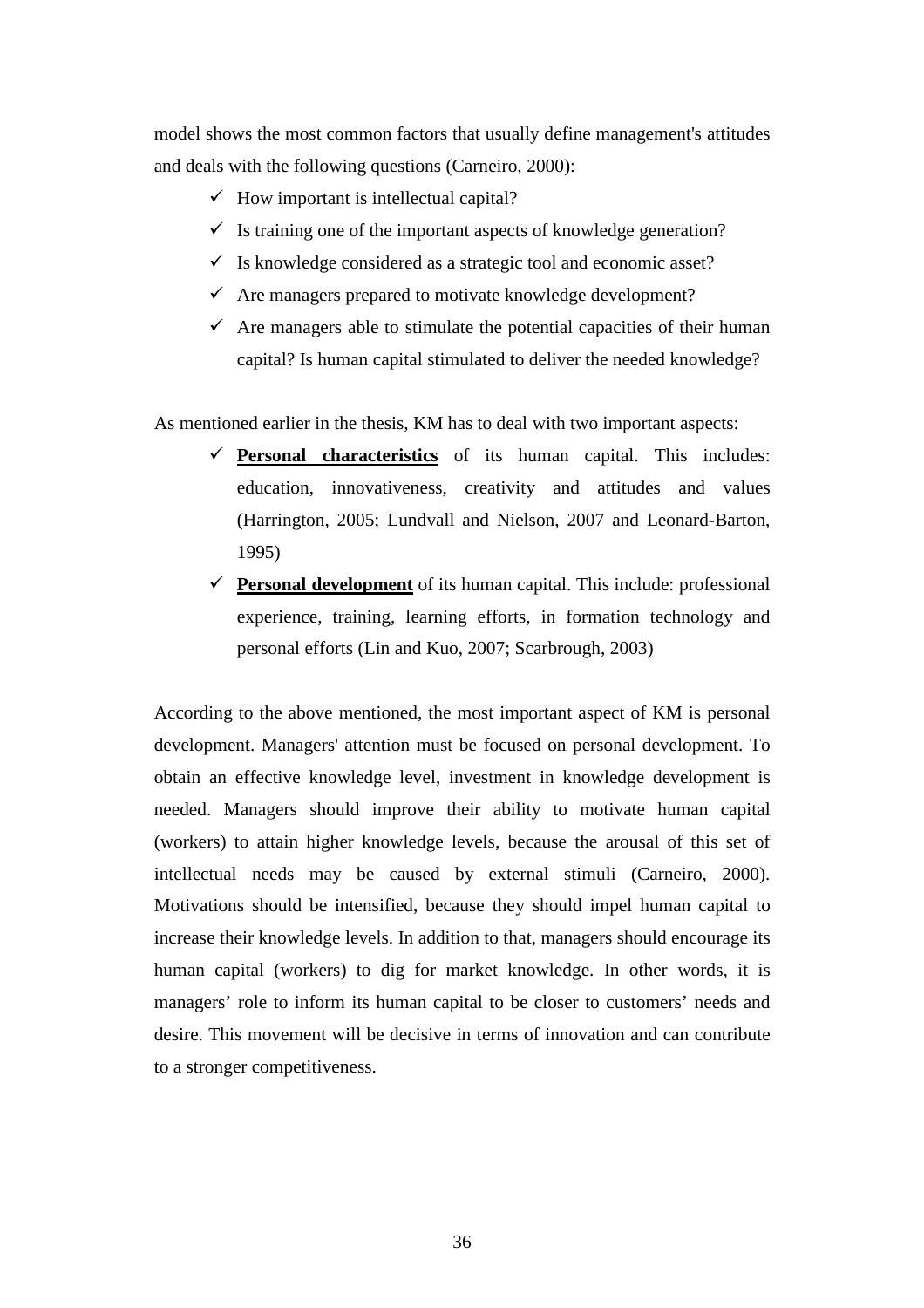model shows the most common factors that usually define management's attitudes and deals with the following questions (Carneiro, 2000):

- ✓ How important is intellectual capital?
- ✓ Is training one of the important aspects of knowledge generation?
- ✓ Is knowledge considered as a strategic tool and economic asset?
- ✓ Are managers prepared to motivate knowledge development?
- ✓ Are managers able to stimulate the potential capacities of their human capital? Is human capital stimulated to deliver the needed knowledge?

As mentioned earlier in the thesis, KM has to deal with two important aspects:

- ✓ **<u>Personal characteristics</u>** of its human capital. This includes: education, innovativeness, creativity and attitudes and values (Harrington, 2005; Lundvall and Nielson, 2007 and Leonard-Barton, 1995)
- ✓ **<u>Personal development</u>** of its human capital. This include: professional experience, training, learning efforts, in formation technology and personal efforts (Lin and Kuo, 2007; Scarbrough, 2003)

According to the above mentioned, the most important aspect of KM is personal development. Managers' attention must be focused on personal development. To obtain an effective knowledge level, investment in knowledge development is needed. Managers should improve their ability to motivate human capital (workers) to attain higher knowledge levels, because the arousal of this set of intellectual needs may be caused by external stimuli (Carneiro, 2000). Motivations should be intensified, because they should impel human capital to increase their knowledge levels. In addition to that, managers should encourage its human capital (workers) to dig for market knowledge. In other words, it is managers' role to inform its human capital to be closer to customers' needs and desire. This movement will be decisive in terms of innovation and can contribute to a stronger competitiveness.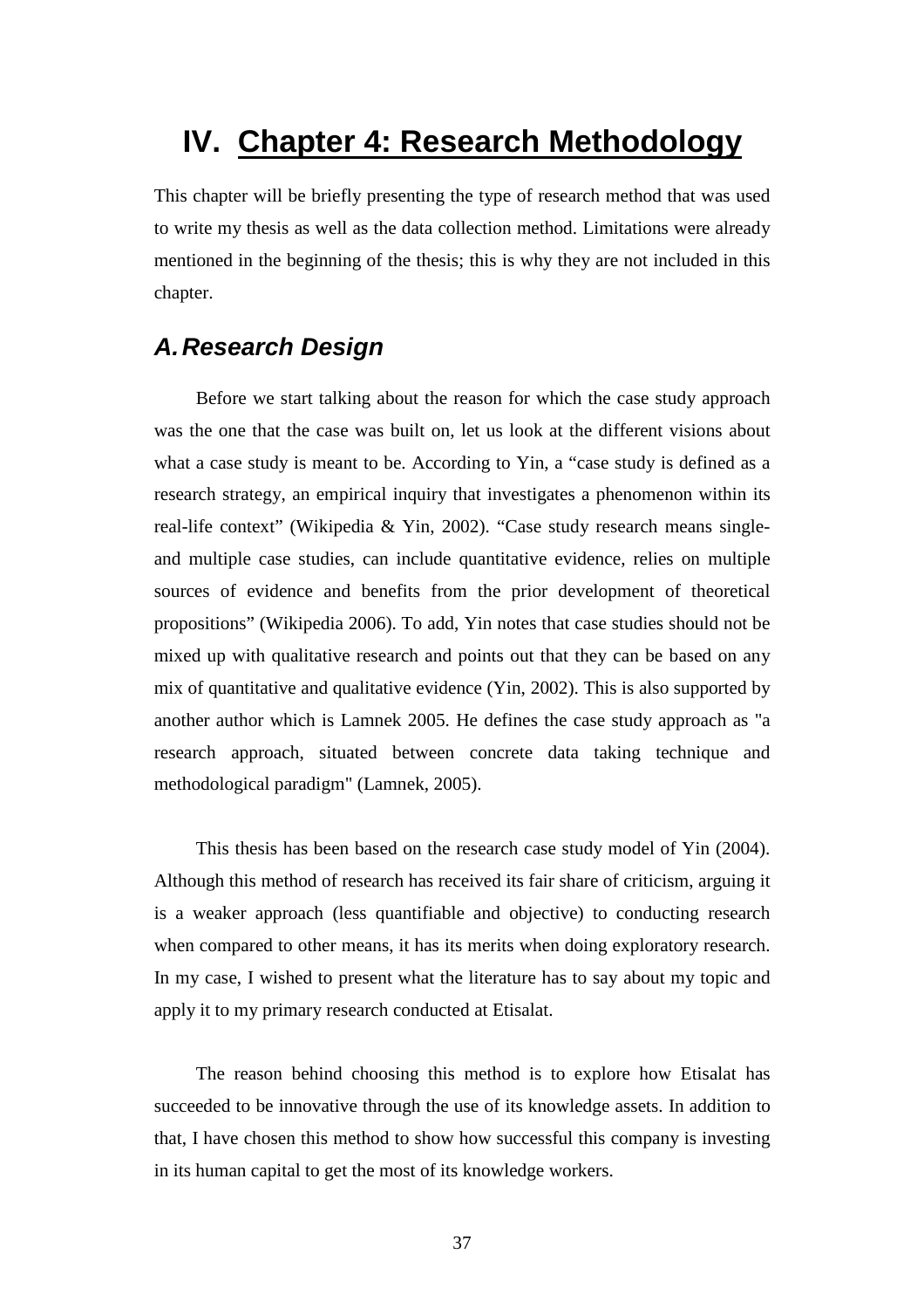# IV. Chapter 4: Research Methodology

This chapter will be briefly presenting the type of research method that was used to write my thesis as well as the data collection method. Limitations were already mentioned in the beginning of the thesis; this is why they are not included in this chapter.

## A. Research Design

Before we start talking about the reason for which the case study approach was the one that the case was built on, let us look at the different visions about what a case study is meant to be. According to Yin, a "case study is defined as a research strategy, an empirical inquiry that investigates a phenomenon within its real-life context" (Wikipedia & Yin, 2002). "Case study research means single- and multiple case studies, can include quantitative evidence, relies on multiple sources of evidence and benefits from the prior development of theoretical propositions" (Wikipedia 2006). To add, Yin notes that case studies should not be mixed up with qualitative research and points out that they can be based on any mix of quantitative and qualitative evidence (Yin, 2002). This is also supported by another author which is Lamnek 2005. He defines the case study approach as "a research approach, situated between concrete data taking technique and methodological paradigm" (Lamnek, 2005).

This thesis has been based on the research case study model of Yin (2004). Although this method of research has received its fair share of criticism, arguing it is a weaker approach (less quantifiable and objective) to conducting research when compared to other means, it has its merits when doing exploratory research. In my case, I wished to present what the literature has to say about my topic and apply it to my primary research conducted at Etisalat.

The reason behind choosing this method is to explore how Etisalat has succeeded to be innovative through the use of its knowledge assets. In addition to that, I have chosen this method to show how successful this company is investing in its human capital to get the most of its knowledge workers.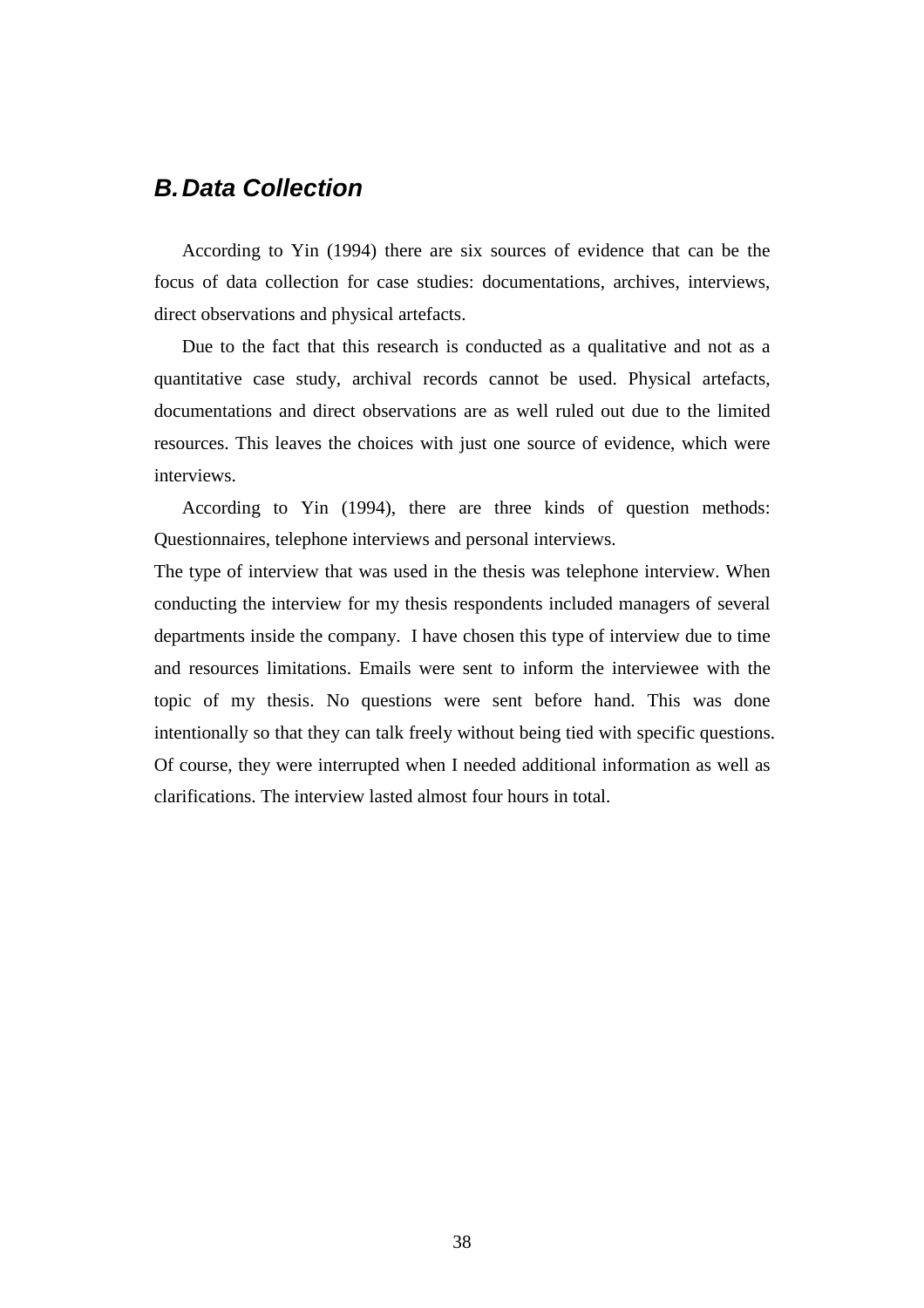## *B. Data Collection*

According to Yin (1994) there are six sources of evidence that can be the focus of data collection for case studies: documentations, archives, interviews, direct observations and physical artefacts.

Due to the fact that this research is conducted as a qualitative and not as a quantitative case study, archival records cannot be used. Physical artefacts, documentations and direct observations are as well ruled out due to the limited resources. This leaves the choices with just one source of evidence, which were interviews.

According to Yin (1994), there are three kinds of question methods: Questionnaires, telephone interviews and personal interviews.

The type of interview that was used in the thesis was telephone interview. When conducting the interview for my thesis respondents included managers of several departments inside the company. I have chosen this type of interview due to time and resources limitations. Emails were sent to inform the interviewee with the topic of my thesis. No questions were sent before hand. This was done intentionally so that they can talk freely without being tied with specific questions. Of course, they were interrupted when I needed additional information as well as clarifications. The interview lasted almost four hours in total.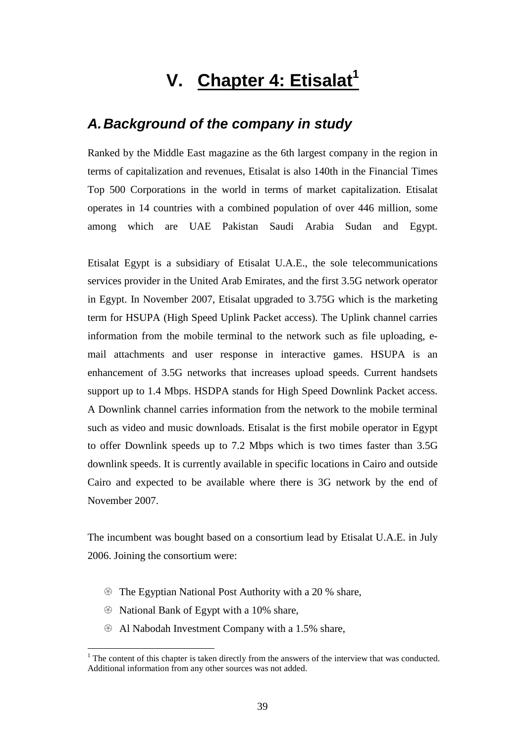# V. Chapter 4: Etisalat[1]

## A. Background of the company in study

Ranked by the Middle East magazine as the 6th largest company in the region in terms of capitalization and revenues, Etisalat is also 140th in the Financial Times Top 500 Corporations in the world in terms of market capitalization. Etisalat operates in 14 countries with a combined population of over 446 million, some among which are UAE Pakistan Saudi Arabia Sudan and Egypt.

Etisalat Egypt is a subsidiary of Etisalat U.A.E., the sole telecommunications services provider in the United Arab Emirates, and the first 3.5G network operator in Egypt. In November 2007, Etisalat upgraded to 3.75G which is the marketing term for HSUPA (High Speed Uplink Packet access). The Uplink channel carries information from the mobile terminal to the network such as file uploading, e-mail attachments and user response in interactive games. HSUPA is an enhancement of 3.5G networks that increases upload speeds. Current handsets support up to 1.4 Mbps. HSDPA stands for High Speed Downlink Packet access. A Downlink channel carries information from the network to the mobile terminal such as video and music downloads. Etisalat is the first mobile operator in Egypt to offer Downlink speeds up to 7.2 Mbps which is two times faster than 3.5G downlink speeds. It is currently available in specific locations in Cairo and outside Cairo and expected to be available where there is 3G network by the end of November 2007.

The incumbent was bought based on a consortium lead by Etisalat U.A.E. in July 2006. Joining the consortium were:

- The Egyptian National Post Authority with a 20 % share,
- National Bank of Egypt with a 10% share,
- Al Nabodah Investment Company with a 1.5% share,

[1] The content of this chapter is taken directly from the answers of the interview that was conducted. Additional information from any other sources was not added.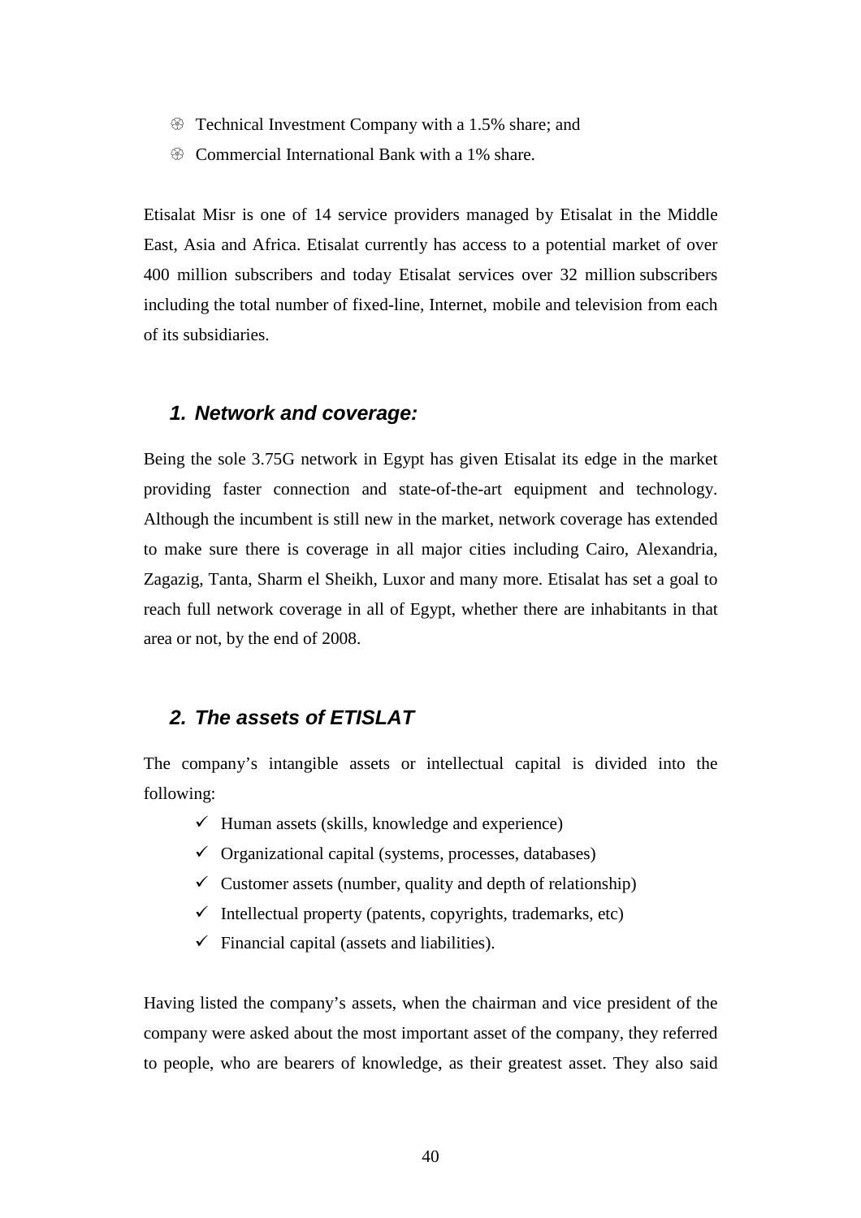- Technical Investment Company with a 1.5% share; and
- Commercial International Bank with a 1% share.

Etisalat Misr is one of 14 service providers managed by Etisalat in the Middle East, Asia and Africa. Etisalat currently has access to a potential market of over 400 million subscribers and today Etisalat services over 32 million subscribers including the total number of fixed-line, Internet, mobile and television from each of its subsidiaries.

## 1. Network and coverage:

Being the sole 3.75G network in Egypt has given Etisalat its edge in the market providing faster connection and state-of-the-art equipment and technology. Although the incumbent is still new in the market, network coverage has extended to make sure there is coverage in all major cities including Cairo, Alexandria, Zagazig, Tanta, Sharm el Sheikh, Luxor and many more. Etisalat has set a goal to reach full network coverage in all of Egypt, whether there are inhabitants in that area or not, by the end of 2008.

## 2. The assets of ETISLAT

The company's intangible assets or intellectual capital is divided into the following:

- ✓ Human assets (skills, knowledge and experience)
- ✓ Organizational capital (systems, processes, databases)
- ✓ Customer assets (number, quality and depth of relationship)
- ✓ Intellectual property (patents, copyrights, trademarks, etc)
- ✓ Financial capital (assets and liabilities).

Having listed the company's assets, when the chairman and vice president of the company were asked about the most important asset of the company, they referred to people, who are bearers of knowledge, as their greatest asset. They also said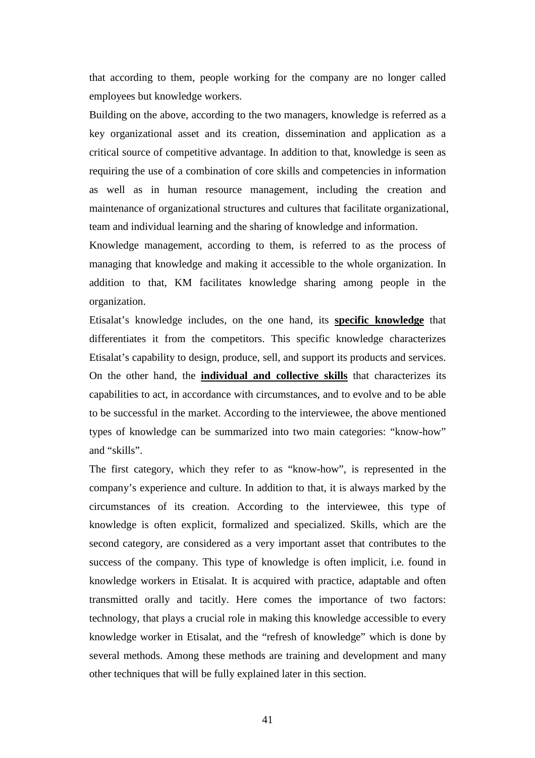that according to them, people working for the company are no longer called employees but knowledge workers.

Building on the above, according to the two managers, knowledge is referred as a key organizational asset and its creation, dissemination and application as a critical source of competitive advantage. In addition to that, knowledge is seen as requiring the use of a combination of core skills and competencies in information as well as in human resource management, including the creation and maintenance of organizational structures and cultures that facilitate organizational, team and individual learning and the sharing of knowledge and information.

Knowledge management, according to them, is referred to as the process of managing that knowledge and making it accessible to the whole organization. In addition to that, KM facilitates knowledge sharing among people in the organization.

Etisalat's knowledge includes, on the one hand, its **specific knowledge** that differentiates it from the competitors. This specific knowledge characterizes Etisalat's capability to design, produce, sell, and support its products and services. On the other hand, the **individual and collective skills** that characterizes its capabilities to act, in accordance with circumstances, and to evolve and to be able to be successful in the market. According to the interviewee, the above mentioned types of knowledge can be summarized into two main categories: "know-how" and "skills".

The first category, which they refer to as "know-how", is represented in the company's experience and culture. In addition to that, it is always marked by the circumstances of its creation. According to the interviewee, this type of knowledge is often explicit, formalized and specialized. Skills, which are the second category, are considered as a very important asset that contributes to the success of the company. This type of knowledge is often implicit, i.e. found in knowledge workers in Etisalat. It is acquired with practice, adaptable and often transmitted orally and tacitly. Here comes the importance of two factors: technology, that plays a crucial role in making this knowledge accessible to every knowledge worker in Etisalat, and the "refresh of knowledge" which is done by several methods. Among these methods are training and development and many other techniques that will be fully explained later in this section.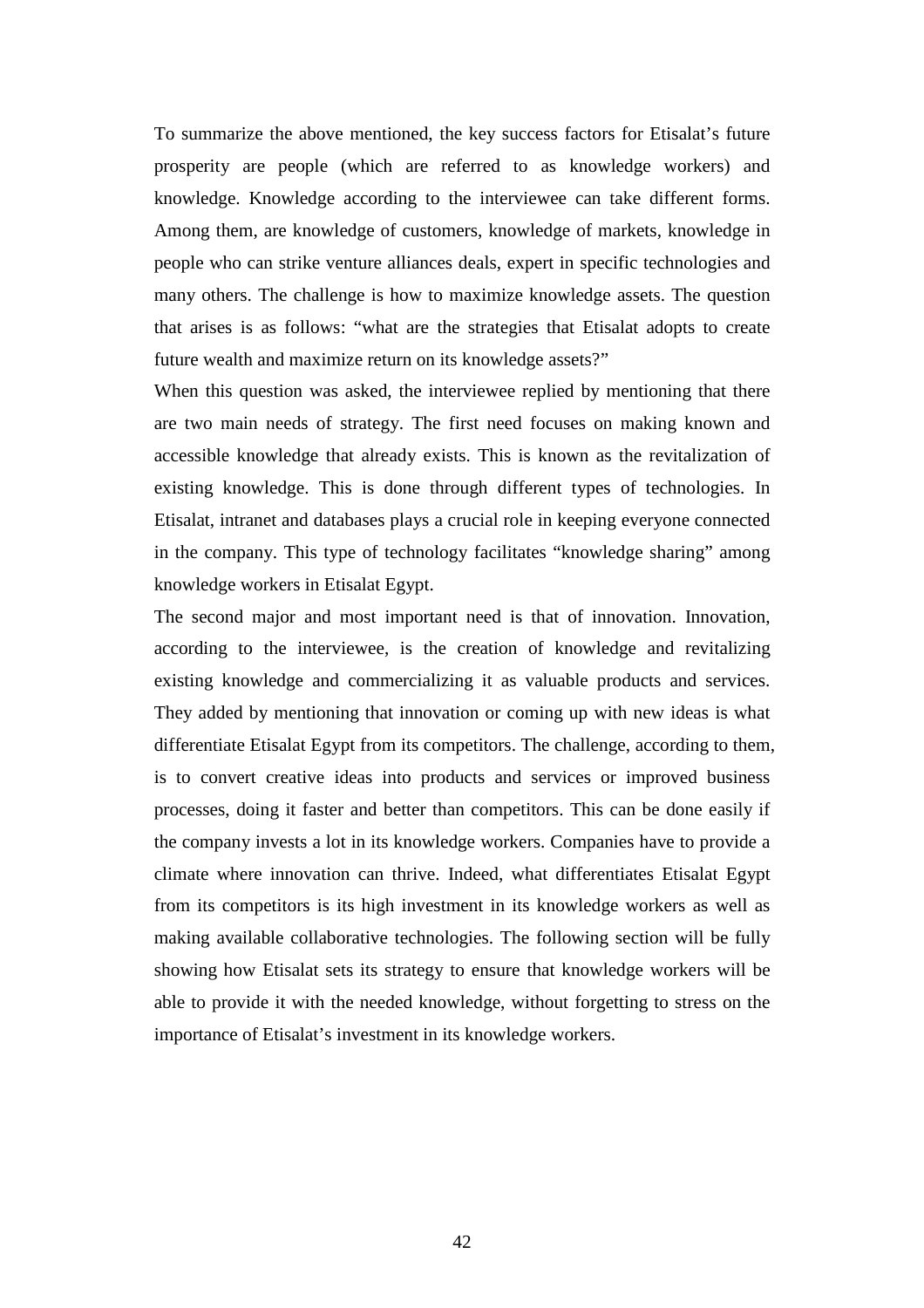To summarize the above mentioned, the key success factors for Etisalat's future prosperity are people (which are referred to as knowledge workers) and knowledge. Knowledge according to the interviewee can take different forms. Among them, are knowledge of customers, knowledge of markets, knowledge in people who can strike venture alliances deals, expert in specific technologies and many others. The challenge is how to maximize knowledge assets. The question that arises is as follows: "what are the strategies that Etisalat adopts to create future wealth and maximize return on its knowledge assets?"

When this question was asked, the interviewee replied by mentioning that there are two main needs of strategy. The first need focuses on making known and accessible knowledge that already exists. This is known as the revitalization of existing knowledge. This is done through different types of technologies. In Etisalat, intranet and databases plays a crucial role in keeping everyone connected in the company. This type of technology facilitates "knowledge sharing" among knowledge workers in Etisalat Egypt.

The second major and most important need is that of innovation. Innovation, according to the interviewee, is the creation of knowledge and revitalizing existing knowledge and commercializing it as valuable products and services. They added by mentioning that innovation or coming up with new ideas is what differentiate Etisalat Egypt from its competitors. The challenge, according to them, is to convert creative ideas into products and services or improved business processes, doing it faster and better than competitors. This can be done easily if the company invests a lot in its knowledge workers. Companies have to provide a climate where innovation can thrive. Indeed, what differentiates Etisalat Egypt from its competitors is its high investment in its knowledge workers as well as making available collaborative technologies. The following section will be fully showing how Etisalat sets its strategy to ensure that knowledge workers will be able to provide it with the needed knowledge, without forgetting to stress on the importance of Etisalat's investment in its knowledge workers.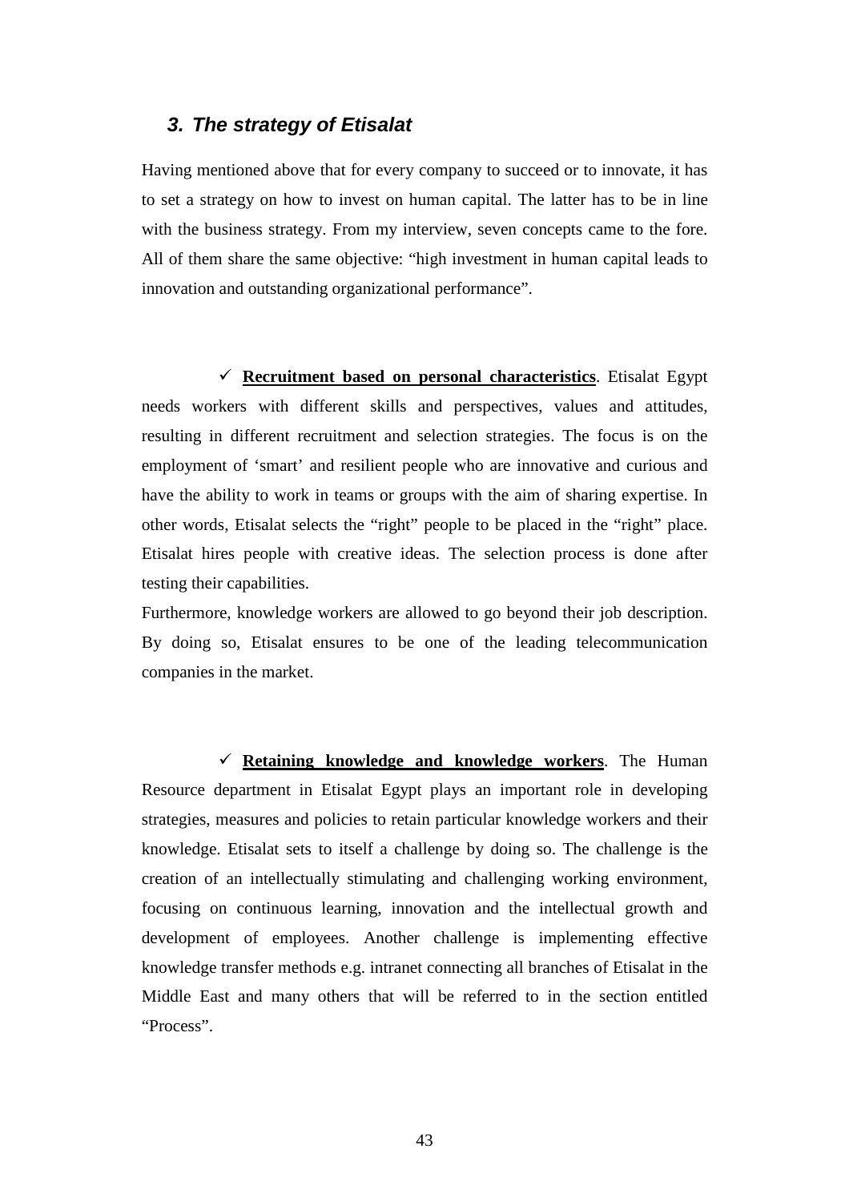## *3. The strategy of Etisalat*

Having mentioned above that for every company to succeed or to innovate, it has to set a strategy on how to invest on human capital. The latter has to be in line with the business strategy. From my interview, seven concepts came to the fore. All of them share the same objective: "high investment in human capital leads to innovation and outstanding organizational performance".

- ✓ **Recruitment based on personal characteristics**. Etisalat Egypt needs workers with different skills and perspectives, values and attitudes, resulting in different recruitment and selection strategies. The focus is on the employment of 'smart' and resilient people who are innovative and curious and have the ability to work in teams or groups with the aim of sharing expertise. In other words, Etisalat selects the "right" people to be placed in the "right" place. Etisalat hires people with creative ideas. The selection process is done after testing their capabilities.

  Furthermore, knowledge workers are allowed to go beyond their job description. By doing so, Etisalat ensures to be one of the leading telecommunication companies in the market.

- ✓ **Retaining knowledge and knowledge workers**. The Human Resource department in Etisalat Egypt plays an important role in developing strategies, measures and policies to retain particular knowledge workers and their knowledge. Etisalat sets to itself a challenge by doing so. The challenge is the creation of an intellectually stimulating and challenging working environment, focusing on continuous learning, innovation and the intellectual growth and development of employees. Another challenge is implementing effective knowledge transfer methods e.g. intranet connecting all branches of Etisalat in the Middle East and many others that will be referred to in the section entitled "Process".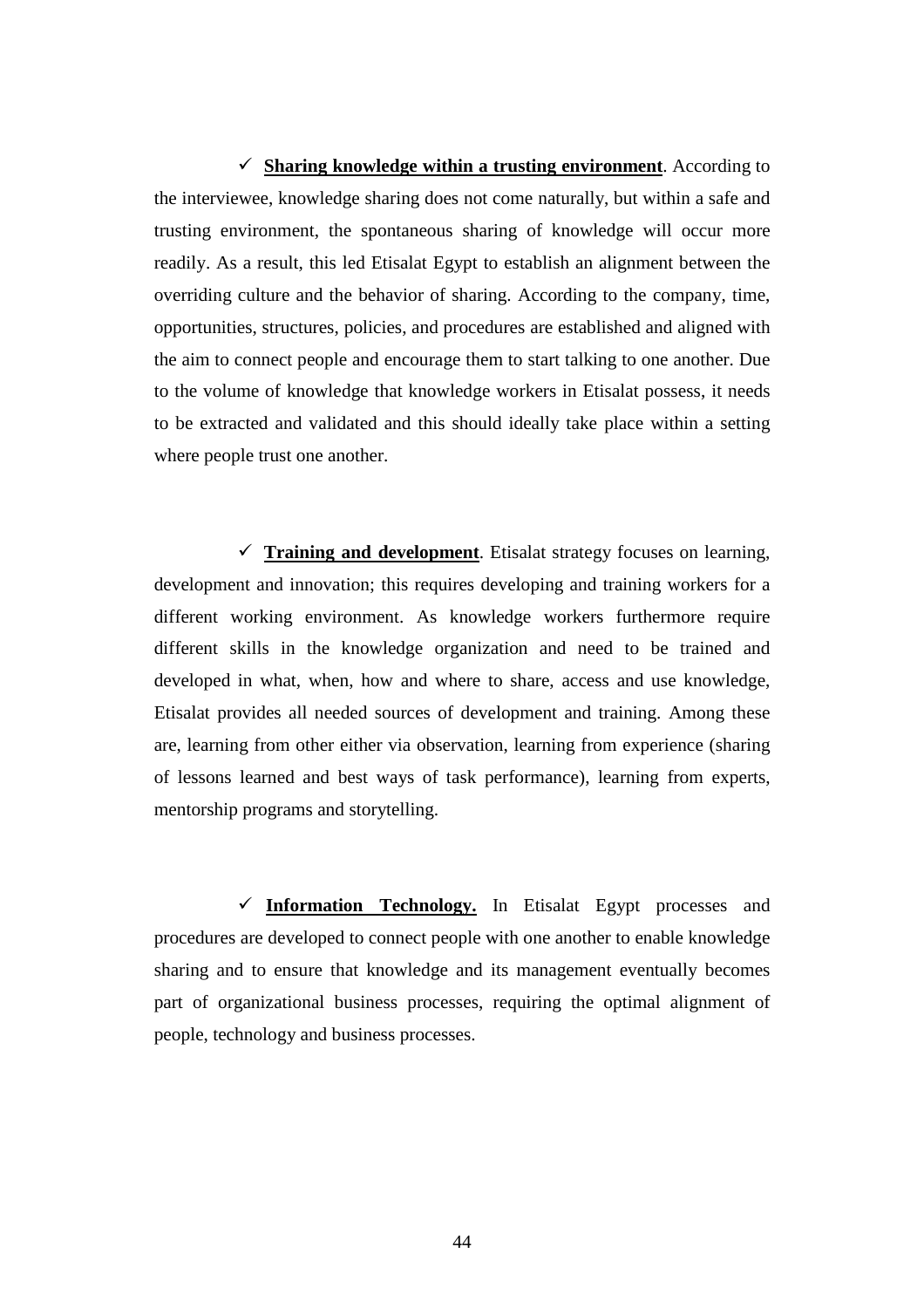- ✓ **<u>Sharing knowledge within a trusting environment</u>**. According to the interviewee, knowledge sharing does not come naturally, but within a safe and trusting environment, the spontaneous sharing of knowledge will occur more readily. As a result, this led Etisalat Egypt to establish an alignment between the overriding culture and the behavior of sharing. According to the company, time, opportunities, structures, policies, and procedures are established and aligned with the aim to connect people and encourage them to start talking to one another. Due to the volume of knowledge that knowledge workers in Etisalat possess, it needs to be extracted and validated and this should ideally take place within a setting where people trust one another.

- ✓ **<u>Training and development</u>**. Etisalat strategy focuses on learning, development and innovation; this requires developing and training workers for a different working environment. As knowledge workers furthermore require different skills in the knowledge organization and need to be trained and developed in what, when, how and where to share, access and use knowledge, Etisalat provides all needed sources of development and training. Among these are, learning from other either via observation, learning from experience (sharing of lessons learned and best ways of task performance), learning from experts, mentorship programs and storytelling.

- ✓ **<u>Information Technology.</u>** In Etisalat Egypt processes and procedures are developed to connect people with one another to enable knowledge sharing and to ensure that knowledge and its management eventually becomes part of organizational business processes, requiring the optimal alignment of people, technology and business processes.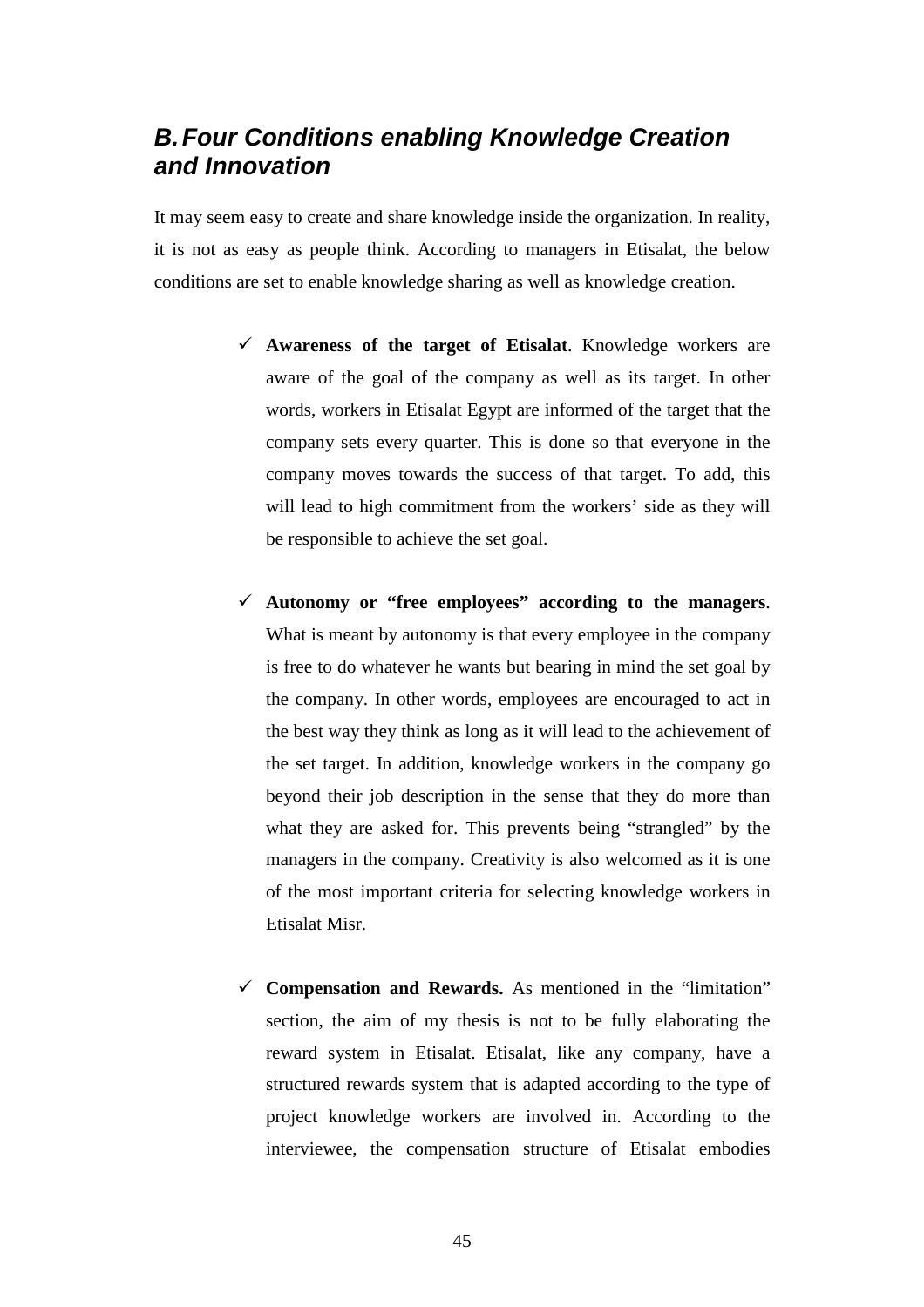## B. Four Conditions enabling Knowledge Creation and Innovation

It may seem easy to create and share knowledge inside the organization. In reality, it is not as easy as people think. According to managers in Etisalat, the below conditions are set to enable knowledge sharing as well as knowledge creation.

- ✓ **Awareness of the target of Etisalat**. Knowledge workers are aware of the goal of the company as well as its target. In other words, workers in Etisalat Egypt are informed of the target that the company sets every quarter. This is done so that everyone in the company moves towards the success of that target. To add, this will lead to high commitment from the workers' side as they will be responsible to achieve the set goal.

- ✓ **Autonomy or "free employees" according to the managers**. What is meant by autonomy is that every employee in the company is free to do whatever he wants but bearing in mind the set goal by the company. In other words, employees are encouraged to act in the best way they think as long as it will lead to the achievement of the set target. In addition, knowledge workers in the company go beyond their job description in the sense that they do more than what they are asked for. This prevents being "strangled" by the managers in the company. Creativity is also welcomed as it is one of the most important criteria for selecting knowledge workers in Etisalat Misr.

- ✓ **Compensation and Rewards.** As mentioned in the "limitation" section, the aim of my thesis is not to be fully elaborating the reward system in Etisalat. Etisalat, like any company, have a structured rewards system that is adapted according to the type of project knowledge workers are involved in. According to the interviewee, the compensation structure of Etisalat embodies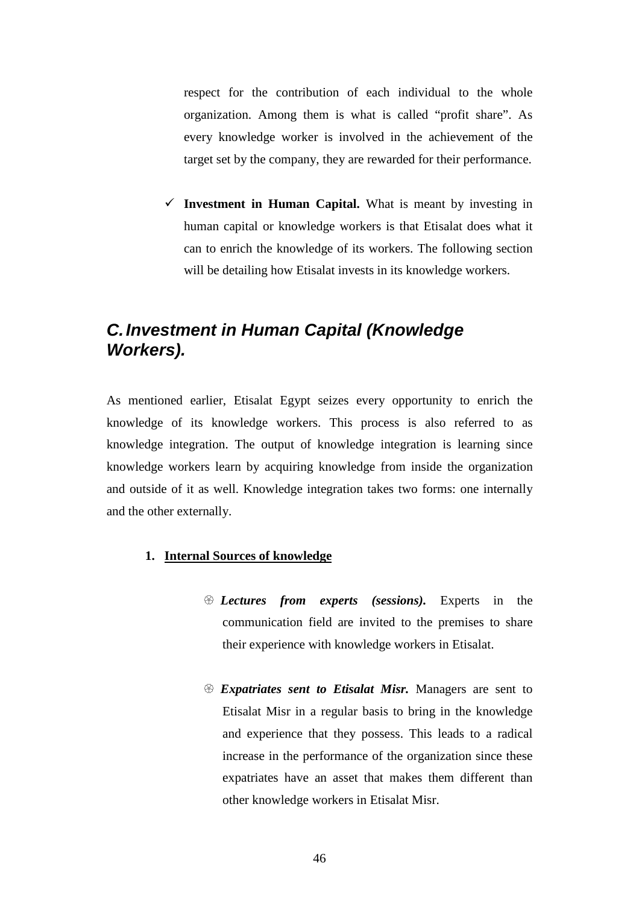respect for the contribution of each individual to the whole organization. Among them is what is called "profit share". As every knowledge worker is involved in the achievement of the target set by the company, they are rewarded for their performance.

- ✓ **Investment in Human Capital.** What is meant by investing in human capital or knowledge workers is that Etisalat does what it can to enrich the knowledge of its workers. The following section will be detailing how Etisalat invests in its knowledge workers.

## *C. Investment in Human Capital (Knowledge Workers).*

As mentioned earlier, Etisalat Egypt seizes every opportunity to enrich the knowledge of its knowledge workers. This process is also referred to as knowledge integration. The output of knowledge integration is learning since knowledge workers learn by acquiring knowledge from inside the organization and outside of it as well. Knowledge integration takes two forms: one internally and the other externally.

**1. <u>Internal Sources of knowledge</u>**

- ***Lectures from experts (sessions).*** Experts in the communication field are invited to the premises to share their experience with knowledge workers in Etisalat.

- ***Expatriates sent to Etisalat Misr.*** Managers are sent to Etisalat Misr in a regular basis to bring in the knowledge and experience that they possess. This leads to a radical increase in the performance of the organization since these expatriates have an asset that makes them different than other knowledge workers in Etisalat Misr.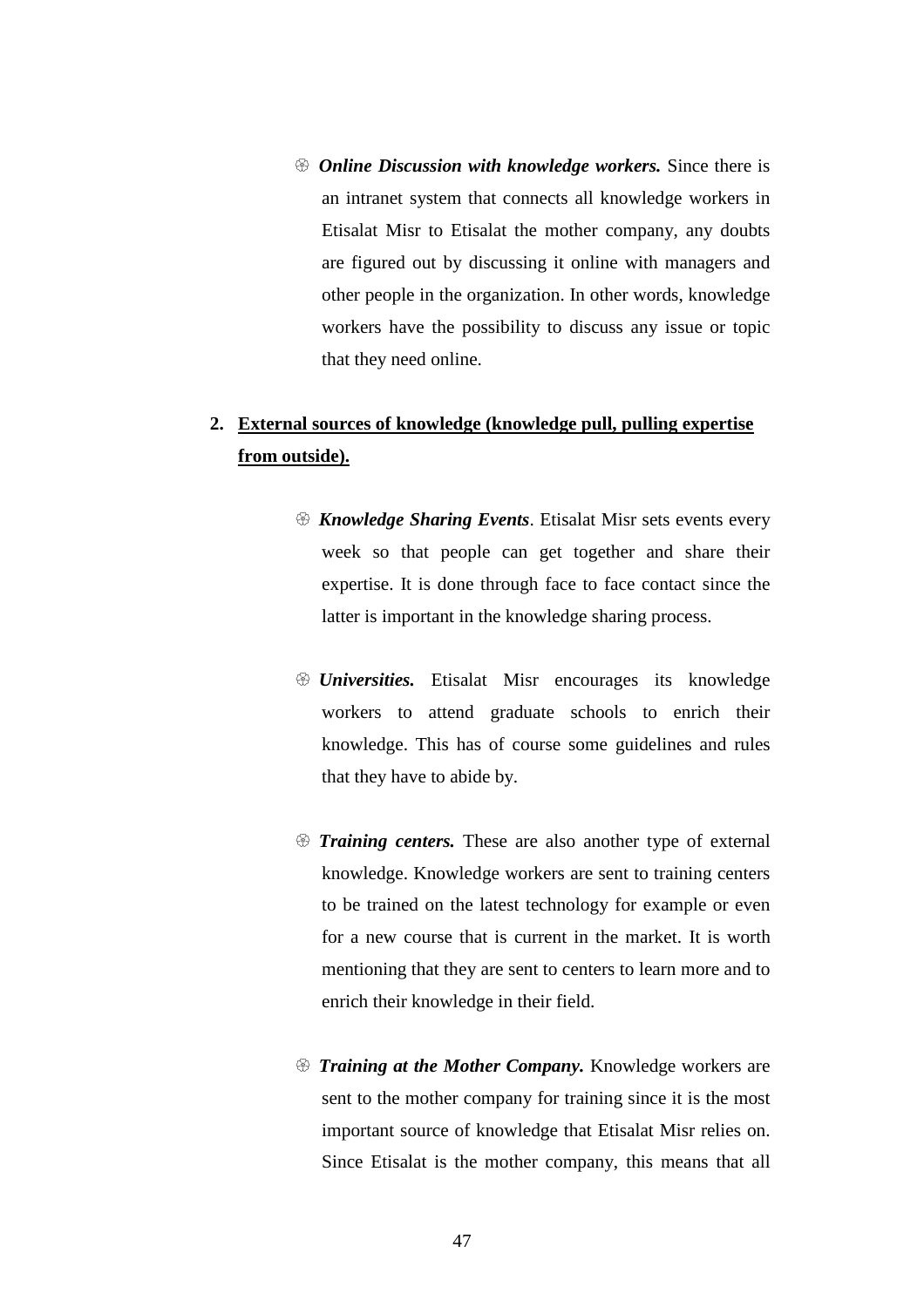- ***Online Discussion with knowledge workers.*** Since there is an intranet system that connects all knowledge workers in Etisalat Misr to Etisalat the mother company, any doubts are figured out by discussing it online with managers and other people in the organization. In other words, knowledge workers have the possibility to discuss any issue or topic that they need online.

2. **External sources of knowledge (knowledge pull, pulling expertise from outside).**

- ***Knowledge Sharing Events***. Etisalat Misr sets events every week so that people can get together and share their expertise. It is done through face to face contact since the latter is important in the knowledge sharing process.

- ***Universities.*** Etisalat Misr encourages its knowledge workers to attend graduate schools to enrich their knowledge. This has of course some guidelines and rules that they have to abide by.

- ***Training centers.*** These are also another type of external knowledge. Knowledge workers are sent to training centers to be trained on the latest technology for example or even for a new course that is current in the market. It is worth mentioning that they are sent to centers to learn more and to enrich their knowledge in their field.

- ***Training at the Mother Company.*** Knowledge workers are sent to the mother company for training since it is the most important source of knowledge that Etisalat Misr relies on. Since Etisalat is the mother company, this means that all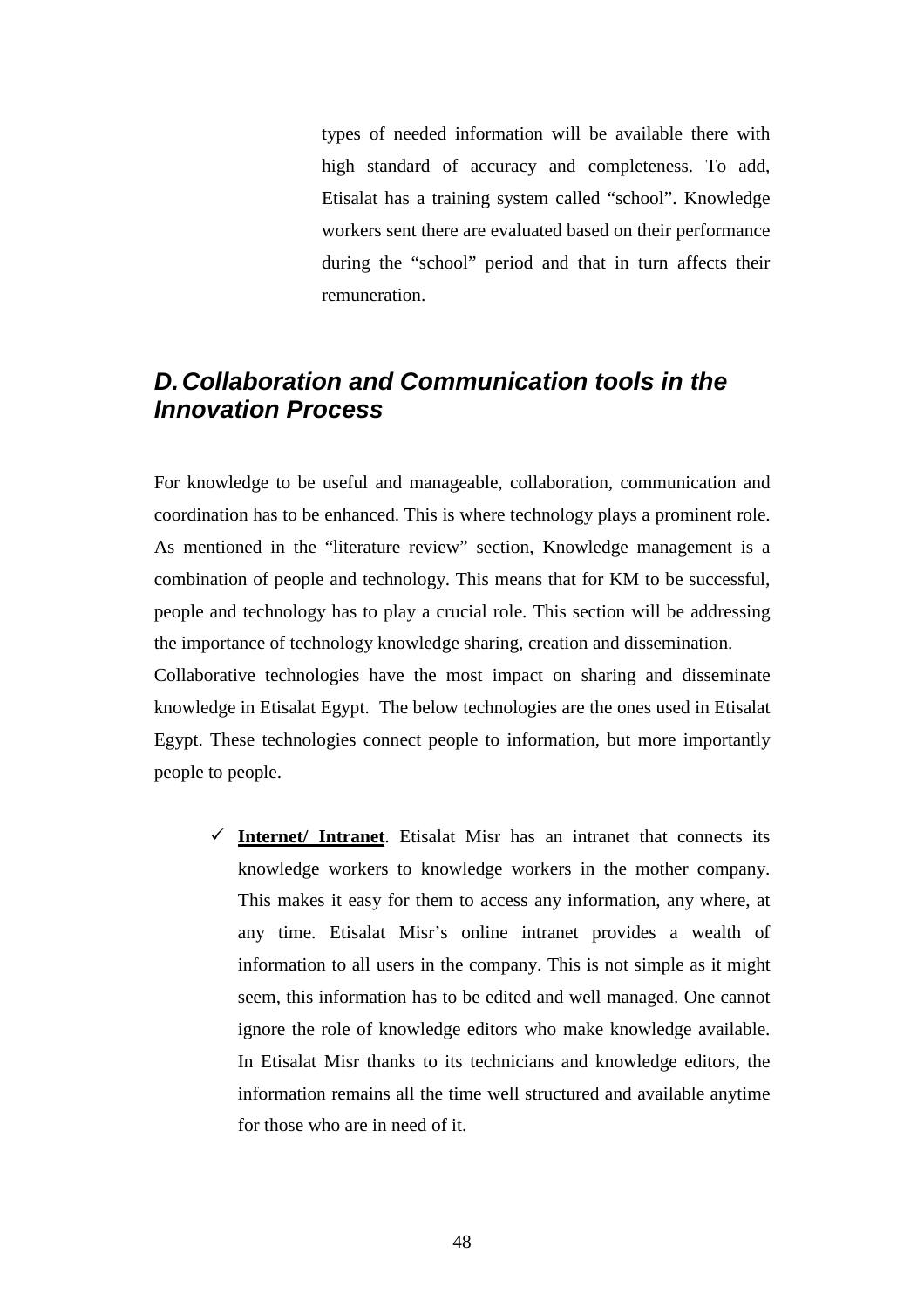types of needed information will be available there with high standard of accuracy and completeness. To add, Etisalat has a training system called "school". Knowledge workers sent there are evaluated based on their performance during the "school" period and that in turn affects their remuneration.

## *D. Collaboration and Communication tools in the Innovation Process*

For knowledge to be useful and manageable, collaboration, communication and coordination has to be enhanced. This is where technology plays a prominent role. As mentioned in the "literature review" section, Knowledge management is a combination of people and technology. This means that for KM to be successful, people and technology has to play a crucial role. This section will be addressing the importance of technology knowledge sharing, creation and dissemination.
Collaborative technologies have the most impact on sharing and disseminate knowledge in Etisalat Egypt. The below technologies are the ones used in Etisalat Egypt. These technologies connect people to information, but more importantly people to people.

- ✓ **Internet/ Intranet**. Etisalat Misr has an intranet that connects its knowledge workers to knowledge workers in the mother company. This makes it easy for them to access any information, any where, at any time. Etisalat Misr's online intranet provides a wealth of information to all users in the company. This is not simple as it might seem, this information has to be edited and well managed. One cannot ignore the role of knowledge editors who make knowledge available. In Etisalat Misr thanks to its technicians and knowledge editors, the information remains all the time well structured and available anytime for those who are in need of it.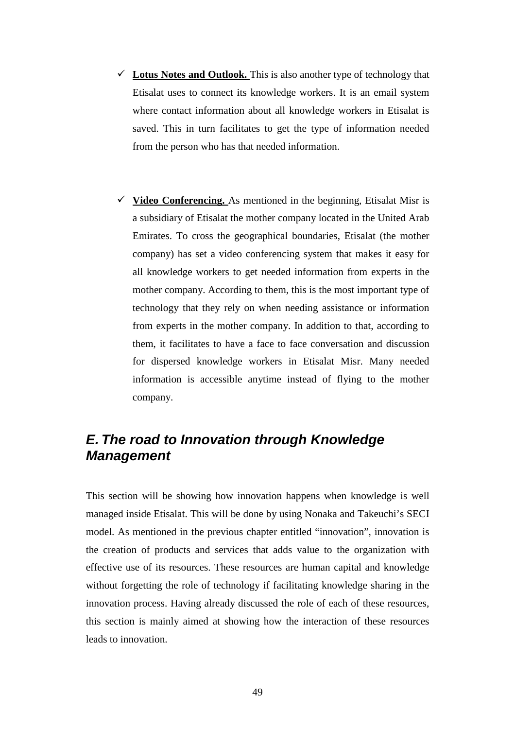- **Lotus Notes and Outlook.** This is also another type of technology that Etisalat uses to connect its knowledge workers. It is an email system where contact information about all knowledge workers in Etisalat is saved. This in turn facilitates to get the type of information needed from the person who has that needed information.

- **Video Conferencing.** As mentioned in the beginning, Etisalat Misr is a subsidiary of Etisalat the mother company located in the United Arab Emirates. To cross the geographical boundaries, Etisalat (the mother company) has set a video conferencing system that makes it easy for all knowledge workers to get needed information from experts in the mother company. According to them, this is the most important type of technology that they rely on when needing assistance or information from experts in the mother company. In addition to that, according to them, it facilitates to have a face to face conversation and discussion for dispersed knowledge workers in Etisalat Misr. Many needed information is accessible anytime instead of flying to the mother company.

## *E. The road to Innovation through Knowledge Management*

This section will be showing how innovation happens when knowledge is well managed inside Etisalat. This will be done by using Nonaka and Takeuchi's SECI model. As mentioned in the previous chapter entitled "innovation", innovation is the creation of products and services that adds value to the organization with effective use of its resources. These resources are human capital and knowledge without forgetting the role of technology if facilitating knowledge sharing in the innovation process. Having already discussed the role of each of these resources, this section is mainly aimed at showing how the interaction of these resources leads to innovation.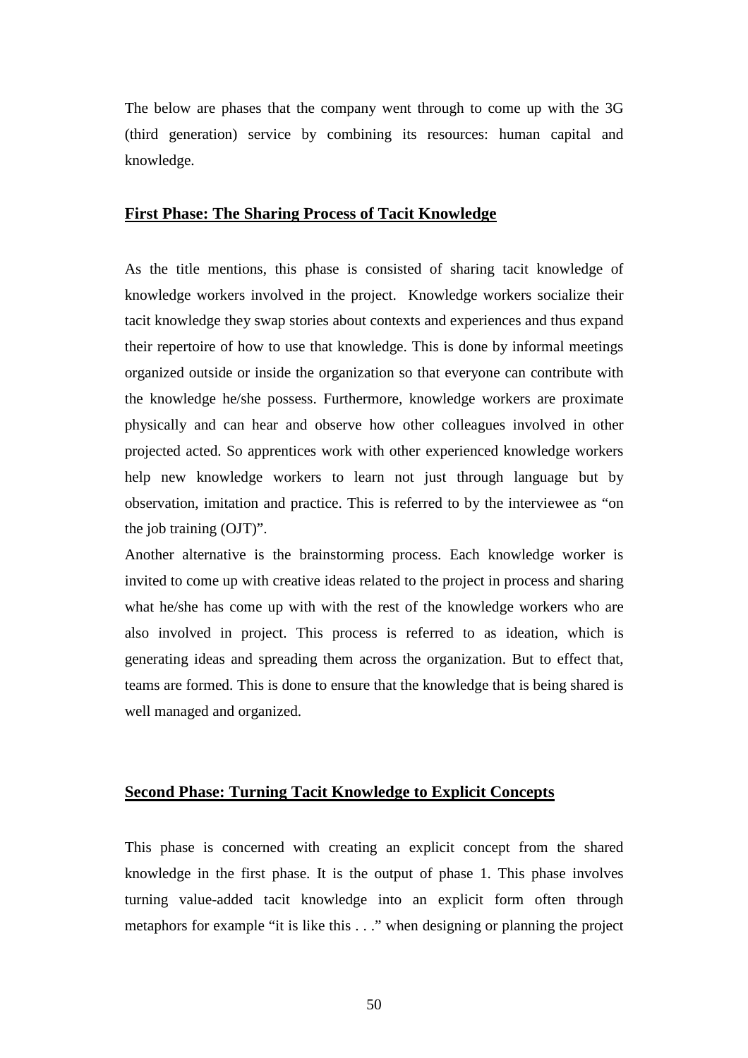The below are phases that the company went through to come up with the 3G (third generation) service by combining its resources: human capital and knowledge.

## First Phase: The Sharing Process of Tacit Knowledge

As the title mentions, this phase is consisted of sharing tacit knowledge of knowledge workers involved in the project. Knowledge workers socialize their tacit knowledge they swap stories about contexts and experiences and thus expand their repertoire of how to use that knowledge. This is done by informal meetings organized outside or inside the organization so that everyone can contribute with the knowledge he/she possess. Furthermore, knowledge workers are proximate physically and can hear and observe how other colleagues involved in other projected acted. So apprentices work with other experienced knowledge workers help new knowledge workers to learn not just through language but by observation, imitation and practice. This is referred to by the interviewee as "on the job training (OJT)".

Another alternative is the brainstorming process. Each knowledge worker is invited to come up with creative ideas related to the project in process and sharing what he/she has come up with with the rest of the knowledge workers who are also involved in project. This process is referred to as ideation, which is generating ideas and spreading them across the organization. But to effect that, teams are formed. This is done to ensure that the knowledge that is being shared is well managed and organized.

## Second Phase: Turning Tacit Knowledge to Explicit Concepts

This phase is concerned with creating an explicit concept from the shared knowledge in the first phase. It is the output of phase 1. This phase involves turning value-added tacit knowledge into an explicit form often through metaphors for example "it is like this . . ." when designing or planning the project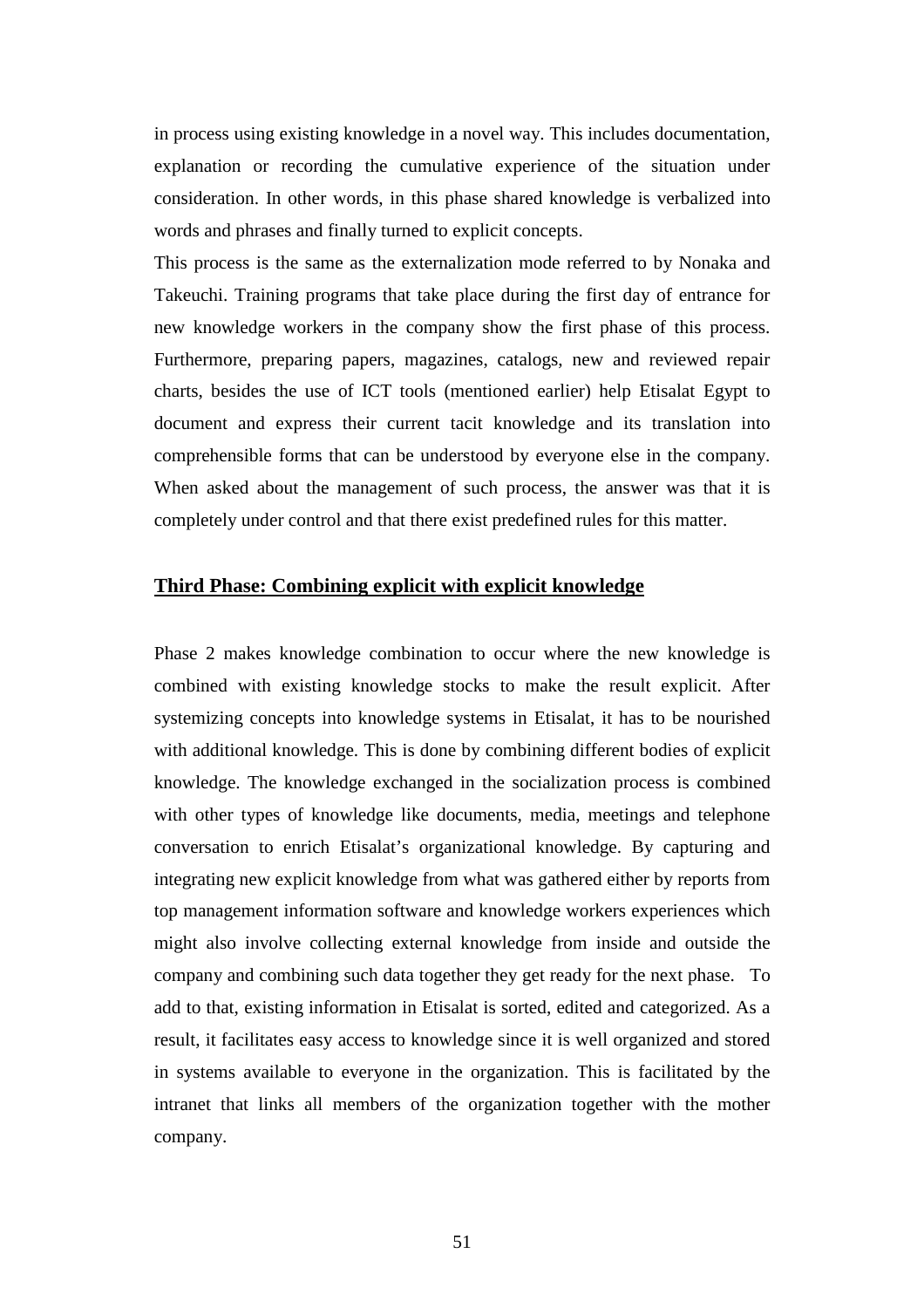in process using existing knowledge in a novel way. This includes documentation, explanation or recording the cumulative experience of the situation under consideration. In other words, in this phase shared knowledge is verbalized into words and phrases and finally turned to explicit concepts.

This process is the same as the externalization mode referred to by Nonaka and Takeuchi. Training programs that take place during the first day of entrance for new knowledge workers in the company show the first phase of this process. Furthermore, preparing papers, magazines, catalogs, new and reviewed repair charts, besides the use of ICT tools (mentioned earlier) help Etisalat Egypt to document and express their current tacit knowledge and its translation into comprehensible forms that can be understood by everyone else in the company. When asked about the management of such process, the answer was that it is completely under control and that there exist predefined rules for this matter.

### Third Phase: Combining explicit with explicit knowledge

Phase 2 makes knowledge combination to occur where the new knowledge is combined with existing knowledge stocks to make the result explicit. After systemizing concepts into knowledge systems in Etisalat, it has to be nourished with additional knowledge. This is done by combining different bodies of explicit knowledge. The knowledge exchanged in the socialization process is combined with other types of knowledge like documents, media, meetings and telephone conversation to enrich Etisalat's organizational knowledge. By capturing and integrating new explicit knowledge from what was gathered either by reports from top management information software and knowledge workers experiences which might also involve collecting external knowledge from inside and outside the company and combining such data together they get ready for the next phase. To add to that, existing information in Etisalat is sorted, edited and categorized. As a result, it facilitates easy access to knowledge since it is well organized and stored in systems available to everyone in the organization. This is facilitated by the intranet that links all members of the organization together with the mother company.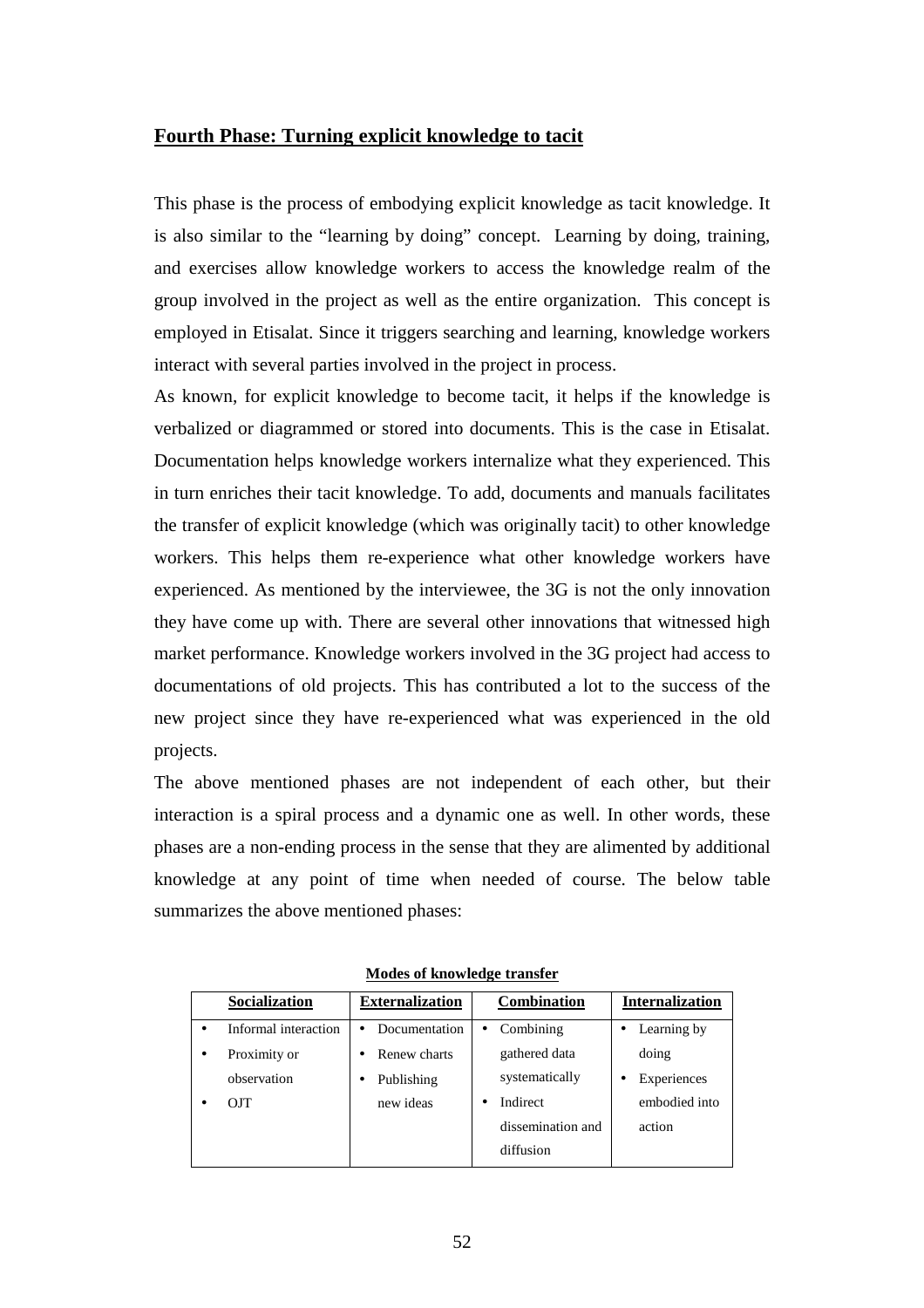## Fourth Phase: Turning explicit knowledge to tacit

This phase is the process of embodying explicit knowledge as tacit knowledge. It is also similar to the "learning by doing" concept. Learning by doing, training, and exercises allow knowledge workers to access the knowledge realm of the group involved in the project as well as the entire organization. This concept is employed in Etisalat. Since it triggers searching and learning, knowledge workers interact with several parties involved in the project in process.

As known, for explicit knowledge to become tacit, it helps if the knowledge is verbalized or diagrammed or stored into documents. This is the case in Etisalat. Documentation helps knowledge workers internalize what they experienced. This in turn enriches their tacit knowledge. To add, documents and manuals facilitates the transfer of explicit knowledge (which was originally tacit) to other knowledge workers. This helps them re-experience what other knowledge workers have experienced. As mentioned by the interviewee, the 3G is not the only innovation they have come up with. There are several other innovations that witnessed high market performance. Knowledge workers involved in the 3G project had access to documentations of old projects. This has contributed a lot to the success of the new project since they have re-experienced what was experienced in the old projects.

The above mentioned phases are not independent of each other, but their interaction is a spiral process and a dynamic one as well. In other words, these phases are a non-ending process in the sense that they are alimented by additional knowledge at any point of time when needed of course. The below table summarizes the above mentioned phases:

**Modes of knowledge transfer**

| Socialization | Externalization | Combination | Internalization |
|---|---|---|---|
| • Informal interaction<br>• Proximity or observation<br>• OJT | • Documentation<br>• Renew charts<br>• Publishing new ideas | • Combining gathered data systematically<br>• Indirect dissemination and diffusion | • Learning by doing<br>• Experiences embodied into action |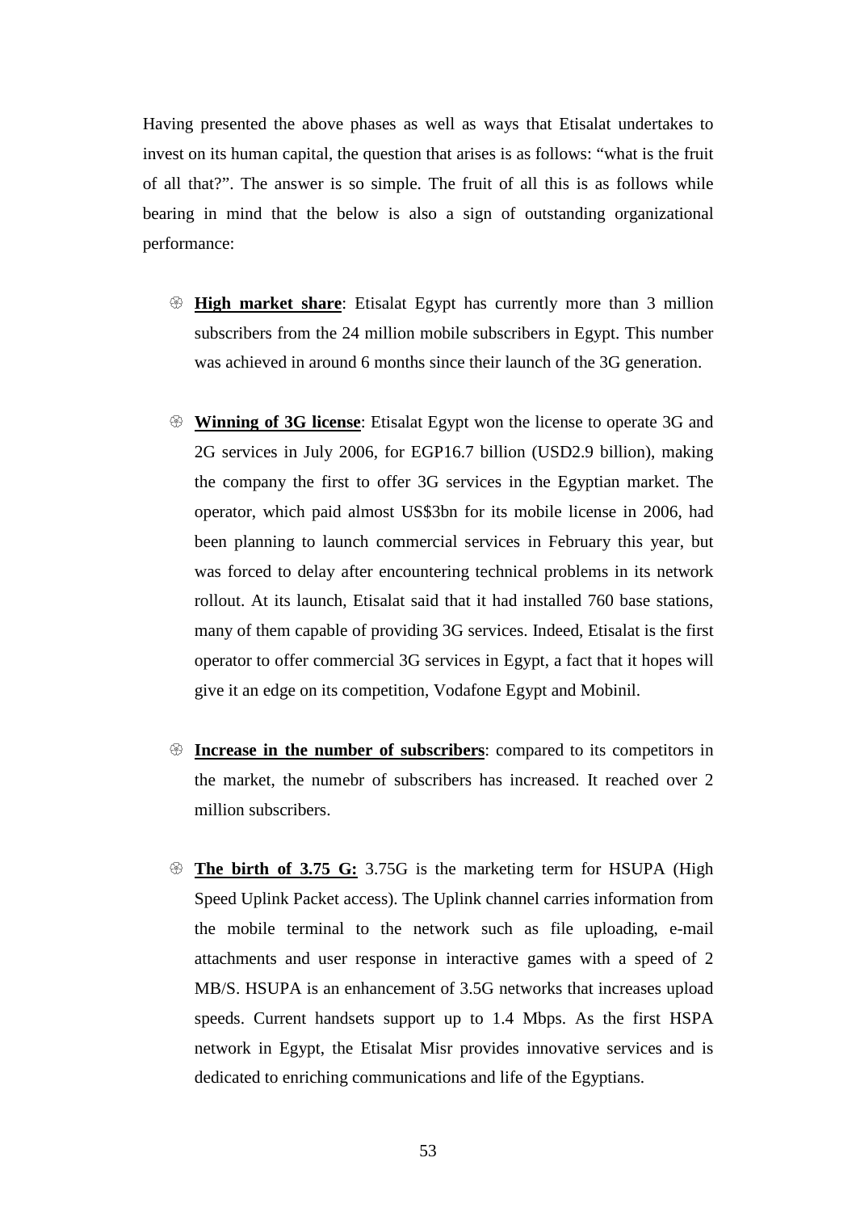Having presented the above phases as well as ways that Etisalat undertakes to invest on its human capital, the question that arises is as follows: "what is the fruit of all that?". The answer is so simple. The fruit of all this is as follows while bearing in mind that the below is also a sign of outstanding organizational performance:

- **High market share**: Etisalat Egypt has currently more than 3 million subscribers from the 24 million mobile subscribers in Egypt. This number was achieved in around 6 months since their launch of the 3G generation.

- **Winning of 3G license**: Etisalat Egypt won the license to operate 3G and 2G services in July 2006, for EGP16.7 billion (USD2.9 billion), making the company the first to offer 3G services in the Egyptian market. The operator, which paid almost US$3bn for its mobile license in 2006, had been planning to launch commercial services in February this year, but was forced to delay after encountering technical problems in its network rollout. At its launch, Etisalat said that it had installed 760 base stations, many of them capable of providing 3G services. Indeed, Etisalat is the first operator to offer commercial 3G services in Egypt, a fact that it hopes will give it an edge on its competition, Vodafone Egypt and Mobinil.

- **Increase in the number of subscribers**: compared to its competitors in the market, the numebr of subscribers has increased. It reached over 2 million subscribers.

- **The birth of 3.75 G:** 3.75G is the marketing term for HSUPA (High Speed Uplink Packet access). The Uplink channel carries information from the mobile terminal to the network such as file uploading, e-mail attachments and user response in interactive games with a speed of 2 MB/S. HSUPA is an enhancement of 3.5G networks that increases upload speeds. Current handsets support up to 1.4 Mbps. As the first HSPA network in Egypt, the Etisalat Misr provides innovative services and is dedicated to enriching communications and life of the Egyptians.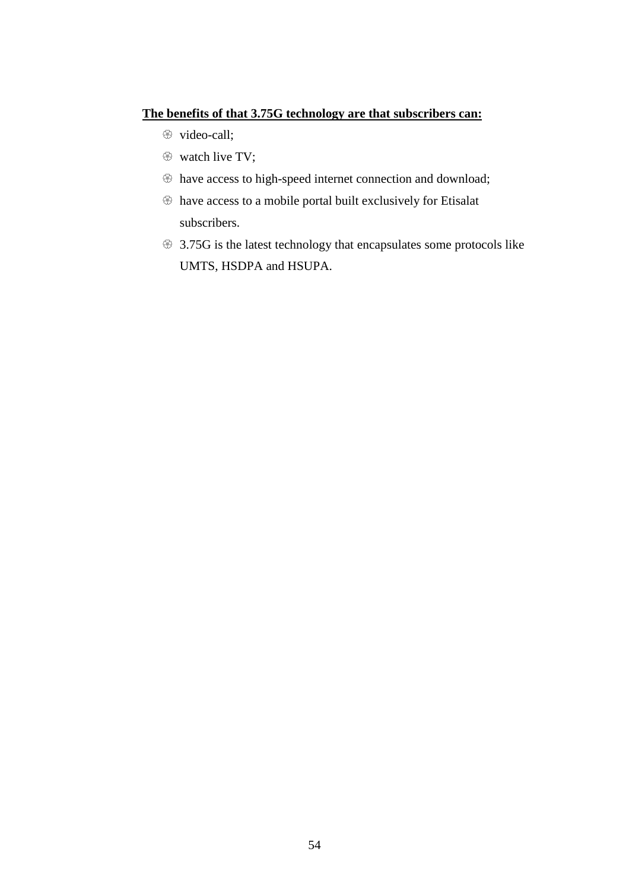**The benefits of that 3.75G technology are that subscribers can:**

- video-call;
- watch live TV;
- have access to high-speed internet connection and download;
- have access to a mobile portal built exclusively for Etisalat subscribers.
- 3.75G is the latest technology that encapsulates some protocols like UMTS, HSDPA and HSUPA.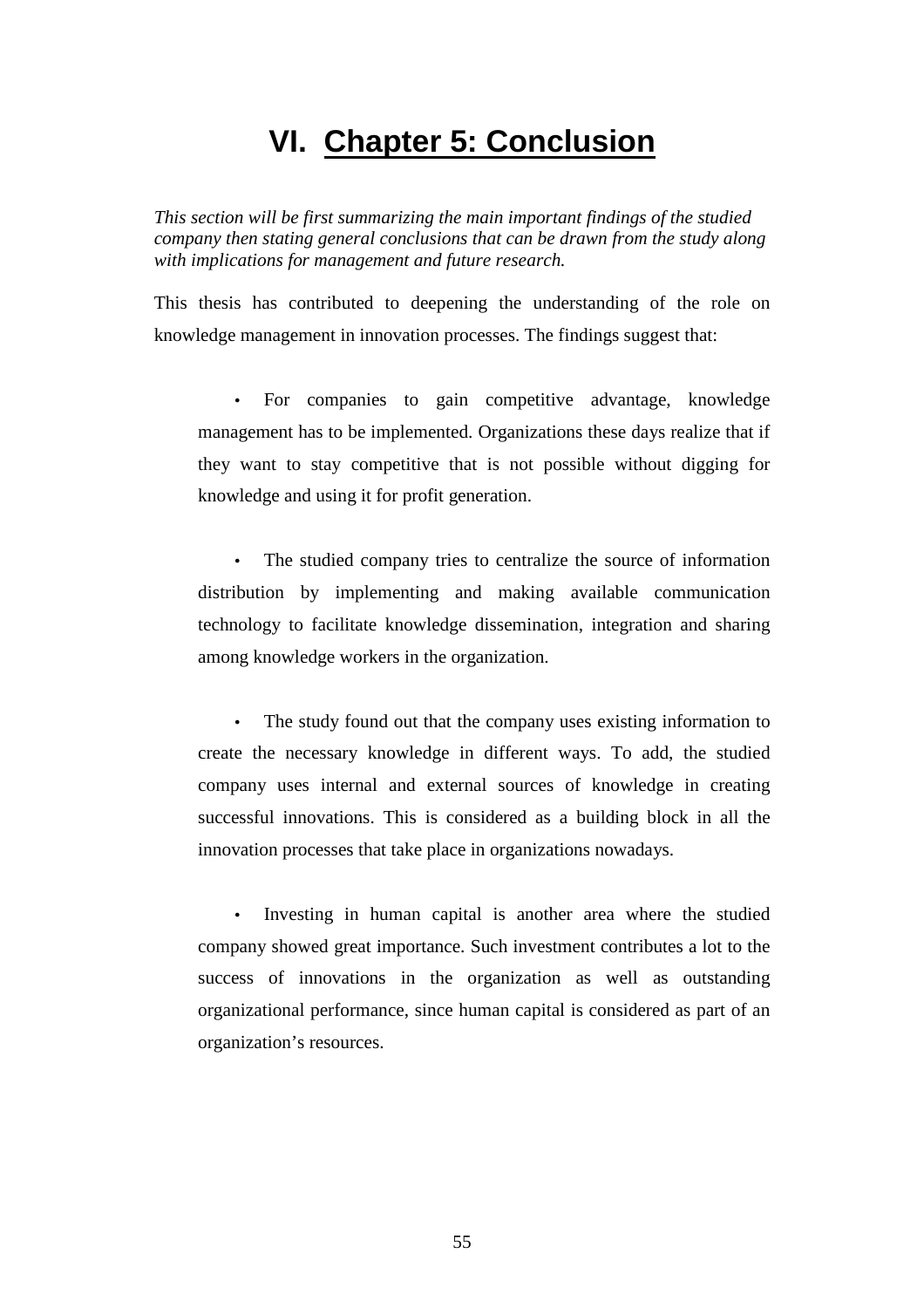# VI. Chapter 5: Conclusion

*This section will be first summarizing the main important findings of the studied company then stating general conclusions that can be drawn from the study along with implications for management and future research.*

This thesis has contributed to deepening the understanding of the role on knowledge management in innovation processes. The findings suggest that:

- For companies to gain competitive advantage, knowledge management has to be implemented. Organizations these days realize that if they want to stay competitive that is not possible without digging for knowledge and using it for profit generation.

- The studied company tries to centralize the source of information distribution by implementing and making available communication technology to facilitate knowledge dissemination, integration and sharing among knowledge workers in the organization.

- The study found out that the company uses existing information to create the necessary knowledge in different ways. To add, the studied company uses internal and external sources of knowledge in creating successful innovations. This is considered as a building block in all the innovation processes that take place in organizations nowadays.

- Investing in human capital is another area where the studied company showed great importance. Such investment contributes a lot to the success of innovations in the organization as well as outstanding organizational performance, since human capital is considered as part of an organization's resources.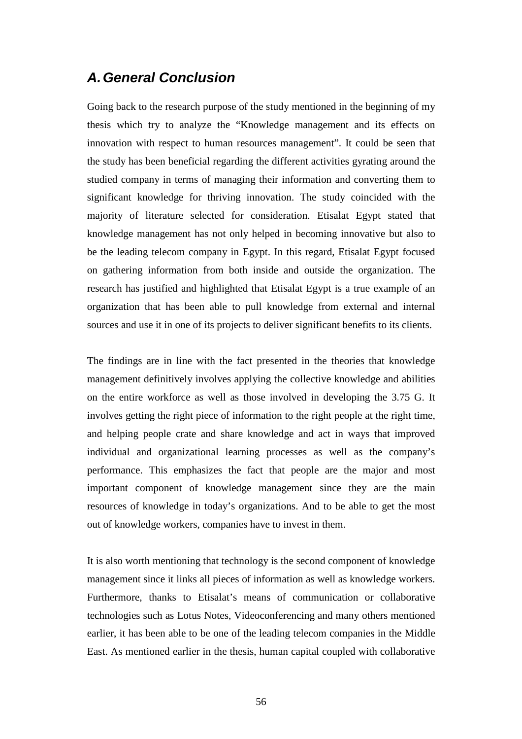## *A. General Conclusion*

Going back to the research purpose of the study mentioned in the beginning of my thesis which try to analyze the “Knowledge management and its effects on innovation with respect to human resources management”. It could be seen that the study has been beneficial regarding the different activities gyrating around the studied company in terms of managing their information and converting them to significant knowledge for thriving innovation. The study coincided with the majority of literature selected for consideration. Etisalat Egypt stated that knowledge management has not only helped in becoming innovative but also to be the leading telecom company in Egypt. In this regard, Etisalat Egypt focused on gathering information from both inside and outside the organization. The research has justified and highlighted that Etisalat Egypt is a true example of an organization that has been able to pull knowledge from external and internal sources and use it in one of its projects to deliver significant benefits to its clients.

The findings are in line with the fact presented in the theories that knowledge management definitively involves applying the collective knowledge and abilities on the entire workforce as well as those involved in developing the 3.75 G. It involves getting the right piece of information to the right people at the right time, and helping people crate and share knowledge and act in ways that improved individual and organizational learning processes as well as the company’s performance. This emphasizes the fact that people are the major and most important component of knowledge management since they are the main resources of knowledge in today’s organizations. And to be able to get the most out of knowledge workers, companies have to invest in them.

It is also worth mentioning that technology is the second component of knowledge management since it links all pieces of information as well as knowledge workers. Furthermore, thanks to Etisalat’s means of communication or collaborative technologies such as Lotus Notes, Videoconferencing and many others mentioned earlier, it has been able to be one of the leading telecom companies in the Middle East. As mentioned earlier in the thesis, human capital coupled with collaborative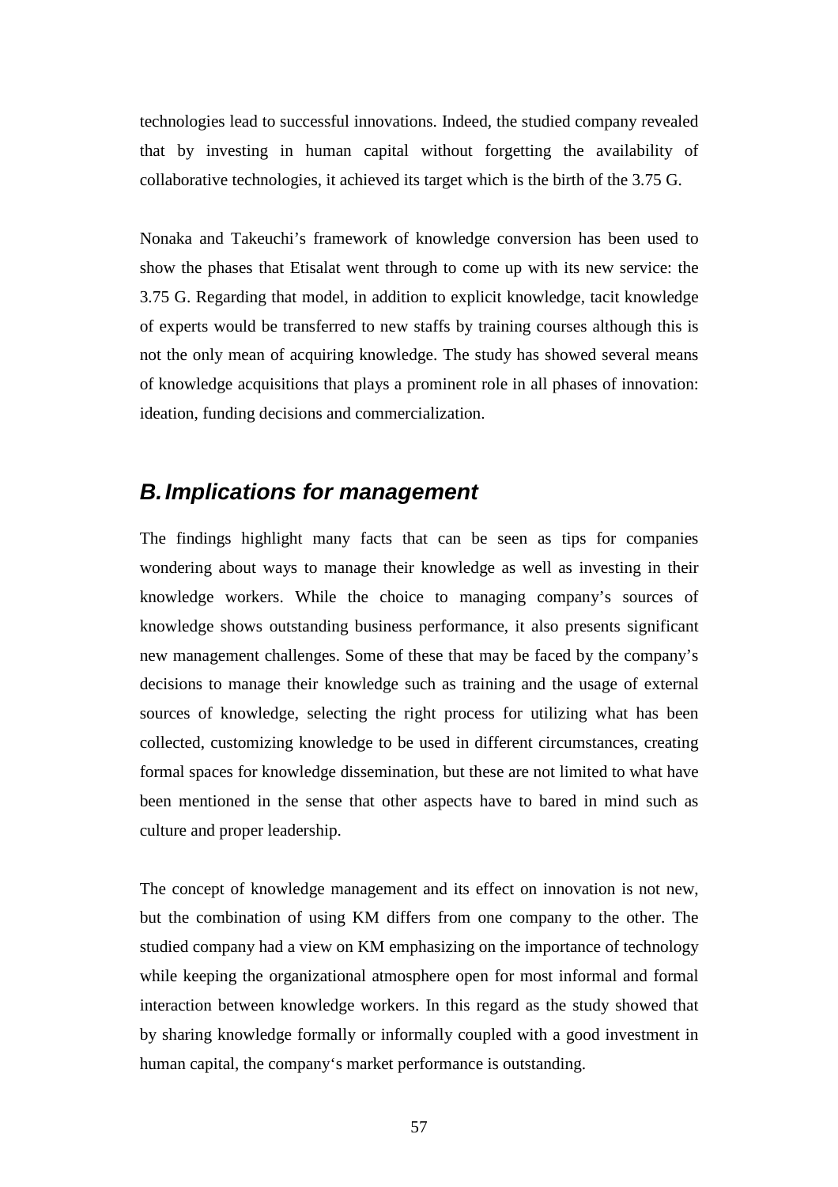technologies lead to successful innovations. Indeed, the studied company revealed that by investing in human capital without forgetting the availability of collaborative technologies, it achieved its target which is the birth of the 3.75 G.

Nonaka and Takeuchi's framework of knowledge conversion has been used to show the phases that Etisalat went through to come up with its new service: the 3.75 G. Regarding that model, in addition to explicit knowledge, tacit knowledge of experts would be transferred to new staffs by training courses although this is not the only mean of acquiring knowledge. The study has showed several means of knowledge acquisitions that plays a prominent role in all phases of innovation: ideation, funding decisions and commercialization.

## *B. Implications for management*

The findings highlight many facts that can be seen as tips for companies wondering about ways to manage their knowledge as well as investing in their knowledge workers. While the choice to managing company's sources of knowledge shows outstanding business performance, it also presents significant new management challenges. Some of these that may be faced by the company's decisions to manage their knowledge such as training and the usage of external sources of knowledge, selecting the right process for utilizing what has been collected, customizing knowledge to be used in different circumstances, creating formal spaces for knowledge dissemination, but these are not limited to what have been mentioned in the sense that other aspects have to bared in mind such as culture and proper leadership.

The concept of knowledge management and its effect on innovation is not new, but the combination of using KM differs from one company to the other. The studied company had a view on KM emphasizing on the importance of technology while keeping the organizational atmosphere open for most informal and formal interaction between knowledge workers. In this regard as the study showed that by sharing knowledge formally or informally coupled with a good investment in human capital, the company's market performance is outstanding.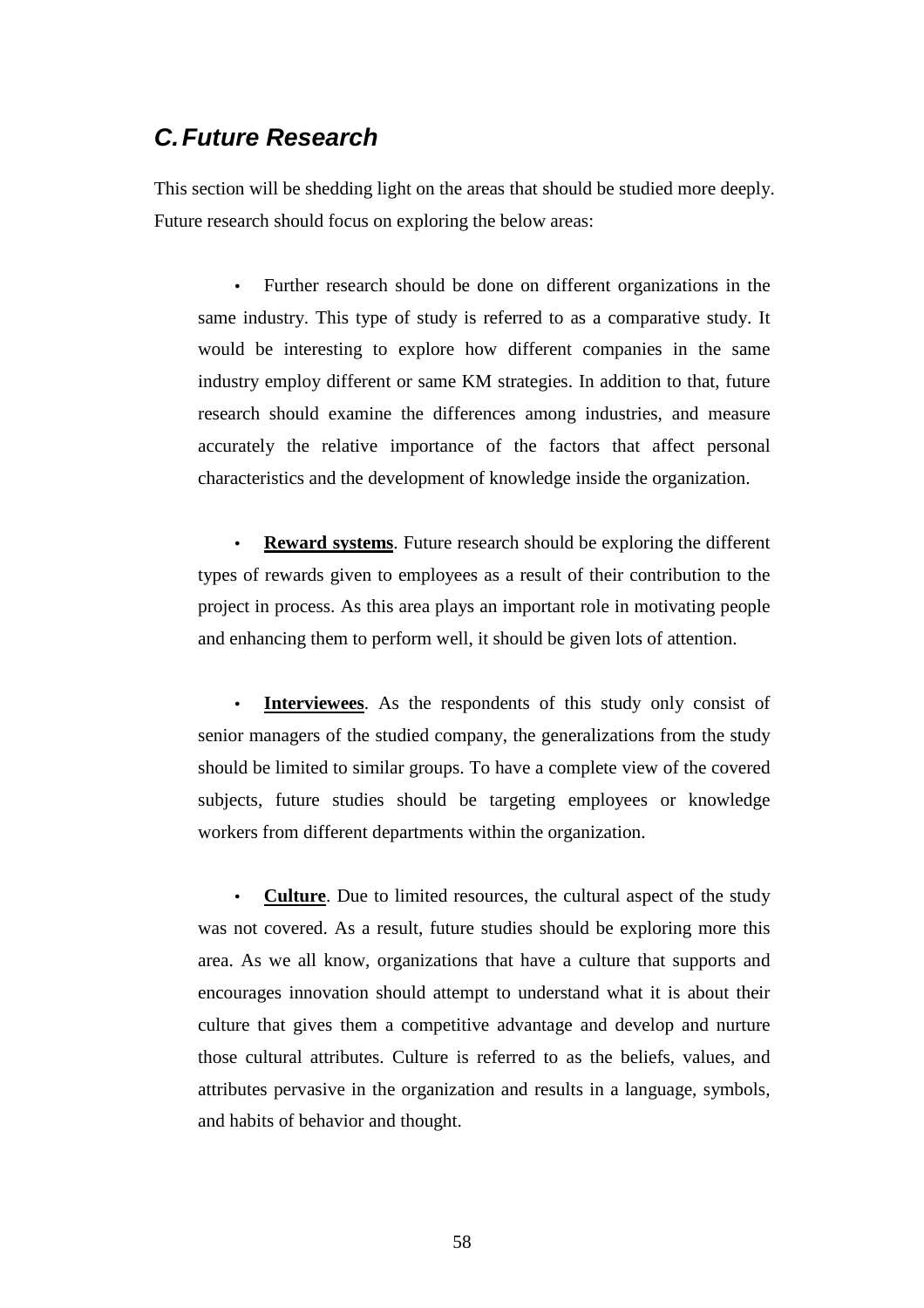## *C. Future Research*

This section will be shedding light on the areas that should be studied more deeply. Future research should focus on exploring the below areas:

- Further research should be done on different organizations in the same industry. This type of study is referred to as a comparative study. It would be interesting to explore how different companies in the same industry employ different or same KM strategies. In addition to that, future research should examine the differences among industries, and measure accurately the relative importance of the factors that affect personal characteristics and the development of knowledge inside the organization.

- **<u>Reward systems</u>**. Future research should be exploring the different types of rewards given to employees as a result of their contribution to the project in process. As this area plays an important role in motivating people and enhancing them to perform well, it should be given lots of attention.

- **<u>Interviewees</u>**. As the respondents of this study only consist of senior managers of the studied company, the generalizations from the study should be limited to similar groups. To have a complete view of the covered subjects, future studies should be targeting employees or knowledge workers from different departments within the organization.

- **<u>Culture</u>**. Due to limited resources, the cultural aspect of the study was not covered. As a result, future studies should be exploring more this area. As we all know, organizations that have a culture that supports and encourages innovation should attempt to understand what it is about their culture that gives them a competitive advantage and develop and nurture those cultural attributes. Culture is referred to as the beliefs, values, and attributes pervasive in the organization and results in a language, symbols, and habits of behavior and thought.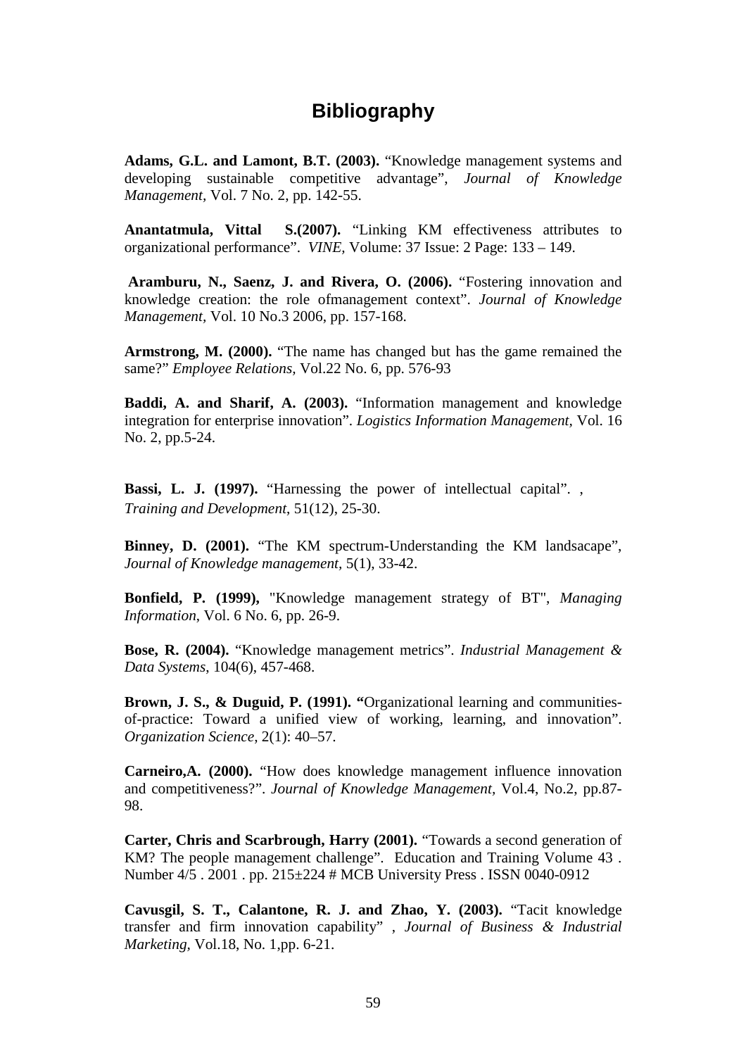# Bibliography

**Adams, G.L. and Lamont, B.T. (2003).** "Knowledge management systems and developing sustainable competitive advantage", *Journal of Knowledge Management*, Vol. 7 No. 2, pp. 142-55.

**Anantatmula, Vittal S.(2007).** "Linking KM effectiveness attributes to organizational performance". *VINE,* Volume: 37 Issue: 2 Page: 133 – 149.

**Aramburu, N., Saenz, J. and Rivera, O. (2006).** "Fostering innovation and knowledge creation: the role ofmanagement context". *Journal of Knowledge Management*, Vol. 10 No.3 2006, pp. 157-168.

**Armstrong, M. (2000).** "The name has changed but has the game remained the same?" *Employee Relations*, Vol.22 No. 6, pp. 576-93

**Baddi, A. and Sharif, A. (2003).** "Information management and knowledge integration for enterprise innovation". *Logistics Information Management,* Vol. 16 No. 2, pp.5-24.

**Bassi, L. J. (1997).** "Harnessing the power of intellectual capital". , *Training and Development*, 51(12), 25-30.

**Binney, D. (2001).** "The KM spectrum-Understanding the KM landsacape", *Journal of Knowledge management*, 5(1), 33-42.

**Bonfield, P. (1999),** "Knowledge management strategy of BT", *Managing Information*, Vol. 6 No. 6, pp. 26-9.

**Bose, R. (2004).** "Knowledge management metrics". *Industrial Management & Data Systems*, 104(6), 457-468.

**Brown, J. S., & Duguid, P. (1991). "**Organizational learning and communities-of-practice: Toward a unified view of working, learning, and innovation". *Organization Science*, 2(1): 40–57.

**Carneiro,A. (2000).** "How does knowledge management influence innovation and competitiveness?". *Journal of Knowledge Management,* Vol.4, No.2, pp.87-98.

**Carter, Chris and Scarbrough, Harry (2001).** "Towards a second generation of KM? The people management challenge". Education and Training Volume 43 . Number 4/5 . 2001 . pp. 215±224 # MCB University Press . ISSN 0040-0912

**Cavusgil, S. T., Calantone, R. J. and Zhao, Y. (2003).** "Tacit knowledge transfer and firm innovation capability" , *Journal of Business & Industrial Marketing,* Vol.18, No. 1,pp. 6-21.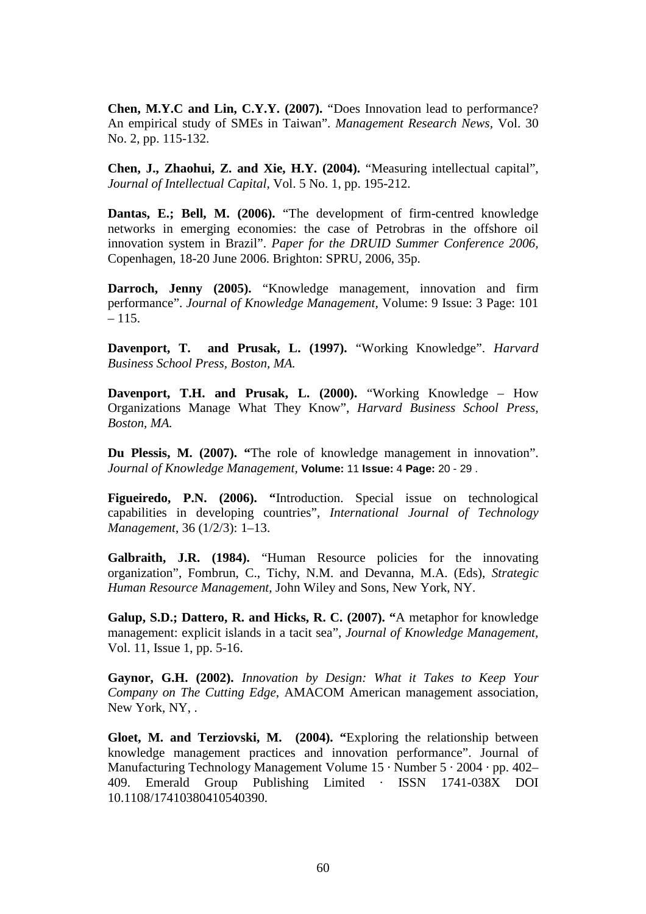**Chen, M.Y.C and Lin, C.Y.Y. (2007).** "Does Innovation lead to performance? An empirical study of SMEs in Taiwan". *Management Research News,* Vol. 30 No. 2, pp. 115-132.

**Chen, J., Zhaohui, Z. and Xie, H.Y. (2004).** "Measuring intellectual capital", *Journal of Intellectual Capital,* Vol. 5 No. 1, pp. 195-212.

**Dantas, E.; Bell, M. (2006).** "The development of firm-centred knowledge networks in emerging economies: the case of Petrobras in the offshore oil innovation system in Brazil". *Paper for the DRUID Summer Conference 2006*, Copenhagen, 18-20 June 2006. Brighton: SPRU, 2006, 35p.

**Darroch, Jenny (2005).** "Knowledge management, innovation and firm performance". *Journal of Knowledge Management,* Volume: 9 Issue: 3 Page: 101 – 115.

**Davenport, T. and Prusak, L. (1997).** "Working Knowledge". *Harvard Business School Press, Boston, MA.*

**Davenport, T.H. and Prusak, L. (2000).** "Working Knowledge – How Organizations Manage What They Know", *Harvard Business School Press, Boston, MA.*

**Du Plessis, M. (2007). "**The role of knowledge management in innovation". *Journal of Knowledge Management,* **Volume:** 11 **Issue:** 4 **Page:** 20 - 29 .

**Figueiredo, P.N. (2006). "**Introduction. Special issue on technological capabilities in developing countries", *International Journal of Technology Management*, 36 (1/2/3): 1–13.

**Galbraith, J.R. (1984).** "Human Resource policies for the innovating organization", Fombrun, C., Tichy, N.M. and Devanna, M.A. (Eds), *Strategic Human Resource Management,* John Wiley and Sons, New York, NY.

**Galup, S.D.; Dattero, R. and Hicks, R. C. (2007). "**A metaphor for knowledge management: explicit islands in a tacit sea", *Journal of Knowledge Management,* Vol. 11, Issue 1, pp. 5-16.

**Gaynor, G.H. (2002).** *Innovation by Design: What it Takes to Keep Your Company on The Cutting Edge*, AMACOM American management association, New York, NY, .

**Gloet, M. and Terziovski, M. (2004). "**Exploring the relationship between knowledge management practices and innovation performance". Journal of Manufacturing Technology Management Volume 15 · Number 5 · 2004 · pp. 402–409. Emerald Group Publishing Limited · ISSN 1741-038X DOI 10.1108/17410380410540390.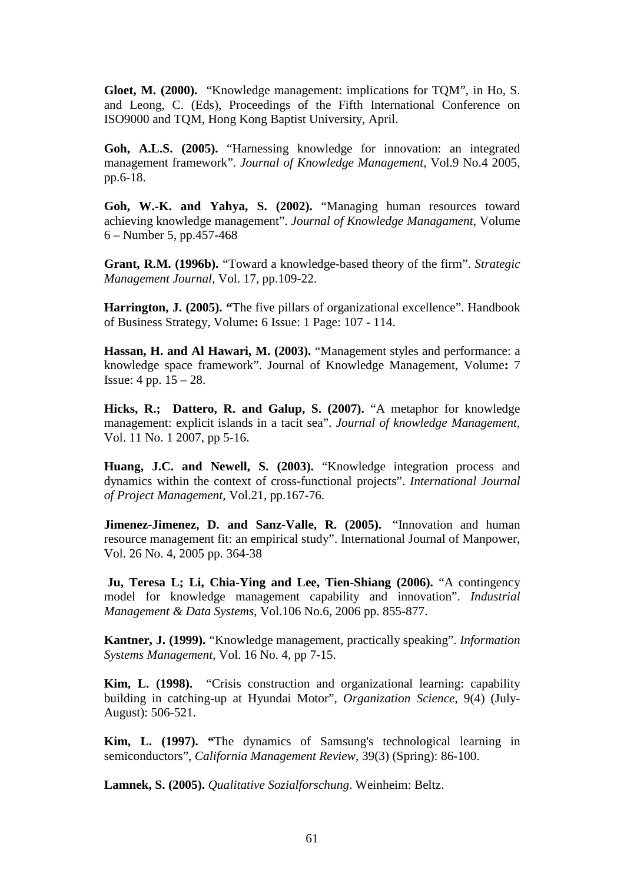**Gloet, M. (2000).** "Knowledge management: implications for TQM", in Ho, S. and Leong, C. (Eds), Proceedings of the Fifth International Conference on ISO9000 and TQM, Hong Kong Baptist University, April.

**Goh, A.L.S. (2005).** "Harnessing knowledge for innovation: an integrated management framework". *Journal of Knowledge Management,* Vol.9 No.4 2005, pp.6-18.

**Goh, W.-K. and Yahya, S. (2002).** "Managing human resources toward achieving knowledge management". *Journal of Knowledge Managament*, Volume 6 – Number 5, pp.457-468

**Grant, R.M. (1996b).** "Toward a knowledge-based theory of the firm". *Strategic Management Journal*, Vol. 17, pp.109-22.

**Harrington, J. (2005). "**The five pillars of organizational excellence". Handbook of Business Strategy, Volume**:** 6 Issue: 1 Page: 107 - 114.

**Hassan, H. and Al Hawari, M. (2003).** "Management styles and performance: a knowledge space framework". Journal of Knowledge Management, Volume**:** 7 Issue: 4 pp. 15 – 28.

**Hicks, R.; Dattero, R. and Galup, S. (2007).** "A metaphor for knowledge management: explicit islands in a tacit sea". *Journal of knowledge Management*, Vol. 11 No. 1 2007, pp 5-16.

**Huang, J.C. and Newell, S. (2003).** "Knowledge integration process and dynamics within the context of cross-functional projects". *International Journal of Project Management,* Vol.21, pp.167-76.

**Jimenez-Jimenez, D. and Sanz-Valle, R. (2005).** "Innovation and human resource management fit: an empirical study". International Journal of Manpower, Vol. 26 No. 4, 2005 pp. 364-38

**Ju, Teresa L; Li, Chia-Ying and Lee, Tien-Shiang (2006).** "A contingency model for knowledge management capability and innovation". *Industrial Management & Data Systems*, Vol.106 No.6, 2006 pp. 855-877.

**Kantner, J. (1999).** "Knowledge management, practically speaking". *Information Systems Management,* Vol. 16 No. 4, pp 7-15.

**Kim, L. (1998).** "Crisis construction and organizational learning: capability building in catching-up at Hyundai Motor", *Organization Science*, 9(4) (July-August): 506-521.

**Kim, L. (1997). "**The dynamics of Samsung's technological learning in semiconductors", *California Management Review*, 39(3) (Spring): 86-100.

**Lamnek, S. (2005).** *Qualitative Sozialforschung*. Weinheim: Beltz.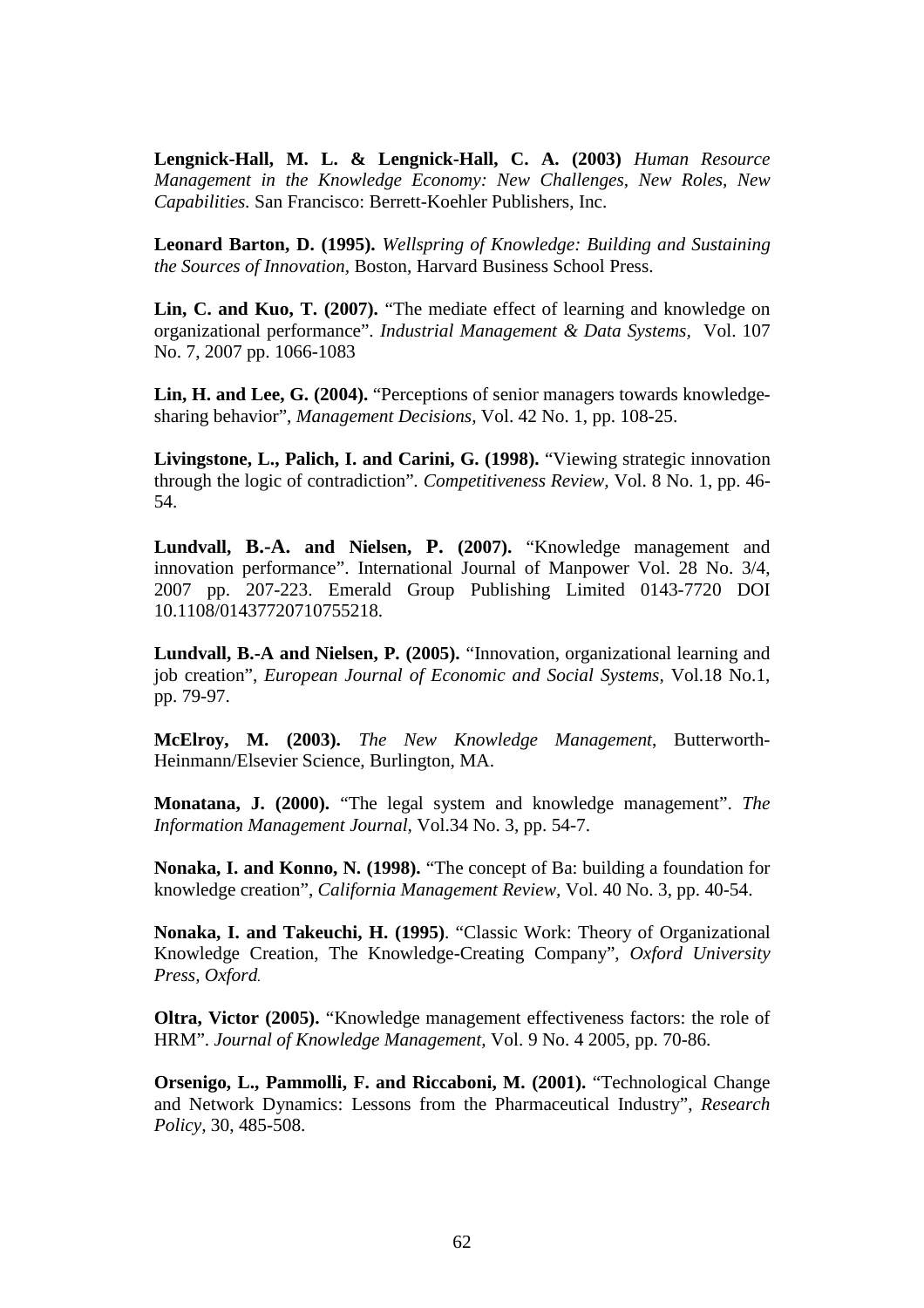**Lengnick-Hall, M. L. & Lengnick-Hall, C. A. (2003)** *Human Resource Management in the Knowledge Economy: New Challenges, New Roles, New Capabilities.* San Francisco: Berrett-Koehler Publishers, Inc.

**Leonard Barton, D. (1995).** *Wellspring of Knowledge: Building and Sustaining the Sources of Innovation,* Boston, Harvard Business School Press.

**Lin, C. and Kuo, T. (2007).** "The mediate effect of learning and knowledge on organizational performance". *Industrial Management & Data Systems,* Vol. 107 No. 7, 2007 pp. 1066-1083

**Lin, H. and Lee, G. (2004).** "Perceptions of senior managers towards knowledge-sharing behavior", *Management Decisions*, Vol. 42 No. 1, pp. 108-25.

**Livingstone, L., Palich, I. and Carini, G. (1998).** "Viewing strategic innovation through the logic of contradiction". *Competitiveness Review,* Vol. 8 No. 1, pp. 46-54.

**Lundvall, B.-A. and Nielsen, P. (2007).** "Knowledge management and innovation performance". International Journal of Manpower Vol. 28 No. 3/4, 2007 pp. 207-223. Emerald Group Publishing Limited 0143-7720 DOI 10.1108/01437720710755218.

**Lundvall, B.-A and Nielsen, P. (2005).** "Innovation, organizational learning and job creation", *European Journal of Economic and Social Systems,* Vol.18 No.1, pp. 79-97.

**McElroy, M. (2003).** *The New Knowledge Management*, Butterworth-Heinmann/Elsevier Science, Burlington, MA.

**Monatana, J. (2000).** "The legal system and knowledge management". *The Information Management Journal,* Vol.34 No. 3, pp. 54-7.

**Nonaka, I. and Konno, N. (1998).** "The concept of Ba: building a foundation for knowledge creation", *California Management Review,* Vol. 40 No. 3, pp. 40-54.

**Nonaka, I. and Takeuchi, H. (1995)**. "Classic Work: Theory of Organizational Knowledge Creation, The Knowledge-Creating Company", *Oxford University Press, Oxford.*

**Oltra, Victor (2005).** "Knowledge management effectiveness factors: the role of HRM". *Journal of Knowledge Management,* Vol. 9 No. 4 2005, pp. 70-86.

**Orsenigo, L., Pammolli, F. and Riccaboni, M. (2001).** "Technological Change and Network Dynamics: Lessons from the Pharmaceutical Industry", *Research Policy,* 30, 485-508.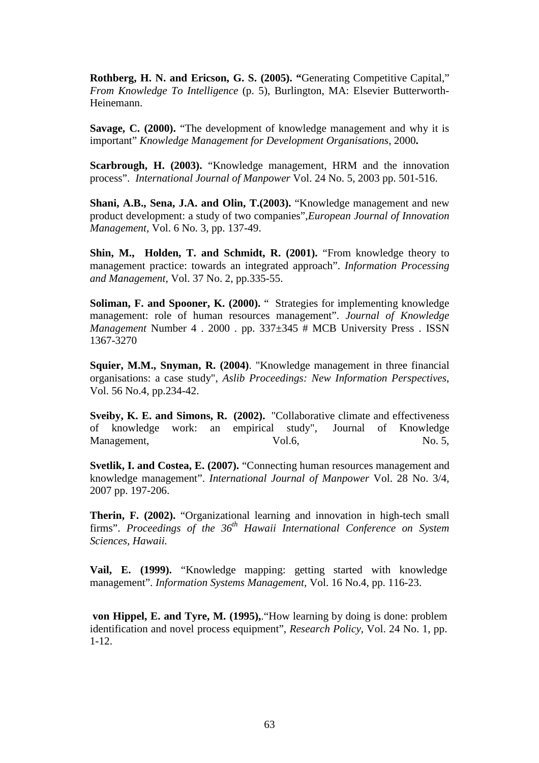**Rothberg, H. N. and Ericson, G. S. (2005). "**Generating Competitive Capital," *From Knowledge To Intelligence* (p. 5), Burlington, MA: Elsevier Butterworth-Heinemann.

**Savage, C. (2000).** "The development of knowledge management and why it is important" *Knowledge Management for Development Organisations*, 2000**.**

**Scarbrough, H. (2003).** "Knowledge management, HRM and the innovation process". *International Journal of Manpower* Vol. 24 No. 5, 2003 pp. 501-516.

**Shani, A.B., Sena, J.A. and Olin, T.(2003).** "Knowledge management and new product development: a study of two companies",*European Journal of Innovation Management*, Vol. 6 No. 3, pp. 137-49.

**Shin, M., Holden, T. and Schmidt, R. (2001).** "From knowledge theory to management practice: towards an integrated approach". *Information Processing and Management*, Vol. 37 No. 2, pp.335-55.

**Soliman, F. and Spooner, K. (2000).** " Strategies for implementing knowledge management: role of human resources management". *Journal of Knowledge Management* Number 4 . 2000 . pp. 337±345 # MCB University Press . ISSN 1367-3270

**Squier, M.M., Snyman, R. (2004)**. "Knowledge management in three financial organisations: a case study", *Aslib Proceedings: New Information Perspectives*, Vol. 56 No.4, pp.234-42.

**Sveiby, K. E. and Simons, R. (2002).** "Collaborative climate and effectiveness of knowledge work: an empirical study", Journal of Knowledge Management, Vol.6, No. 5,

**Svetlik, I. and Costea, E. (2007).** "Connecting human resources management and knowledge management". *International Journal of Manpower* Vol. 28 No. 3/4, 2007 pp. 197-206.

**Therin, F. (2002).** "Organizational learning and innovation in high-tech small firms". *Proceedings of the 36th Hawaii International Conference on System Sciences, Hawaii.*

**Vail, E. (1999).** "Knowledge mapping: getting started with knowledge management". *Information Systems Management*, Vol. 16 No.4, pp. 116-23.

**von Hippel, E. and Tyre, M. (1995),**."How learning by doing is done: problem identification and novel process equipment", *Research Policy*, Vol. 24 No. 1, pp. 1-12.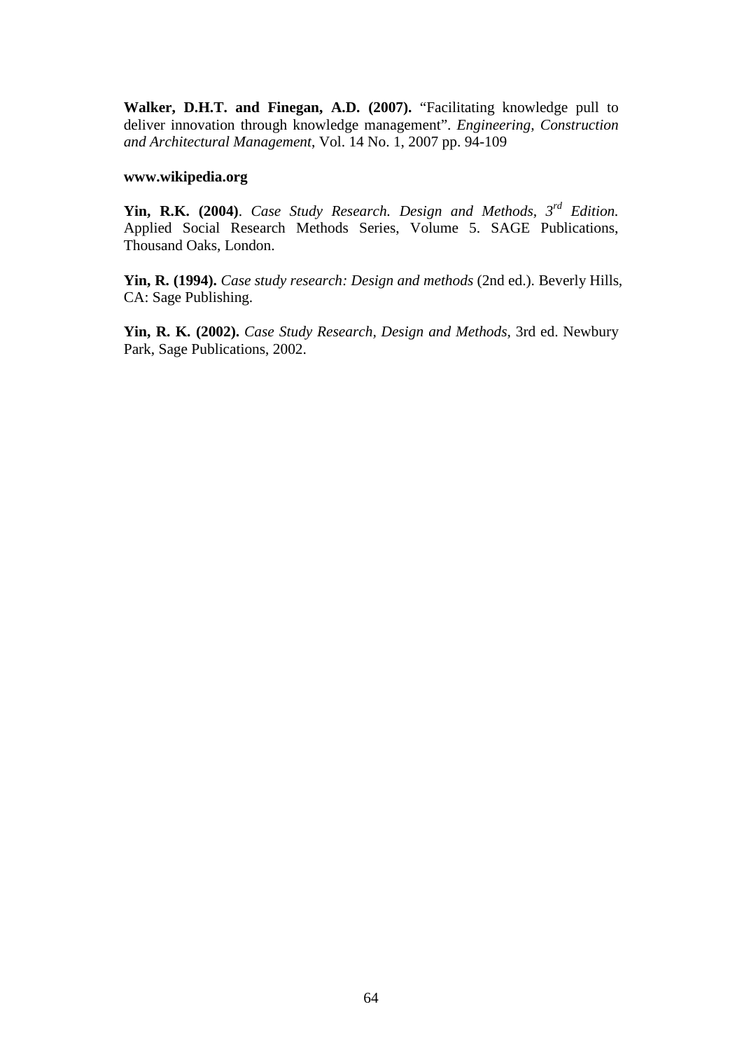**Walker, D.H.T. and Finegan, A.D. (2007).** "Facilitating knowledge pull to deliver innovation through knowledge management". *Engineering, Construction and Architectural Management*, Vol. 14 No. 1, 2007 pp. 94-109

**www.wikipedia.org**

**Yin, R.K. (2004)**. *Case Study Research. Design and Methods, 3rd Edition.* Applied Social Research Methods Series, Volume 5. SAGE Publications, Thousand Oaks, London.

**Yin, R. (1994).** *Case study research: Design and methods* (2nd ed.). Beverly Hills, CA: Sage Publishing.

**Yin, R. K. (2002).** *Case Study Research, Design and Methods*, 3rd ed. Newbury Park, Sage Publications, 2002.